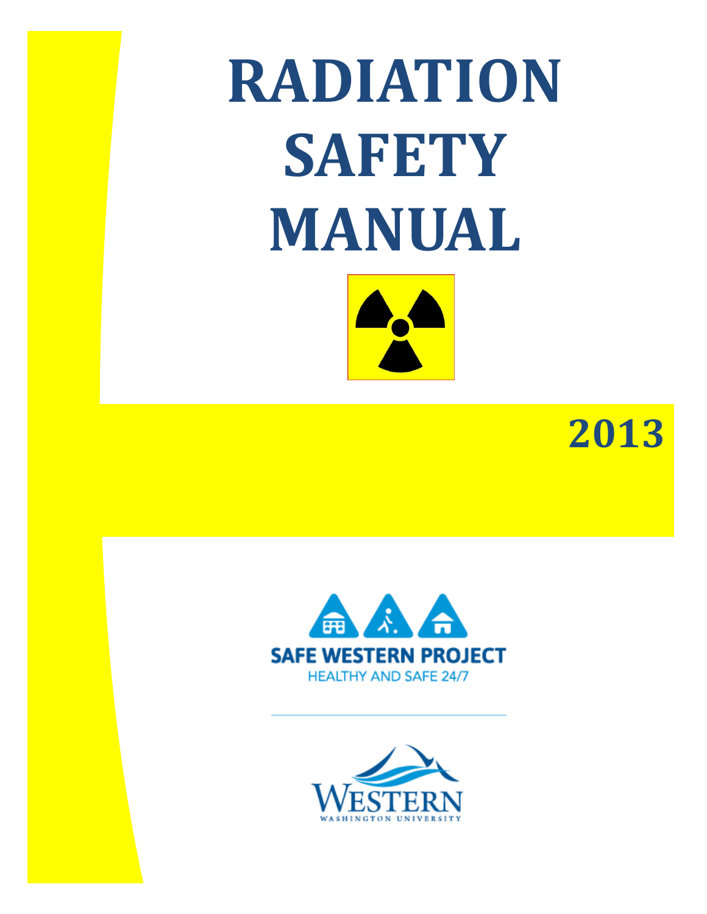# RADIATION SAFETY MANUAL

## 2013

SAFE WESTERN PROJECT

HEALTHY AND SAFE 24/7

WESTERN

WASHINGTON UNIVERSITY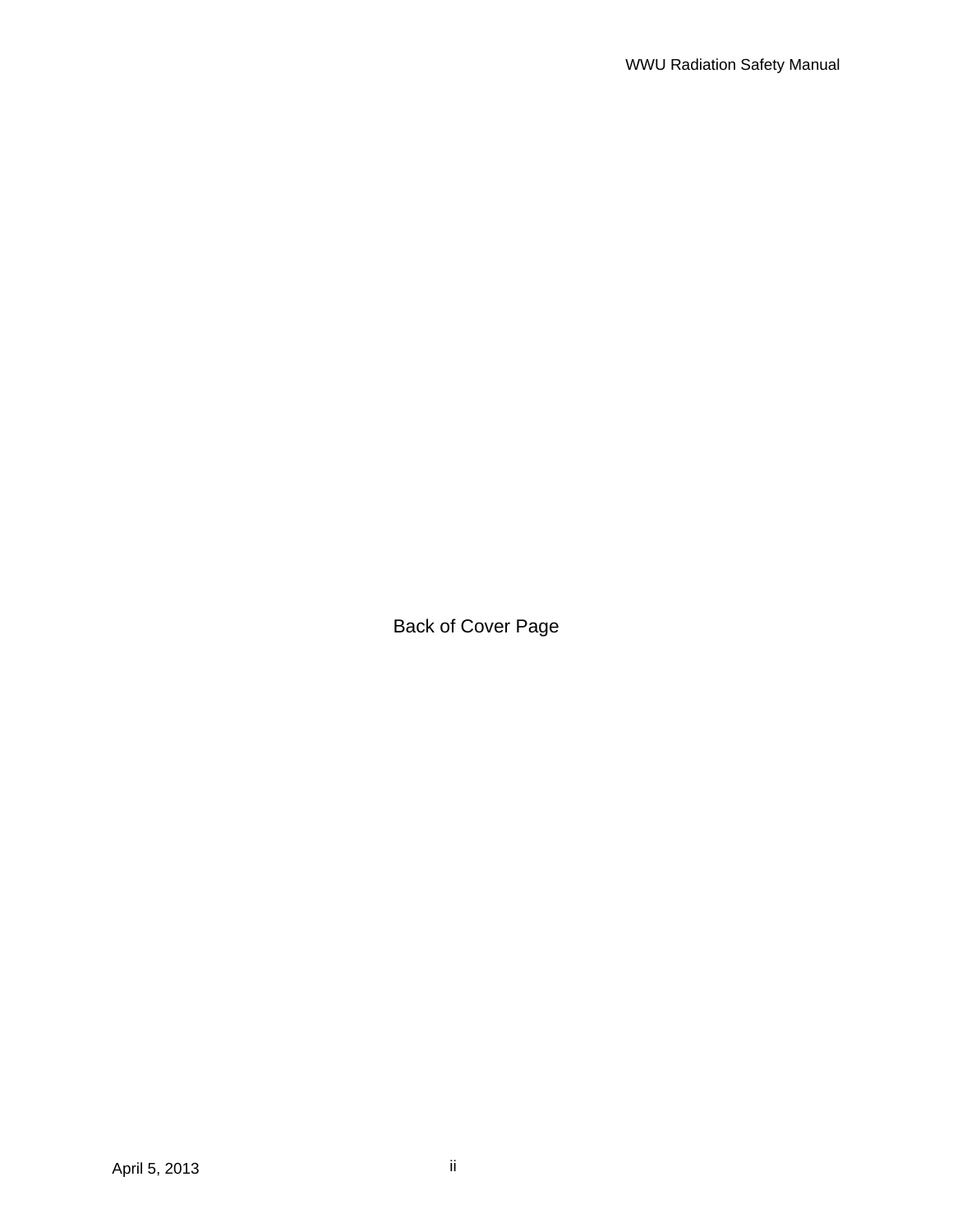Back of Cover Page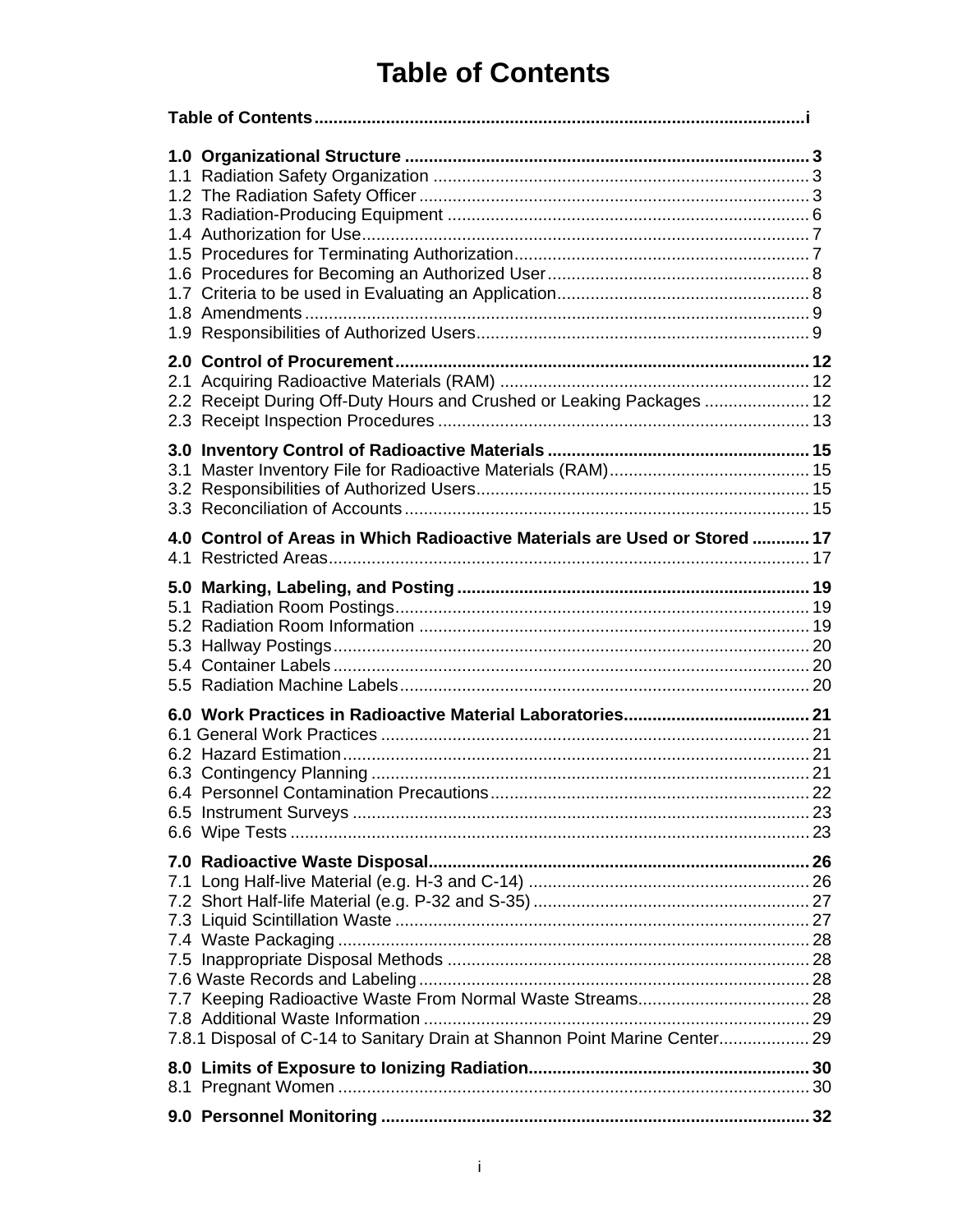# Table of Contents

**Table of Contents** ........ i

**1.0 Organizational Structure** ........ 3
1.1 Radiation Safety Organization ........ 3
1.2 The Radiation Safety Officer ........ 3
1.3 Radiation-Producing Equipment ........ 6
1.4 Authorization for Use ........ 7
1.5 Procedures for Terminating Authorization ........ 7
1.6 Procedures for Becoming an Authorized User ........ 8
1.7 Criteria to be used in Evaluating an Application ........ 8
1.8 Amendments ........ 9
1.9 Responsibilities of Authorized Users ........ 9

**2.0 Control of Procurement** ........ 12
2.1 Acquiring Radioactive Materials (RAM) ........ 12
2.2 Receipt During Off-Duty Hours and Crushed or Leaking Packages ........ 12
2.3 Receipt Inspection Procedures ........ 13

**3.0 Inventory Control of Radioactive Materials** ........ 15
3.1 Master Inventory File for Radioactive Materials (RAM) ........ 15
3.2 Responsibilities of Authorized Users ........ 15
3.3 Reconciliation of Accounts ........ 15

**4.0 Control of Areas in Which Radioactive Materials are Used or Stored** ........ 17
4.1 Restricted Areas ........ 17

**5.0 Marking, Labeling, and Posting** ........ 19
5.1 Radiation Room Postings ........ 19
5.2 Radiation Room Information ........ 19
5.3 Hallway Postings ........ 20
5.4 Container Labels ........ 20
5.5 Radiation Machine Labels ........ 20

**6.0 Work Practices in Radioactive Material Laboratories** ........ 21
6.1 General Work Practices ........ 21
6.2 Hazard Estimation ........ 21
6.3 Contingency Planning ........ 21
6.4 Personnel Contamination Precautions ........ 22
6.5 Instrument Surveys ........ 23
6.6 Wipe Tests ........ 23

**7.0 Radioactive Waste Disposal** ........ 26
7.1 Long Half-live Material (e.g. H-3 and C-14) ........ 26
7.2 Short Half-life Material (e.g. P-32 and S-35) ........ 27
7.3 Liquid Scintillation Waste ........ 27
7.4 Waste Packaging ........ 28
7.5 Inappropriate Disposal Methods ........ 28
7.6 Waste Records and Labeling ........ 28
7.7 Keeping Radioactive Waste From Normal Waste Streams ........ 28
7.8 Additional Waste Information ........ 29
7.8.1 Disposal of C-14 to Sanitary Drain at Shannon Point Marine Center ........ 29

**8.0 Limits of Exposure to Ionizing Radiation** ........ 30
8.1 Pregnant Women ........ 30

**9.0 Personnel Monitoring** ........ 32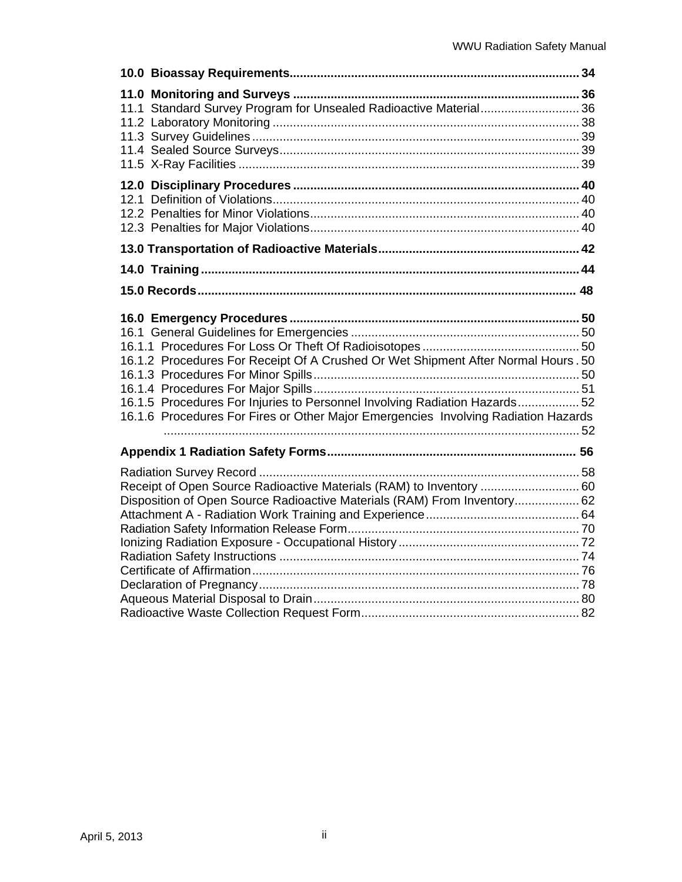**10.0 Bioassay Requirements** ..... 34

**11.0 Monitoring and Surveys** ..... 36
11.1 Standard Survey Program for Unsealed Radioactive Material ..... 36
11.2 Laboratory Monitoring ..... 38
11.3 Survey Guidelines ..... 39
11.4 Sealed Source Surveys ..... 39
11.5 X-Ray Facilities ..... 39

**12.0 Disciplinary Procedures** ..... 40
12.1 Definition of Violations ..... 40
12.2 Penalties for Minor Violations ..... 40
12.3 Penalties for Major Violations ..... 40

**13.0 Transportation of Radioactive Materials** ..... 42

**14.0 Training** ..... 44

**15.0 Records** ..... 48

**16.0 Emergency Procedures** ..... 50
16.1 General Guidelines for Emergencies ..... 50
16.1.1 Procedures For Loss Or Theft Of Radioisotopes ..... 50
16.1.2 Procedures For Receipt Of A Crushed Or Wet Shipment After Normal Hours ..... 50
16.1.3 Procedures For Minor Spills ..... 50
16.1.4 Procedures For Major Spills ..... 51
16.1.5 Procedures For Injuries to Personnel Involving Radiation Hazards ..... 52
16.1.6 Procedures For Fires or Other Major Emergencies Involving Radiation Hazards ..... 52

**Appendix 1 Radiation Safety Forms** ..... 56

Radiation Survey Record ..... 58
Receipt of Open Source Radioactive Materials (RAM) to Inventory ..... 60
Disposition of Open Source Radioactive Materials (RAM) From Inventory ..... 62
Attachment A - Radiation Work Training and Experience ..... 64
Radiation Safety Information Release Form ..... 70
Ionizing Radiation Exposure - Occupational History ..... 72
Radiation Safety Instructions ..... 74
Certificate of Affirmation ..... 76
Declaration of Pregnancy ..... 78
Aqueous Material Disposal to Drain ..... 80
Radioactive Waste Collection Request Form ..... 82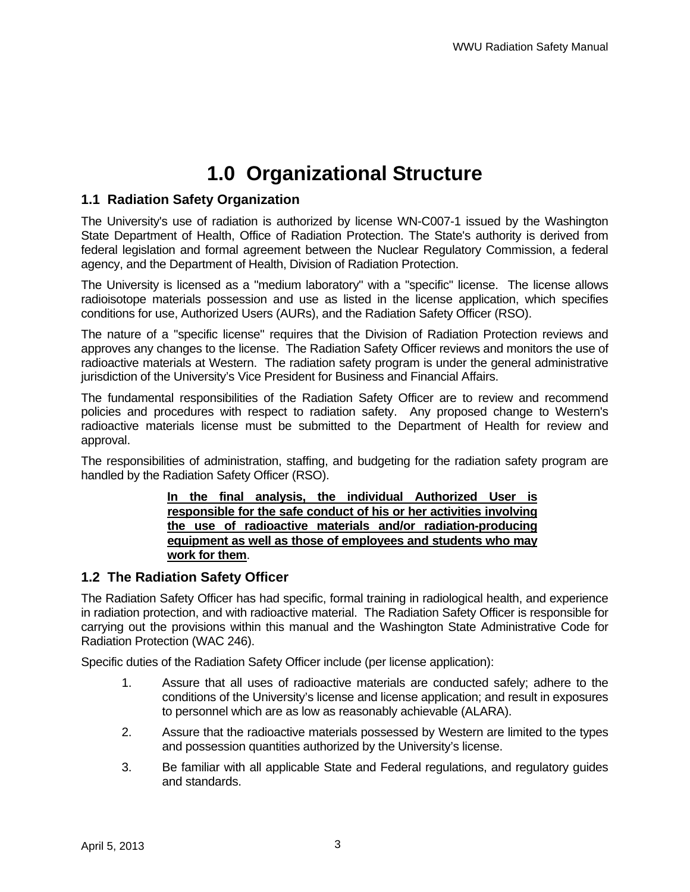# 1.0 Organizational Structure

## 1.1 Radiation Safety Organization

The University's use of radiation is authorized by license WN-C007-1 issued by the Washington State Department of Health, Office of Radiation Protection. The State's authority is derived from federal legislation and formal agreement between the Nuclear Regulatory Commission, a federal agency, and the Department of Health, Division of Radiation Protection.

The University is licensed as a "medium laboratory" with a "specific" license. The license allows radioisotope materials possession and use as listed in the license application, which specifies conditions for use, Authorized Users (AURs), and the Radiation Safety Officer (RSO).

The nature of a "specific license" requires that the Division of Radiation Protection reviews and approves any changes to the license. The Radiation Safety Officer reviews and monitors the use of radioactive materials at Western. The radiation safety program is under the general administrative jurisdiction of the University's Vice President for Business and Financial Affairs.

The fundamental responsibilities of the Radiation Safety Officer are to review and recommend policies and procedures with respect to radiation safety. Any proposed change to Western's radioactive materials license must be submitted to the Department of Health for review and approval.

The responsibilities of administration, staffing, and budgeting for the radiation safety program are handled by the Radiation Safety Officer (RSO).

> **<u>In the final analysis, the individual Authorized User is responsible for the safe conduct of his or her activities involving the use of radioactive materials and/or radiation-producing equipment as well as those of employees and students who may work for them</u>**.

## 1.2 The Radiation Safety Officer

The Radiation Safety Officer has had specific, formal training in radiological health, and experience in radiation protection, and with radioactive material. The Radiation Safety Officer is responsible for carrying out the provisions within this manual and the Washington State Administrative Code for Radiation Protection (WAC 246).

Specific duties of the Radiation Safety Officer include (per license application):

1. Assure that all uses of radioactive materials are conducted safely; adhere to the conditions of the University's license and license application; and result in exposures to personnel which are as low as reasonably achievable (ALARA).
2. Assure that the radioactive materials possessed by Western are limited to the types and possession quantities authorized by the University's license.
3. Be familiar with all applicable State and Federal regulations, and regulatory guides and standards.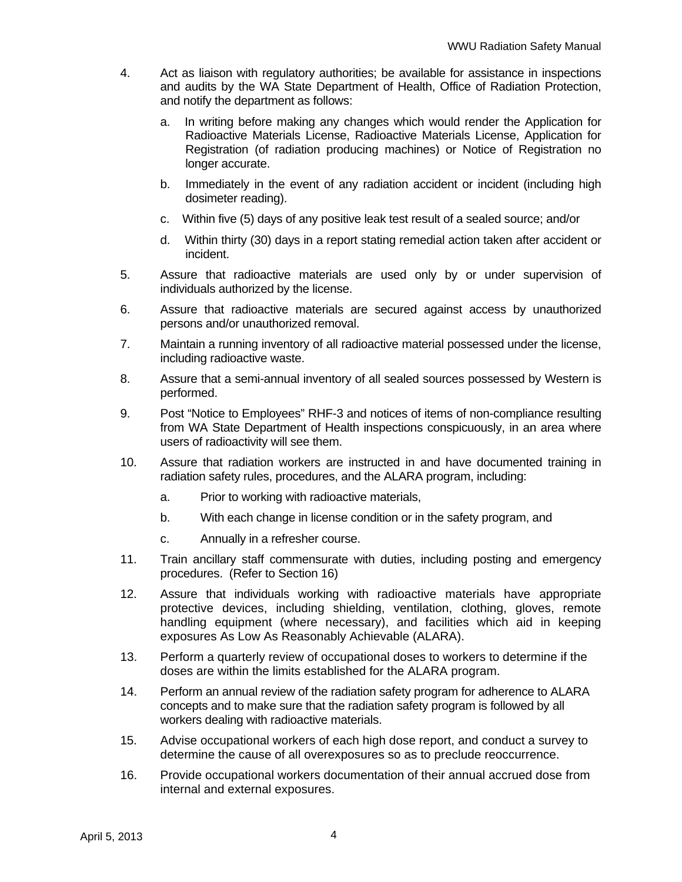4. Act as liaison with regulatory authorities; be available for assistance in inspections and audits by the WA State Department of Health, Office of Radiation Protection, and notify the department as follows:

   a. In writing before making any changes which would render the Application for Radioactive Materials License, Radioactive Materials License, Application for Registration (of radiation producing machines) or Notice of Registration no longer accurate.

   b. Immediately in the event of any radiation accident or incident (including high dosimeter reading).

   c. Within five (5) days of any positive leak test result of a sealed source; and/or

   d. Within thirty (30) days in a report stating remedial action taken after accident or incident.

5. Assure that radioactive materials are used only by or under supervision of individuals authorized by the license.

6. Assure that radioactive materials are secured against access by unauthorized persons and/or unauthorized removal.

7. Maintain a running inventory of all radioactive material possessed under the license, including radioactive waste.

8. Assure that a semi-annual inventory of all sealed sources possessed by Western is performed.

9. Post "Notice to Employees" RHF-3 and notices of items of non-compliance resulting from WA State Department of Health inspections conspicuously, in an area where users of radioactivity will see them.

10. Assure that radiation workers are instructed in and have documented training in radiation safety rules, procedures, and the ALARA program, including:

    a. Prior to working with radioactive materials,

    b. With each change in license condition or in the safety program, and

    c. Annually in a refresher course.

11. Train ancillary staff commensurate with duties, including posting and emergency procedures. (Refer to Section 16)

12. Assure that individuals working with radioactive materials have appropriate protective devices, including shielding, ventilation, clothing, gloves, remote handling equipment (where necessary), and facilities which aid in keeping exposures As Low As Reasonably Achievable (ALARA).

13. Perform a quarterly review of occupational doses to workers to determine if the doses are within the limits established for the ALARA program.

14. Perform an annual review of the radiation safety program for adherence to ALARA concepts and to make sure that the radiation safety program is followed by all workers dealing with radioactive materials.

15. Advise occupational workers of each high dose report, and conduct a survey to determine the cause of all overexposures so as to preclude reoccurrence.

16. Provide occupational workers documentation of their annual accrued dose from internal and external exposures.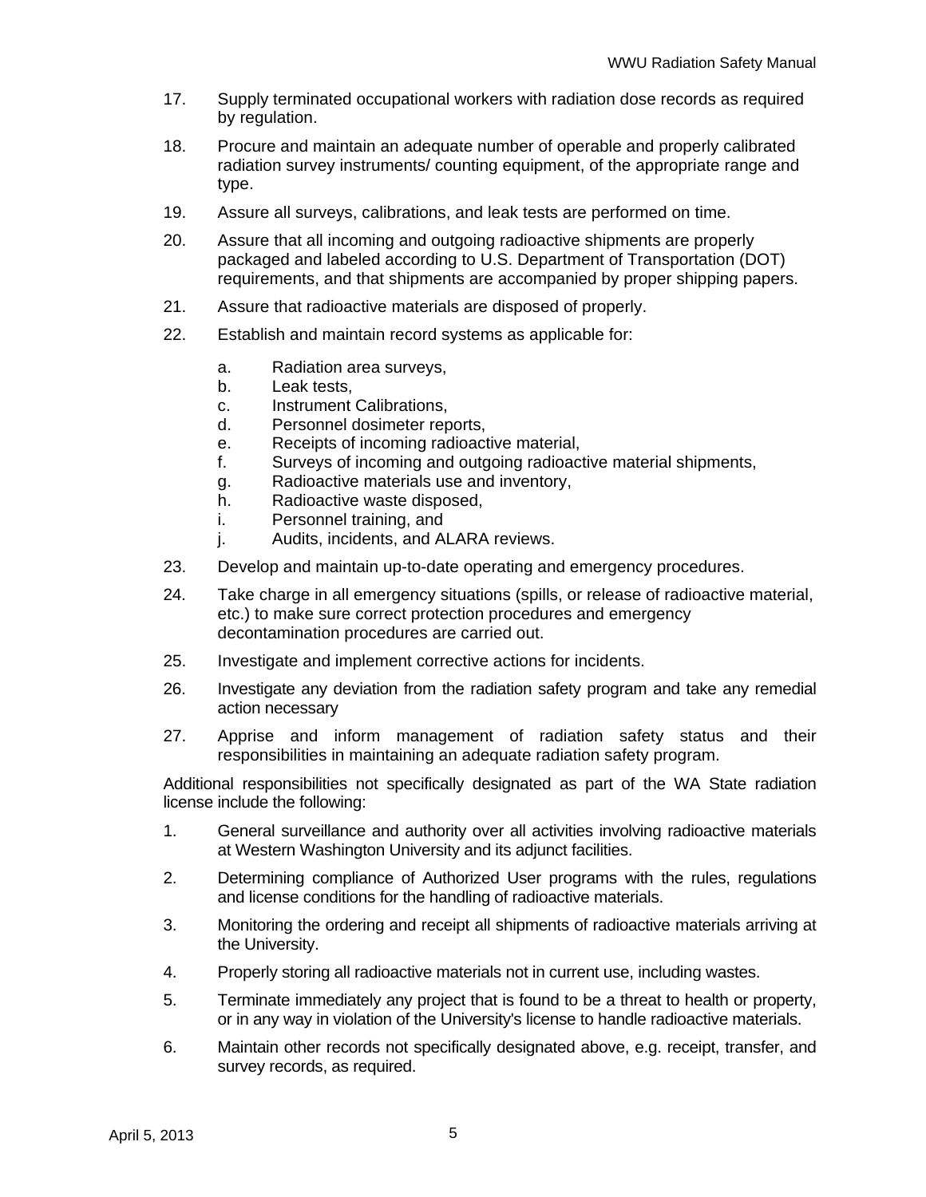17. Supply terminated occupational workers with radiation dose records as required by regulation.

18. Procure and maintain an adequate number of operable and properly calibrated radiation survey instruments/ counting equipment, of the appropriate range and type.

19. Assure all surveys, calibrations, and leak tests are performed on time.

20. Assure that all incoming and outgoing radioactive shipments are properly packaged and labeled according to U.S. Department of Transportation (DOT) requirements, and that shipments are accompanied by proper shipping papers.

21. Assure that radioactive materials are disposed of properly.

22. Establish and maintain record systems as applicable for:

    a. Radiation area surveys,
    b. Leak tests,
    c. Instrument Calibrations,
    d. Personnel dosimeter reports,
    e. Receipts of incoming radioactive material,
    f. Surveys of incoming and outgoing radioactive material shipments,
    g. Radioactive materials use and inventory,
    h. Radioactive waste disposed,
    i. Personnel training, and
    j. Audits, incidents, and ALARA reviews.

23. Develop and maintain up-to-date operating and emergency procedures.

24. Take charge in all emergency situations (spills, or release of radioactive material, etc.) to make sure correct protection procedures and emergency decontamination procedures are carried out.

25. Investigate and implement corrective actions for incidents.

26. Investigate any deviation from the radiation safety program and take any remedial action necessary

27. Apprise and inform management of radiation safety status and their responsibilities in maintaining an adequate radiation safety program.

Additional responsibilities not specifically designated as part of the WA State radiation license include the following:

1. General surveillance and authority over all activities involving radioactive materials at Western Washington University and its adjunct facilities.

2. Determining compliance of Authorized User programs with the rules, regulations and license conditions for the handling of radioactive materials.

3. Monitoring the ordering and receipt all shipments of radioactive materials arriving at the University.

4. Properly storing all radioactive materials not in current use, including wastes.

5. Terminate immediately any project that is found to be a threat to health or property, or in any way in violation of the University's license to handle radioactive materials.

6. Maintain other records not specifically designated above, e.g. receipt, transfer, and survey records, as required.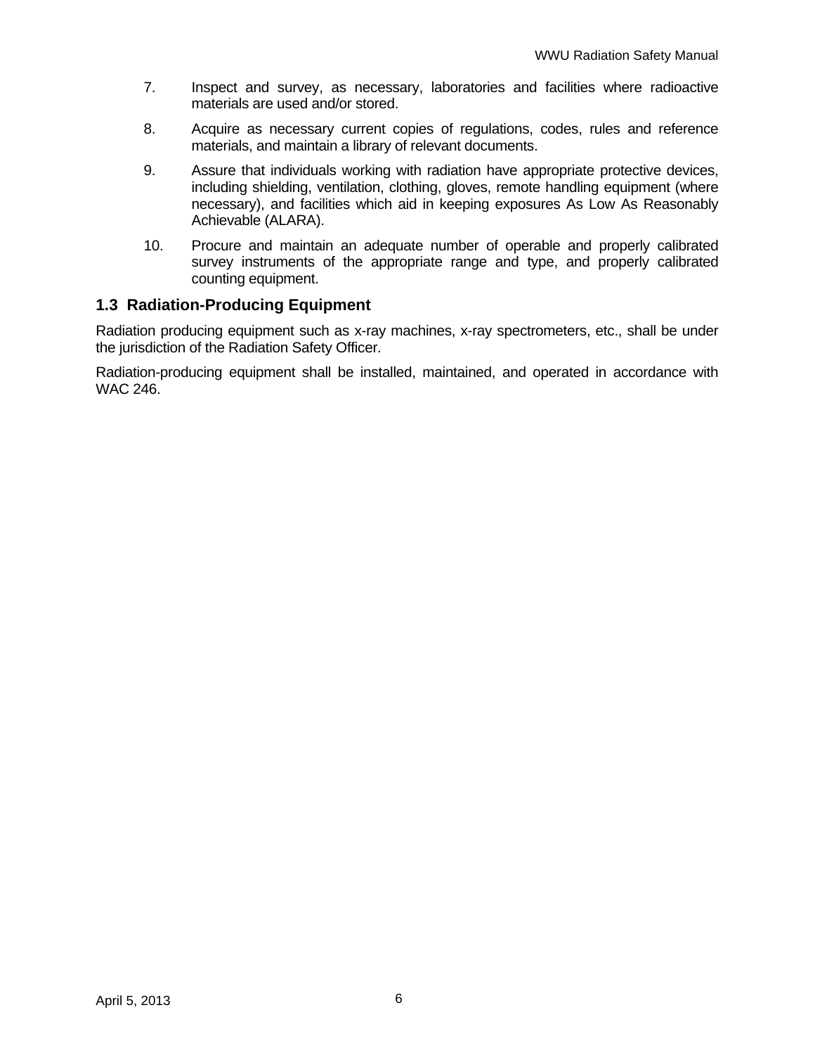7. Inspect and survey, as necessary, laboratories and facilities where radioactive materials are used and/or stored.

8. Acquire as necessary current copies of regulations, codes, rules and reference materials, and maintain a library of relevant documents.

9. Assure that individuals working with radiation have appropriate protective devices, including shielding, ventilation, clothing, gloves, remote handling equipment (where necessary), and facilities which aid in keeping exposures As Low As Reasonably Achievable (ALARA).

10. Procure and maintain an adequate number of operable and properly calibrated survey instruments of the appropriate range and type, and properly calibrated counting equipment.

## 1.3 Radiation-Producing Equipment

Radiation producing equipment such as x-ray machines, x-ray spectrometers, etc., shall be under the jurisdiction of the Radiation Safety Officer.

Radiation-producing equipment shall be installed, maintained, and operated in accordance with WAC 246.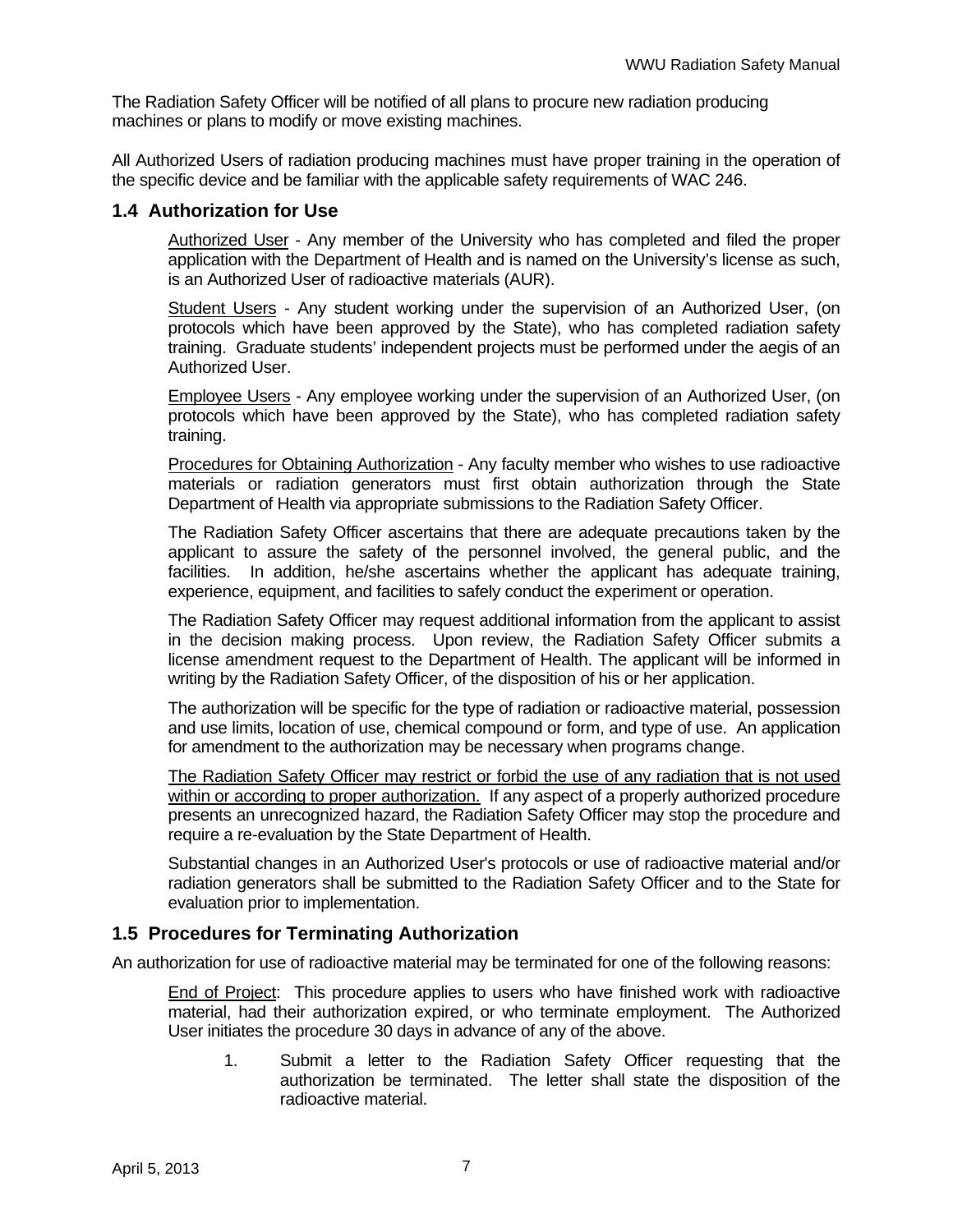The Radiation Safety Officer will be notified of all plans to procure new radiation producing machines or plans to modify or move existing machines.

All Authorized Users of radiation producing machines must have proper training in the operation of the specific device and be familiar with the applicable safety requirements of WAC 246.

## 1.4 Authorization for Use

<u>Authorized User</u> - Any member of the University who has completed and filed the proper application with the Department of Health and is named on the University's license as such, is an Authorized User of radioactive materials (AUR).

<u>Student Users</u> - Any student working under the supervision of an Authorized User, (on protocols which have been approved by the State), who has completed radiation safety training. Graduate students' independent projects must be performed under the aegis of an Authorized User.

<u>Employee Users</u> - Any employee working under the supervision of an Authorized User, (on protocols which have been approved by the State), who has completed radiation safety training.

<u>Procedures for Obtaining Authorization</u> - Any faculty member who wishes to use radioactive materials or radiation generators must first obtain authorization through the State Department of Health via appropriate submissions to the Radiation Safety Officer.

The Radiation Safety Officer ascertains that there are adequate precautions taken by the applicant to assure the safety of the personnel involved, the general public, and the facilities. In addition, he/she ascertains whether the applicant has adequate training, experience, equipment, and facilities to safely conduct the experiment or operation.

The Radiation Safety Officer may request additional information from the applicant to assist in the decision making process. Upon review, the Radiation Safety Officer submits a license amendment request to the Department of Health. The applicant will be informed in writing by the Radiation Safety Officer, of the disposition of his or her application.

The authorization will be specific for the type of radiation or radioactive material, possession and use limits, location of use, chemical compound or form, and type of use. An application for amendment to the authorization may be necessary when programs change.

<u>The Radiation Safety Officer may restrict or forbid the use of any radiation that is not used within or according to proper authorization.</u> If any aspect of a properly authorized procedure presents an unrecognized hazard, the Radiation Safety Officer may stop the procedure and require a re-evaluation by the State Department of Health.

Substantial changes in an Authorized User's protocols or use of radioactive material and/or radiation generators shall be submitted to the Radiation Safety Officer and to the State for evaluation prior to implementation.

## 1.5 Procedures for Terminating Authorization

An authorization for use of radioactive material may be terminated for one of the following reasons:

<u>End of Project</u>: This procedure applies to users who have finished work with radioactive material, had their authorization expired, or who terminate employment. The Authorized User initiates the procedure 30 days in advance of any of the above.

1. Submit a letter to the Radiation Safety Officer requesting that the authorization be terminated. The letter shall state the disposition of the radioactive material.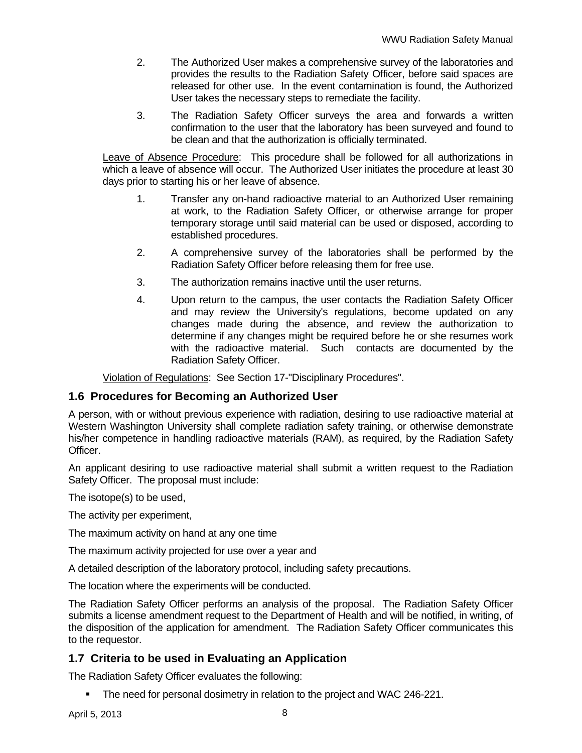2. The Authorized User makes a comprehensive survey of the laboratories and provides the results to the Radiation Safety Officer, before said spaces are released for other use. In the event contamination is found, the Authorized User takes the necessary steps to remediate the facility.

3. The Radiation Safety Officer surveys the area and forwards a written confirmation to the user that the laboratory has been surveyed and found to be clean and that the authorization is officially terminated.

Leave of Absence Procedure: This procedure shall be followed for all authorizations in which a leave of absence will occur. The Authorized User initiates the procedure at least 30 days prior to starting his or her leave of absence.

1. Transfer any on-hand radioactive material to an Authorized User remaining at work, to the Radiation Safety Officer, or otherwise arrange for proper temporary storage until said material can be used or disposed, according to established procedures.
2. A comprehensive survey of the laboratories shall be performed by the Radiation Safety Officer before releasing them for free use.
3. The authorization remains inactive until the user returns.
4. Upon return to the campus, the user contacts the Radiation Safety Officer and may review the University's regulations, become updated on any changes made during the absence, and review the authorization to determine if any changes might be required before he or she resumes work with the radioactive material. Such contacts are documented by the Radiation Safety Officer.

Violation of Regulations: See Section 17-"Disciplinary Procedures".

## 1.6 Procedures for Becoming an Authorized User

A person, with or without previous experience with radiation, desiring to use radioactive material at Western Washington University shall complete radiation safety training, or otherwise demonstrate his/her competence in handling radioactive materials (RAM), as required, by the Radiation Safety Officer.

An applicant desiring to use radioactive material shall submit a written request to the Radiation Safety Officer. The proposal must include:

The isotope(s) to be used,

The activity per experiment,

The maximum activity on hand at any one time

The maximum activity projected for use over a year and

A detailed description of the laboratory protocol, including safety precautions.

The location where the experiments will be conducted.

The Radiation Safety Officer performs an analysis of the proposal. The Radiation Safety Officer submits a license amendment request to the Department of Health and will be notified, in writing, of the disposition of the application for amendment. The Radiation Safety Officer communicates this to the requestor.

## 1.7 Criteria to be used in Evaluating an Application

The Radiation Safety Officer evaluates the following:

- The need for personal dosimetry in relation to the project and WAC 246-221.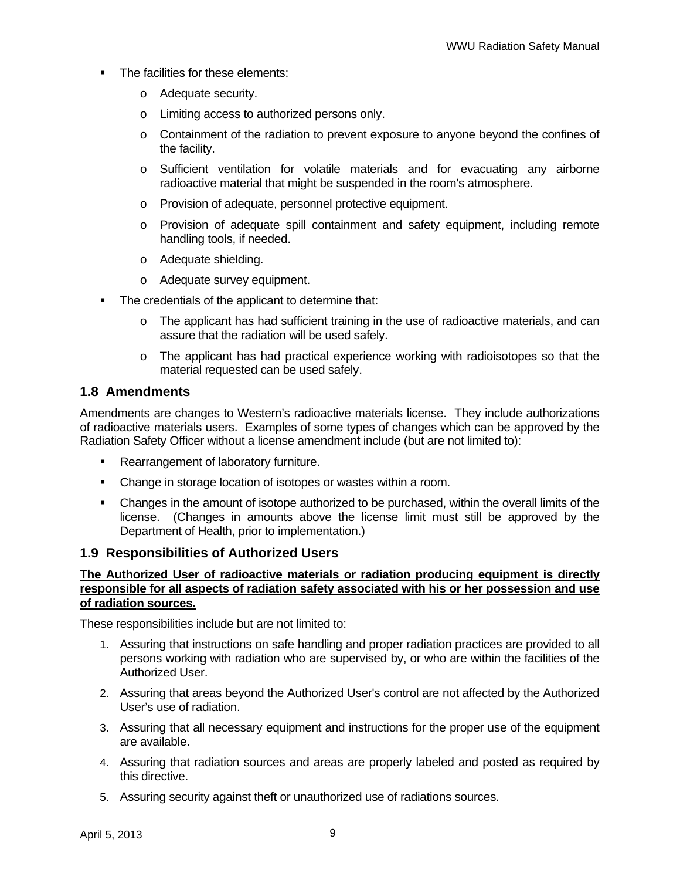- The facilities for these elements:
    - Adequate security.
    - Limiting access to authorized persons only.
    - Containment of the radiation to prevent exposure to anyone beyond the confines of the facility.
    - Sufficient ventilation for volatile materials and for evacuating any airborne radioactive material that might be suspended in the room's atmosphere.
    - Provision of adequate, personnel protective equipment.
    - Provision of adequate spill containment and safety equipment, including remote handling tools, if needed.
    - Adequate shielding.
    - Adequate survey equipment.
- The credentials of the applicant to determine that:
    - The applicant has had sufficient training in the use of radioactive materials, and can assure that the radiation will be used safely.
    - The applicant has had practical experience working with radioisotopes so that the material requested can be used safely.

## 1.8 Amendments

Amendments are changes to Western's radioactive materials license. They include authorizations of radioactive materials users. Examples of some types of changes which can be approved by the Radiation Safety Officer without a license amendment include (but are not limited to):

- Rearrangement of laboratory furniture.
- Change in storage location of isotopes or wastes within a room.
- Changes in the amount of isotope authorized to be purchased, within the overall limits of the license. (Changes in amounts above the license limit must still be approved by the Department of Health, prior to implementation.)

## 1.9 Responsibilities of Authorized Users

**The Authorized User of radioactive materials or radiation producing equipment is directly responsible for all aspects of radiation safety associated with his or her possession and use of radiation sources.**

These responsibilities include but are not limited to:

1. Assuring that instructions on safe handling and proper radiation practices are provided to all persons working with radiation who are supervised by, or who are within the facilities of the Authorized User.
2. Assuring that areas beyond the Authorized User's control are not affected by the Authorized User's use of radiation.
3. Assuring that all necessary equipment and instructions for the proper use of the equipment are available.
4. Assuring that radiation sources and areas are properly labeled and posted as required by this directive.
5. Assuring security against theft or unauthorized use of radiations sources.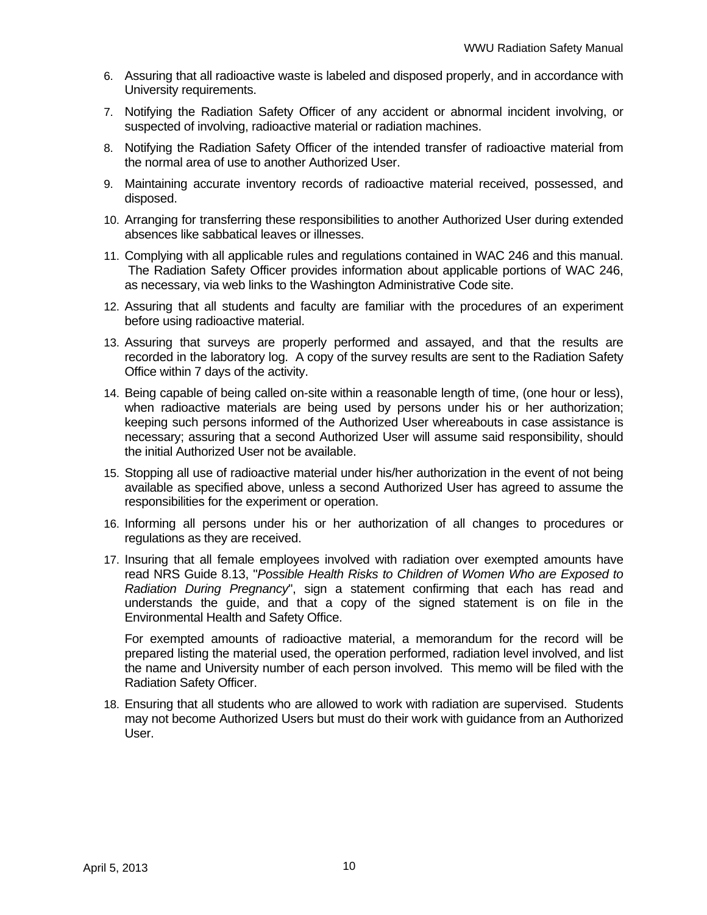6. Assuring that all radioactive waste is labeled and disposed properly, and in accordance with University requirements.

7. Notifying the Radiation Safety Officer of any accident or abnormal incident involving, or suspected of involving, radioactive material or radiation machines.

8. Notifying the Radiation Safety Officer of the intended transfer of radioactive material from the normal area of use to another Authorized User.

9. Maintaining accurate inventory records of radioactive material received, possessed, and disposed.

10. Arranging for transferring these responsibilities to another Authorized User during extended absences like sabbatical leaves or illnesses.

11. Complying with all applicable rules and regulations contained in WAC 246 and this manual. The Radiation Safety Officer provides information about applicable portions of WAC 246, as necessary, via web links to the Washington Administrative Code site.

12. Assuring that all students and faculty are familiar with the procedures of an experiment before using radioactive material.

13. Assuring that surveys are properly performed and assayed, and that the results are recorded in the laboratory log. A copy of the survey results are sent to the Radiation Safety Office within 7 days of the activity.

14. Being capable of being called on-site within a reasonable length of time, (one hour or less), when radioactive materials are being used by persons under his or her authorization; keeping such persons informed of the Authorized User whereabouts in case assistance is necessary; assuring that a second Authorized User will assume said responsibility, should the initial Authorized User not be available.

15. Stopping all use of radioactive material under his/her authorization in the event of not being available as specified above, unless a second Authorized User has agreed to assume the responsibilities for the experiment or operation.

16. Informing all persons under his or her authorization of all changes to procedures or regulations as they are received.

17. Insuring that all female employees involved with radiation over exempted amounts have read NRS Guide 8.13, "*Possible Health Risks to Children of Women Who are Exposed to Radiation During Pregnancy*", sign a statement confirming that each has read and understands the guide, and that a copy of the signed statement is on file in the Environmental Health and Safety Office.

    For exempted amounts of radioactive material, a memorandum for the record will be prepared listing the material used, the operation performed, radiation level involved, and list the name and University number of each person involved. This memo will be filed with the Radiation Safety Officer.

18. Ensuring that all students who are allowed to work with radiation are supervised. Students may not become Authorized Users but must do their work with guidance from an Authorized User.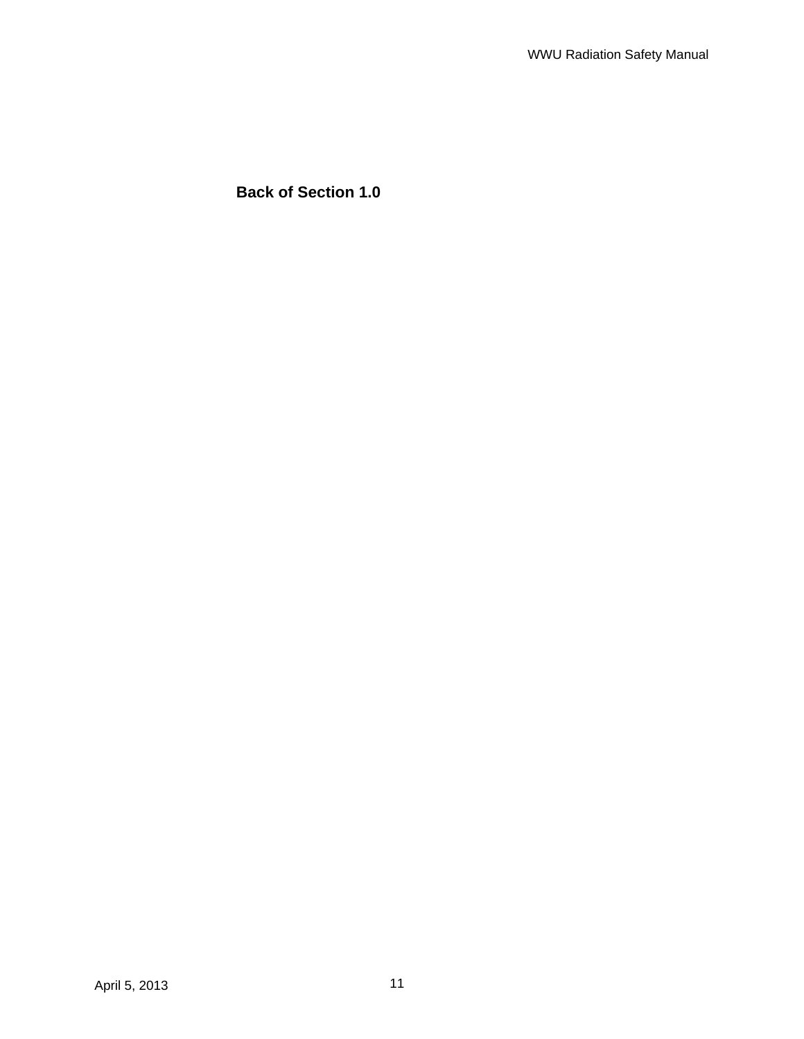**Back of Section 1.0**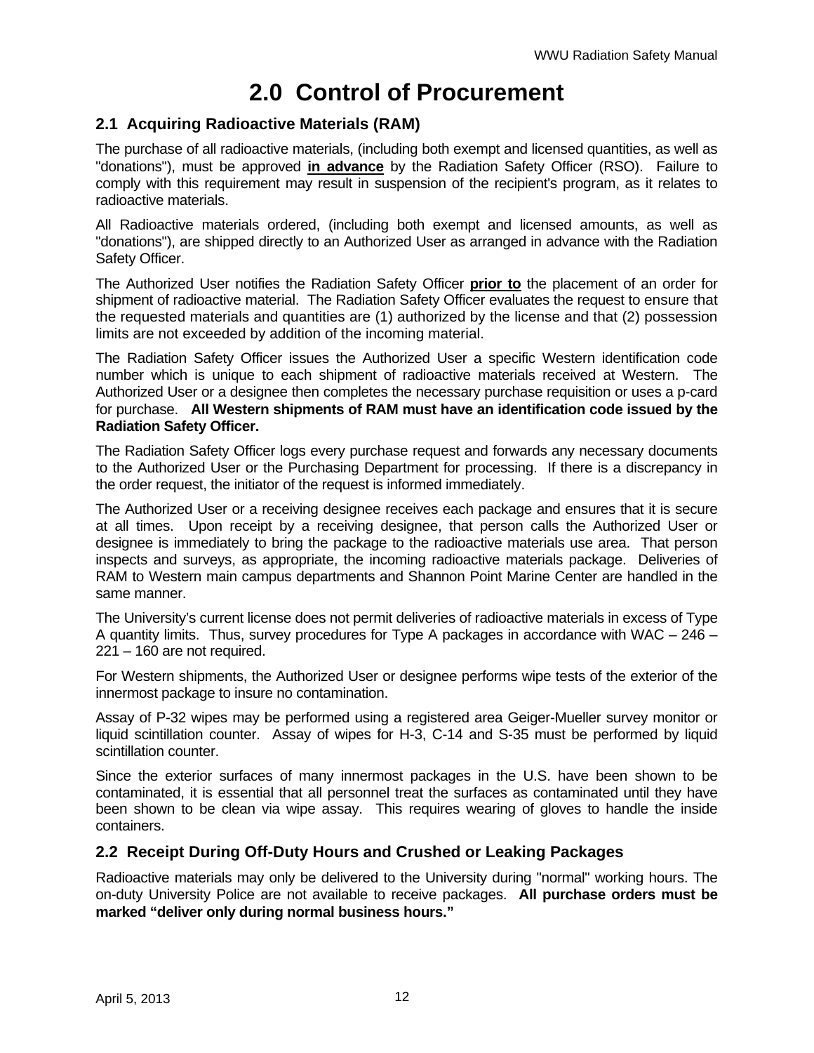# 2.0 Control of Procurement

## 2.1 Acquiring Radioactive Materials (RAM)

The purchase of all radioactive materials, (including both exempt and licensed quantities, as well as "donations"), must be approved **in advance** by the Radiation Safety Officer (RSO). Failure to comply with this requirement may result in suspension of the recipient's program, as it relates to radioactive materials.

All Radioactive materials ordered, (including both exempt and licensed amounts, as well as "donations"), are shipped directly to an Authorized User as arranged in advance with the Radiation Safety Officer.

The Authorized User notifies the Radiation Safety Officer **prior to** the placement of an order for shipment of radioactive material. The Radiation Safety Officer evaluates the request to ensure that the requested materials and quantities are (1) authorized by the license and that (2) possession limits are not exceeded by addition of the incoming material.

The Radiation Safety Officer issues the Authorized User a specific Western identification code number which is unique to each shipment of radioactive materials received at Western. The Authorized User or a designee then completes the necessary purchase requisition or uses a p-card for purchase. **All Western shipments of RAM must have an identification code issued by the Radiation Safety Officer.**

The Radiation Safety Officer logs every purchase request and forwards any necessary documents to the Authorized User or the Purchasing Department for processing. If there is a discrepancy in the order request, the initiator of the request is informed immediately.

The Authorized User or a receiving designee receives each package and ensures that it is secure at all times. Upon receipt by a receiving designee, that person calls the Authorized User or designee is immediately to bring the package to the radioactive materials use area. That person inspects and surveys, as appropriate, the incoming radioactive materials package. Deliveries of RAM to Western main campus departments and Shannon Point Marine Center are handled in the same manner.

The University's current license does not permit deliveries of radioactive materials in excess of Type A quantity limits. Thus, survey procedures for Type A packages in accordance with WAC – 246 – 221 – 160 are not required.

For Western shipments, the Authorized User or designee performs wipe tests of the exterior of the innermost package to insure no contamination.

Assay of P-32 wipes may be performed using a registered area Geiger-Mueller survey monitor or liquid scintillation counter. Assay of wipes for H-3, C-14 and S-35 must be performed by liquid scintillation counter.

Since the exterior surfaces of many innermost packages in the U.S. have been shown to be contaminated, it is essential that all personnel treat the surfaces as contaminated until they have been shown to be clean via wipe assay. This requires wearing of gloves to handle the inside containers.

## 2.2 Receipt During Off-Duty Hours and Crushed or Leaking Packages

Radioactive materials may only be delivered to the University during "normal" working hours. The on-duty University Police are not available to receive packages. **All purchase orders must be marked "deliver only during normal business hours."**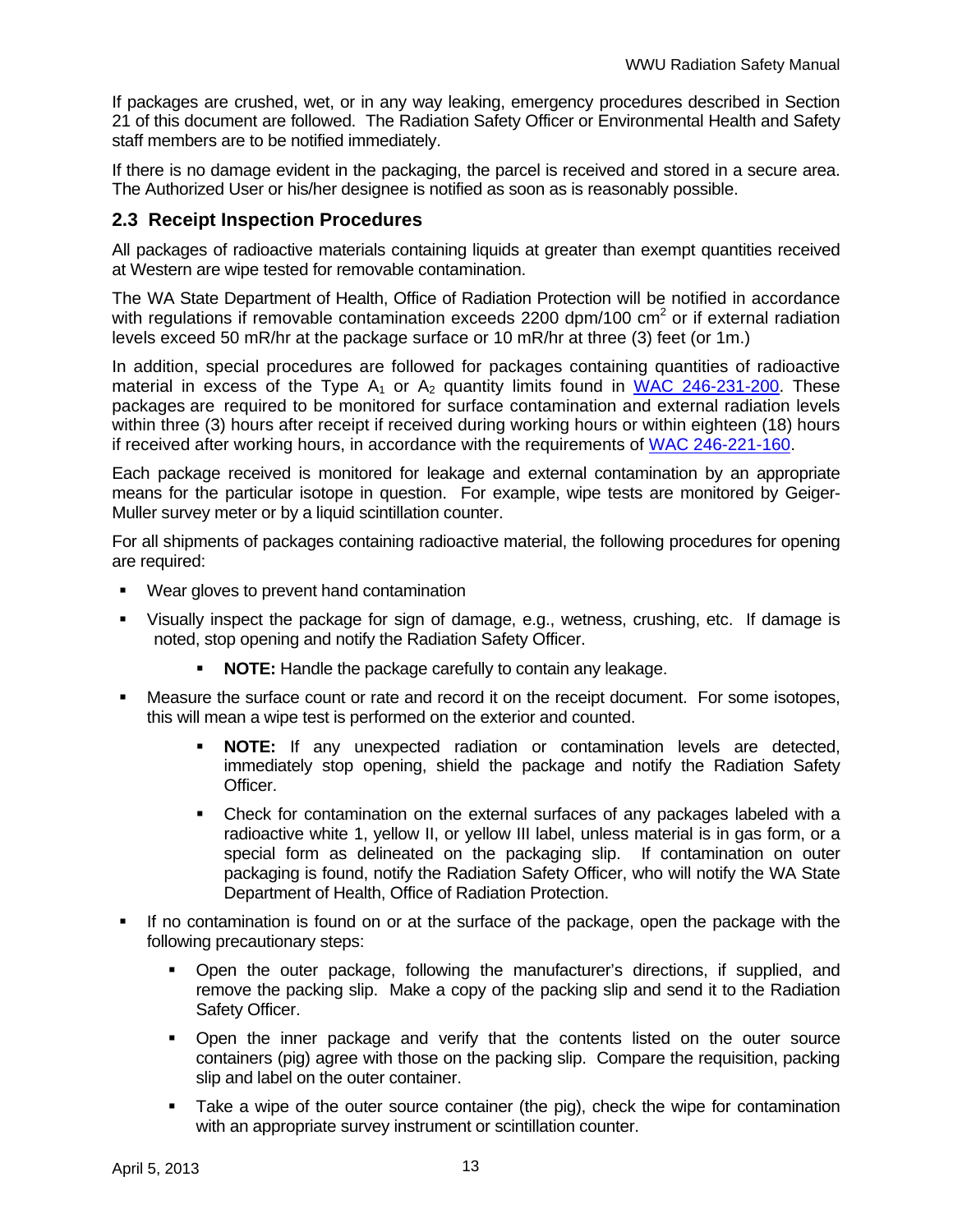If packages are crushed, wet, or in any way leaking, emergency procedures described in Section 21 of this document are followed. The Radiation Safety Officer or Environmental Health and Safety staff members are to be notified immediately.

If there is no damage evident in the packaging, the parcel is received and stored in a secure area. The Authorized User or his/her designee is notified as soon as is reasonably possible.

## 2.3 Receipt Inspection Procedures

All packages of radioactive materials containing liquids at greater than exempt quantities received at Western are wipe tested for removable contamination.

The WA State Department of Health, Office of Radiation Protection will be notified in accordance with regulations if removable contamination exceeds 2200 dpm/100 $cm^2$ or if external radiation levels exceed 50 mR/hr at the package surface or 10 mR/hr at three (3) feet (or 1m.)

In addition, special procedures are followed for packages containing quantities of radioactive material in excess of the Type $A_1$ or $A_2$ quantity limits found in WAC 246-231-200. These packages are required to be monitored for surface contamination and external radiation levels within three (3) hours after receipt if received during working hours or within eighteen (18) hours if received after working hours, in accordance with the requirements of WAC 246-221-160.

Each package received is monitored for leakage and external contamination by an appropriate means for the particular isotope in question. For example, wipe tests are monitored by Geiger-Muller survey meter or by a liquid scintillation counter.

For all shipments of packages containing radioactive material, the following procedures for opening are required:

- Wear gloves to prevent hand contamination
- Visually inspect the package for sign of damage, e.g., wetness, crushing, etc. If damage is noted, stop opening and notify the Radiation Safety Officer.
  - **NOTE:** Handle the package carefully to contain any leakage.
- Measure the surface count or rate and record it on the receipt document. For some isotopes, this will mean a wipe test is performed on the exterior and counted.
  - **NOTE:** If any unexpected radiation or contamination levels are detected, immediately stop opening, shield the package and notify the Radiation Safety Officer.
  - Check for contamination on the external surfaces of any packages labeled with a radioactive white 1, yellow II, or yellow III label, unless material is in gas form, or a special form as delineated on the packaging slip. If contamination on outer packaging is found, notify the Radiation Safety Officer, who will notify the WA State Department of Health, Office of Radiation Protection.
- If no contamination is found on or at the surface of the package, open the package with the following precautionary steps:
  - Open the outer package, following the manufacturer's directions, if supplied, and remove the packing slip. Make a copy of the packing slip and send it to the Radiation Safety Officer.
  - Open the inner package and verify that the contents listed on the outer source containers (pig) agree with those on the packing slip. Compare the requisition, packing slip and label on the outer container.
  - Take a wipe of the outer source container (the pig), check the wipe for contamination with an appropriate survey instrument or scintillation counter.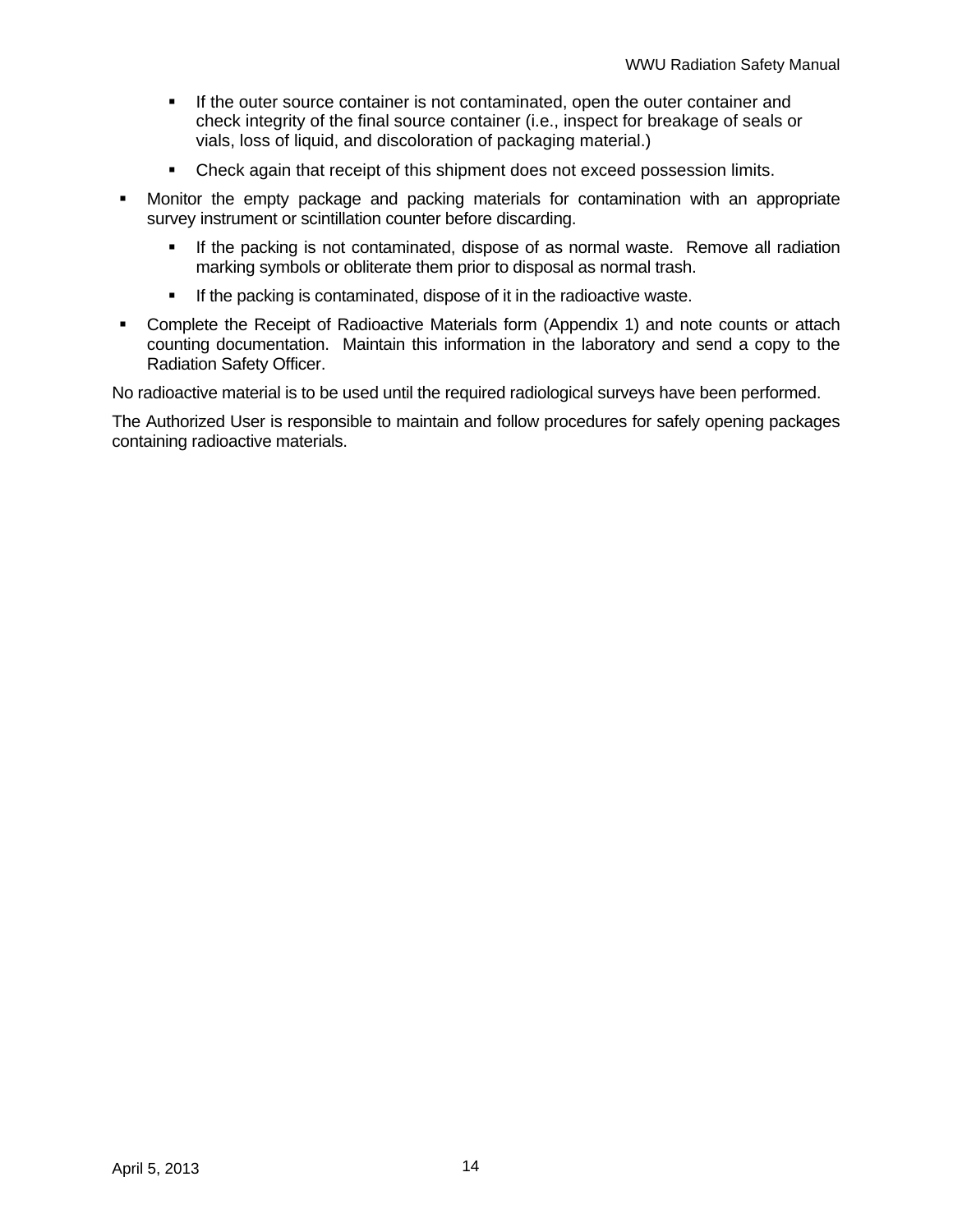- If the outer source container is not contaminated, open the outer container and check integrity of the final source container (i.e., inspect for breakage of seals or vials, loss of liquid, and discoloration of packaging material.)
  - Check again that receipt of this shipment does not exceed possession limits.
- Monitor the empty package and packing materials for contamination with an appropriate survey instrument or scintillation counter before discarding.
  - If the packing is not contaminated, dispose of as normal waste. Remove all radiation marking symbols or obliterate them prior to disposal as normal trash.
  - If the packing is contaminated, dispose of it in the radioactive waste.
- Complete the Receipt of Radioactive Materials form (Appendix 1) and note counts or attach counting documentation. Maintain this information in the laboratory and send a copy to the Radiation Safety Officer.

No radioactive material is to be used until the required radiological surveys have been performed.

The Authorized User is responsible to maintain and follow procedures for safely opening packages containing radioactive materials.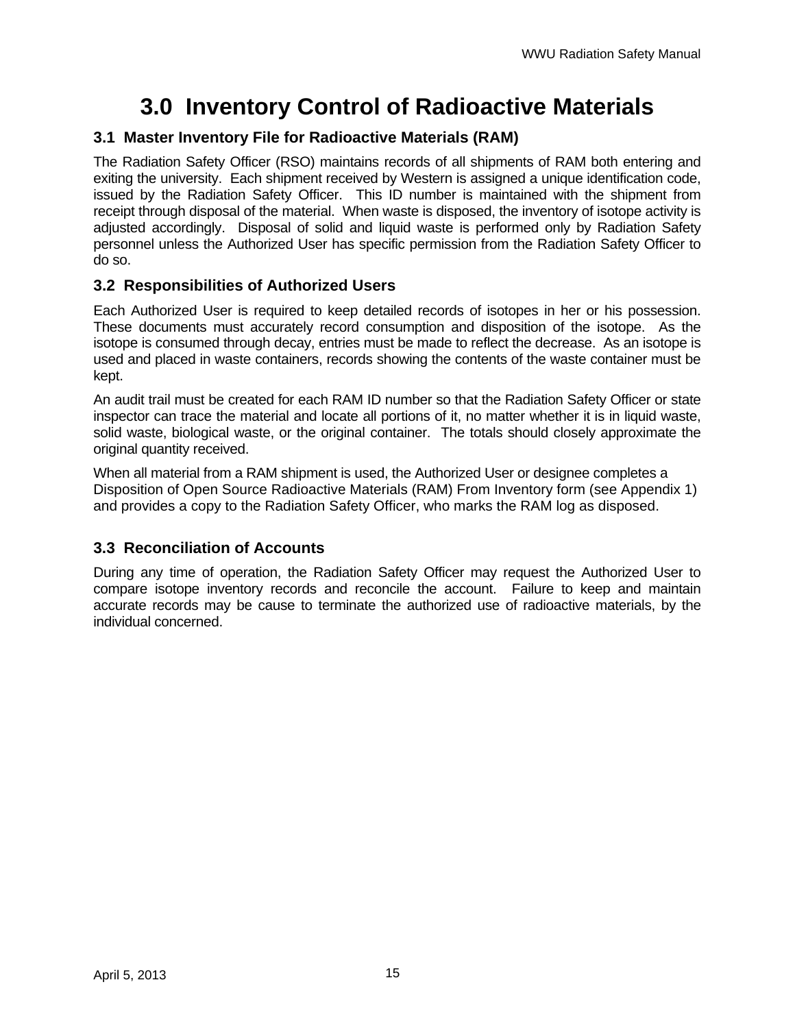# 3.0 Inventory Control of Radioactive Materials

## 3.1 Master Inventory File for Radioactive Materials (RAM)

The Radiation Safety Officer (RSO) maintains records of all shipments of RAM both entering and exiting the university. Each shipment received by Western is assigned a unique identification code, issued by the Radiation Safety Officer. This ID number is maintained with the shipment from receipt through disposal of the material. When waste is disposed, the inventory of isotope activity is adjusted accordingly. Disposal of solid and liquid waste is performed only by Radiation Safety personnel unless the Authorized User has specific permission from the Radiation Safety Officer to do so.

## 3.2 Responsibilities of Authorized Users

Each Authorized User is required to keep detailed records of isotopes in her or his possession. These documents must accurately record consumption and disposition of the isotope. As the isotope is consumed through decay, entries must be made to reflect the decrease. As an isotope is used and placed in waste containers, records showing the contents of the waste container must be kept.

An audit trail must be created for each RAM ID number so that the Radiation Safety Officer or state inspector can trace the material and locate all portions of it, no matter whether it is in liquid waste, solid waste, biological waste, or the original container. The totals should closely approximate the original quantity received.

When all material from a RAM shipment is used, the Authorized User or designee completes a Disposition of Open Source Radioactive Materials (RAM) From Inventory form (see Appendix 1) and provides a copy to the Radiation Safety Officer, who marks the RAM log as disposed.

## 3.3 Reconciliation of Accounts

During any time of operation, the Radiation Safety Officer may request the Authorized User to compare isotope inventory records and reconcile the account. Failure to keep and maintain accurate records may be cause to terminate the authorized use of radioactive materials, by the individual concerned.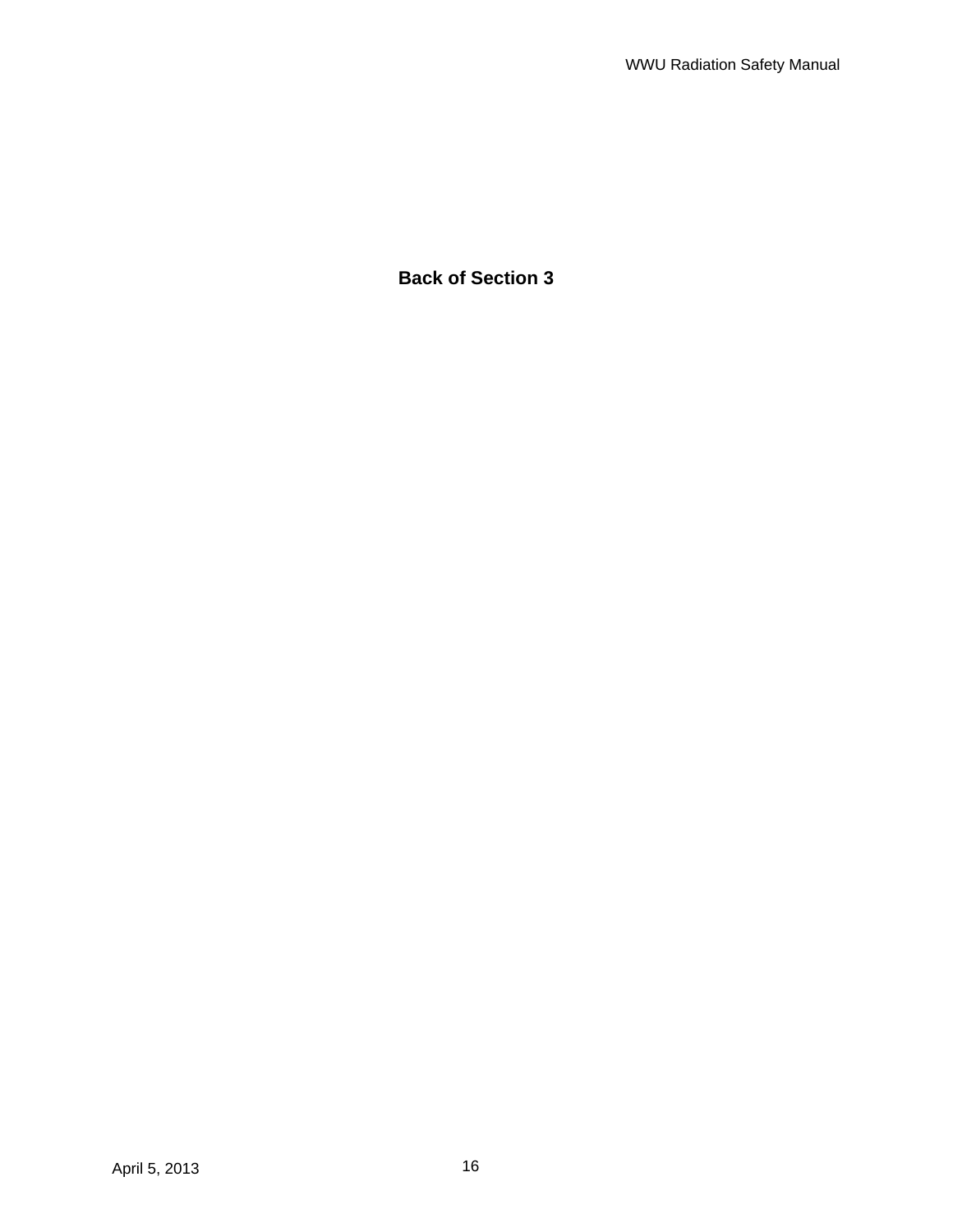**Back of Section 3**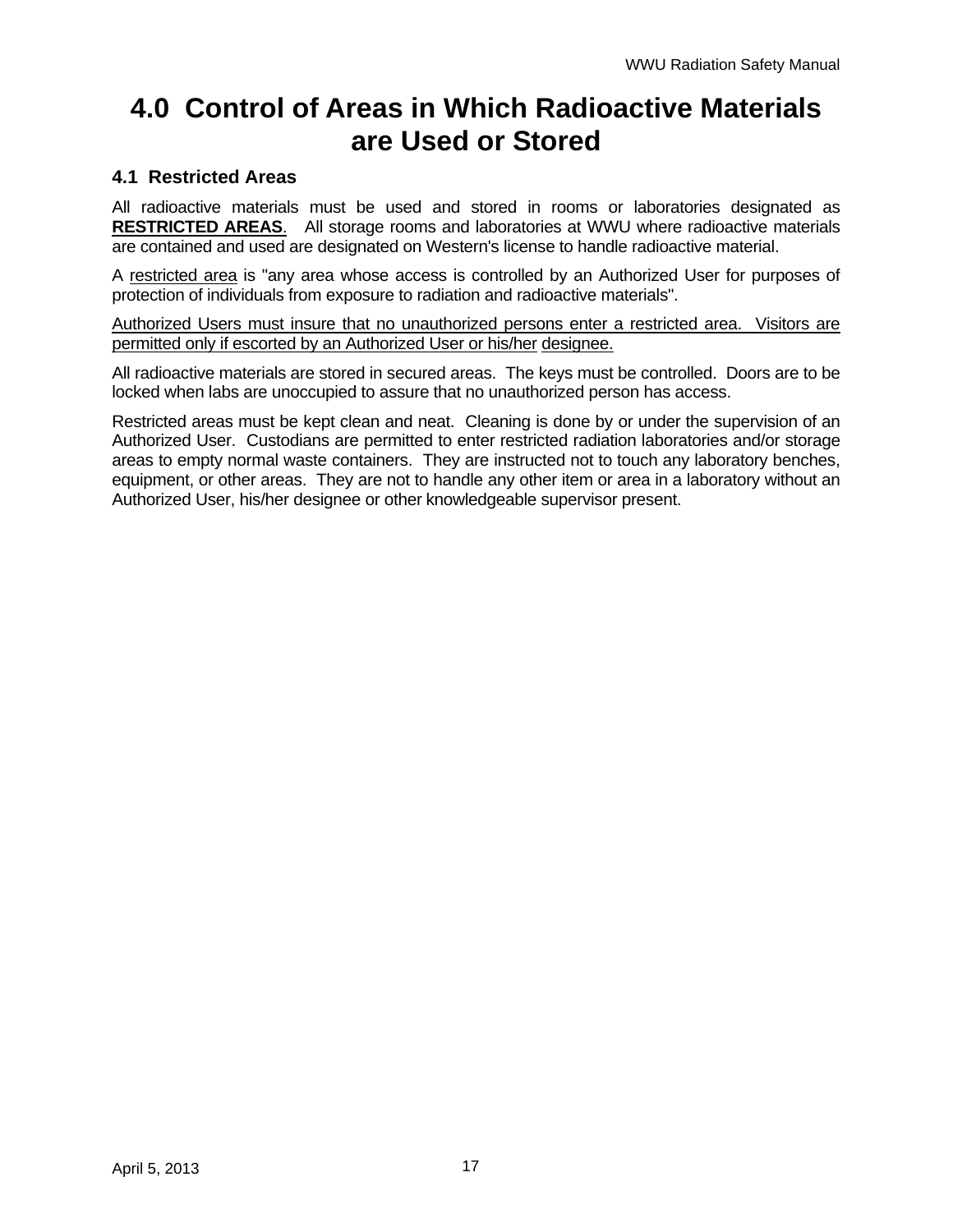# 4.0 Control of Areas in Which Radioactive Materials are Used or Stored

## 4.1 Restricted Areas

All radioactive materials must be used and stored in rooms or laboratories designated as **RESTRICTED AREAS**. All storage rooms and laboratories at WWU where radioactive materials are contained and used are designated on Western's license to handle radioactive material.

A restricted area is "any area whose access is controlled by an Authorized User for purposes of protection of individuals from exposure to radiation and radioactive materials".

Authorized Users must insure that no unauthorized persons enter a restricted area. Visitors are permitted only if escorted by an Authorized User or his/her designee.

All radioactive materials are stored in secured areas. The keys must be controlled. Doors are to be locked when labs are unoccupied to assure that no unauthorized person has access.

Restricted areas must be kept clean and neat. Cleaning is done by or under the supervision of an Authorized User. Custodians are permitted to enter restricted radiation laboratories and/or storage areas to empty normal waste containers. They are instructed not to touch any laboratory benches, equipment, or other areas. They are not to handle any other item or area in a laboratory without an Authorized User, his/her designee or other knowledgeable supervisor present.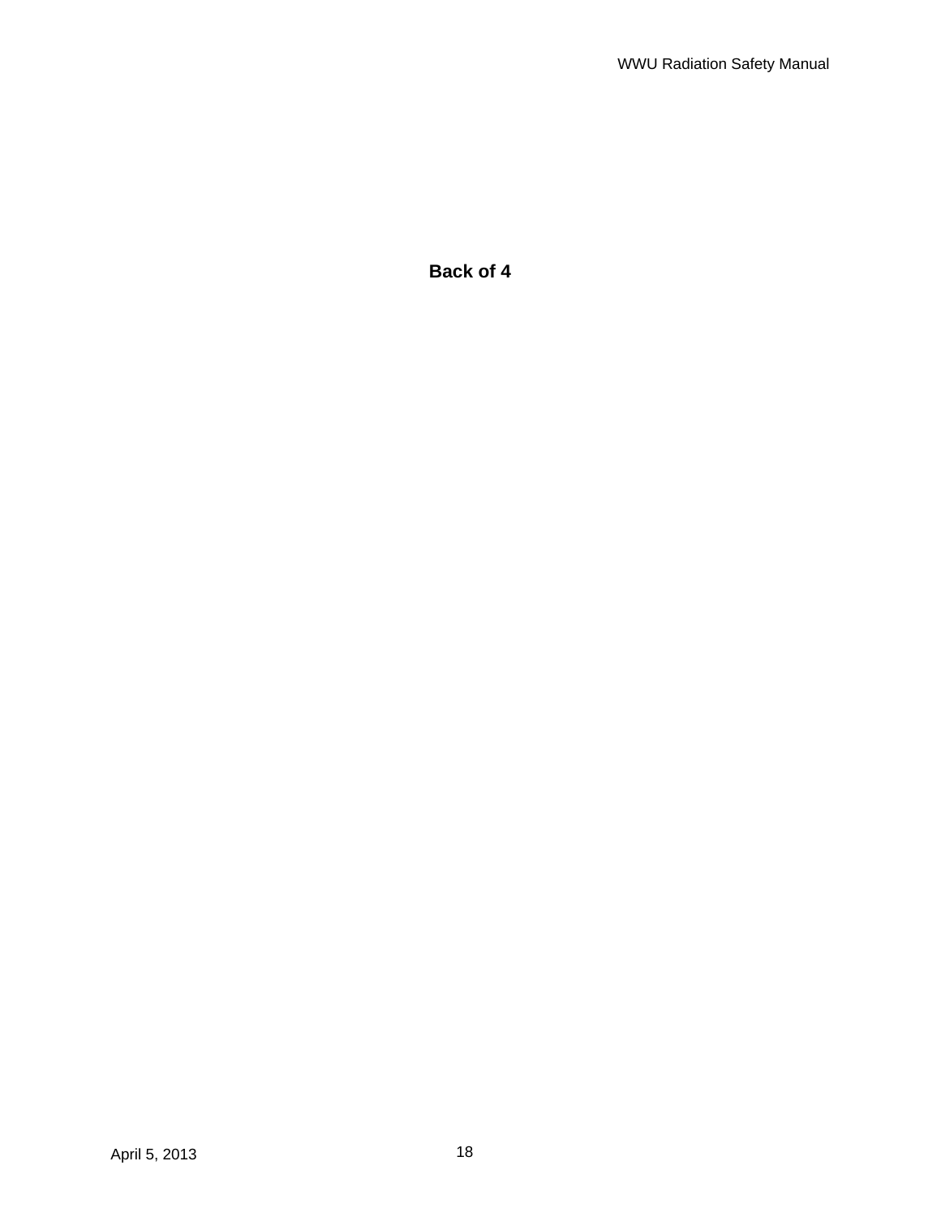**Back of 4**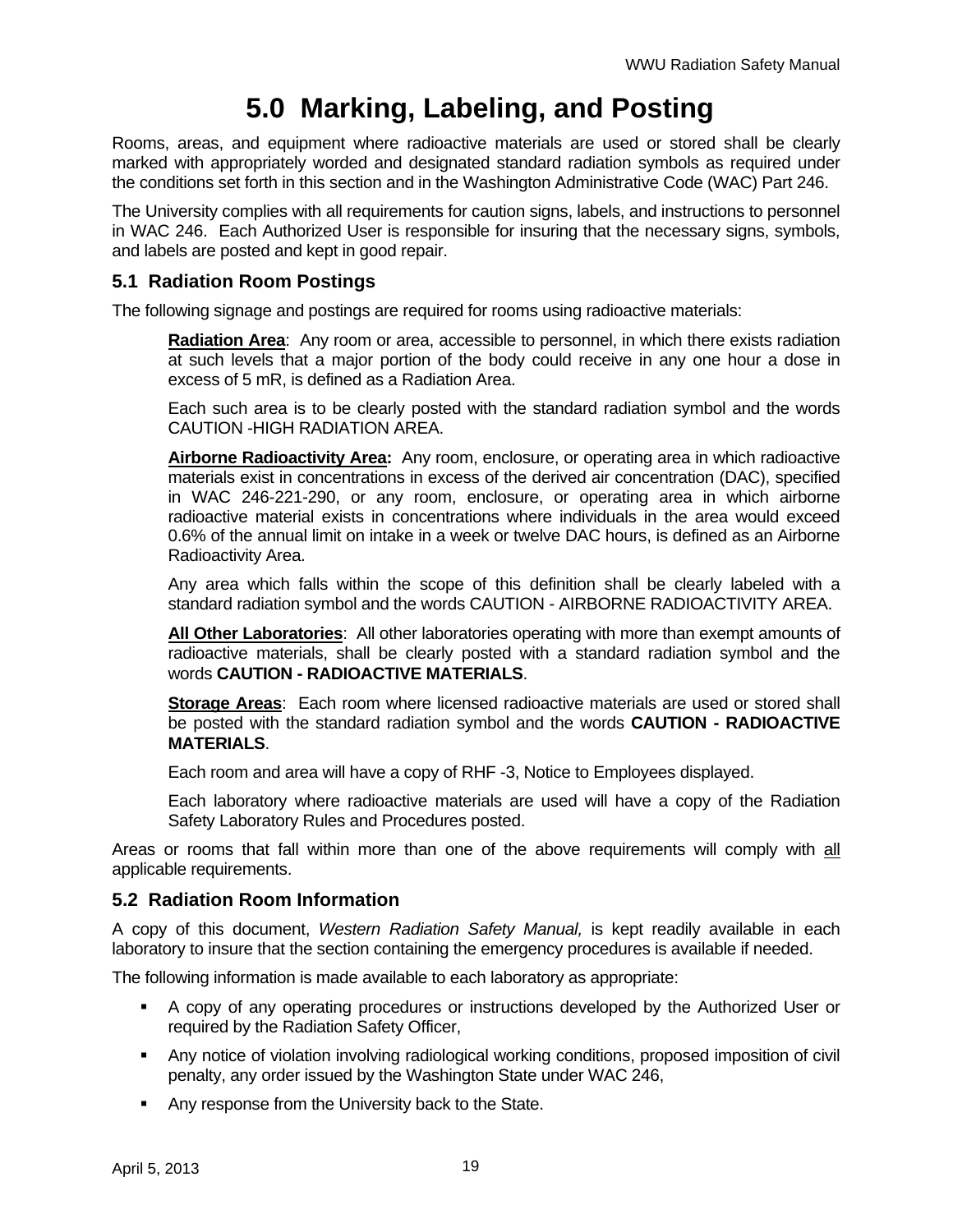# 5.0 Marking, Labeling, and Posting

Rooms, areas, and equipment where radioactive materials are used or stored shall be clearly marked with appropriately worded and designated standard radiation symbols as required under the conditions set forth in this section and in the Washington Administrative Code (WAC) Part 246.

The University complies with all requirements for caution signs, labels, and instructions to personnel in WAC 246. Each Authorized User is responsible for insuring that the necessary signs, symbols, and labels are posted and kept in good repair.

## 5.1 Radiation Room Postings

The following signage and postings are required for rooms using radioactive materials:

> **Radiation Area**: Any room or area, accessible to personnel, in which there exists radiation at such levels that a major portion of the body could receive in any one hour a dose in excess of 5 mR, is defined as a Radiation Area.
>
> Each such area is to be clearly posted with the standard radiation symbol and the words CAUTION -HIGH RADIATION AREA.
>
> **Airborne Radioactivity Area:** Any room, enclosure, or operating area in which radioactive materials exist in concentrations in excess of the derived air concentration (DAC), specified in WAC 246-221-290, or any room, enclosure, or operating area in which airborne radioactive material exists in concentrations where individuals in the area would exceed 0.6% of the annual limit on intake in a week or twelve DAC hours, is defined as an Airborne Radioactivity Area.
>
> Any area which falls within the scope of this definition shall be clearly labeled with a standard radiation symbol and the words CAUTION - AIRBORNE RADIOACTIVITY AREA.
>
> **All Other Laboratories**: All other laboratories operating with more than exempt amounts of radioactive materials, shall be clearly posted with a standard radiation symbol and the words **CAUTION - RADIOACTIVE MATERIALS**.
>
> **Storage Areas**: Each room where licensed radioactive materials are used or stored shall be posted with the standard radiation symbol and the words **CAUTION - RADIOACTIVE MATERIALS**.
>
> Each room and area will have a copy of RHF -3, Notice to Employees displayed.
>
> Each laboratory where radioactive materials are used will have a copy of the Radiation Safety Laboratory Rules and Procedures posted.

Areas or rooms that fall within more than one of the above requirements will comply with all applicable requirements.

## 5.2 Radiation Room Information

A copy of this document, *Western Radiation Safety Manual,* is kept readily available in each laboratory to insure that the section containing the emergency procedures is available if needed.

The following information is made available to each laboratory as appropriate:

- A copy of any operating procedures or instructions developed by the Authorized User or required by the Radiation Safety Officer,
- Any notice of violation involving radiological working conditions, proposed imposition of civil penalty, any order issued by the Washington State under WAC 246,
- Any response from the University back to the State.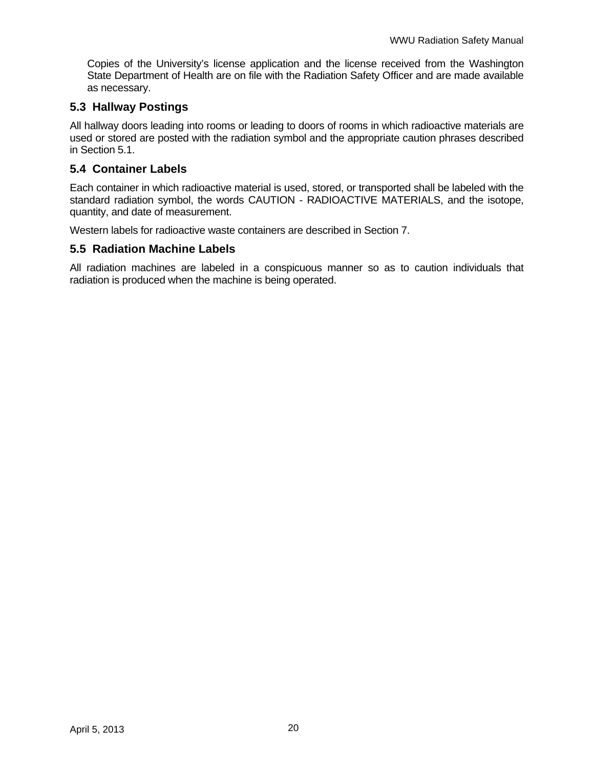Copies of the University's license application and the license received from the Washington State Department of Health are on file with the Radiation Safety Officer and are made available as necessary.

### 5.3 Hallway Postings

All hallway doors leading into rooms or leading to doors of rooms in which radioactive materials are used or stored are posted with the radiation symbol and the appropriate caution phrases described in Section 5.1.

### 5.4 Container Labels

Each container in which radioactive material is used, stored, or transported shall be labeled with the standard radiation symbol, the words CAUTION - RADIOACTIVE MATERIALS, and the isotope, quantity, and date of measurement.

Western labels for radioactive waste containers are described in Section 7.

### 5.5 Radiation Machine Labels

All radiation machines are labeled in a conspicuous manner so as to caution individuals that radiation is produced when the machine is being operated.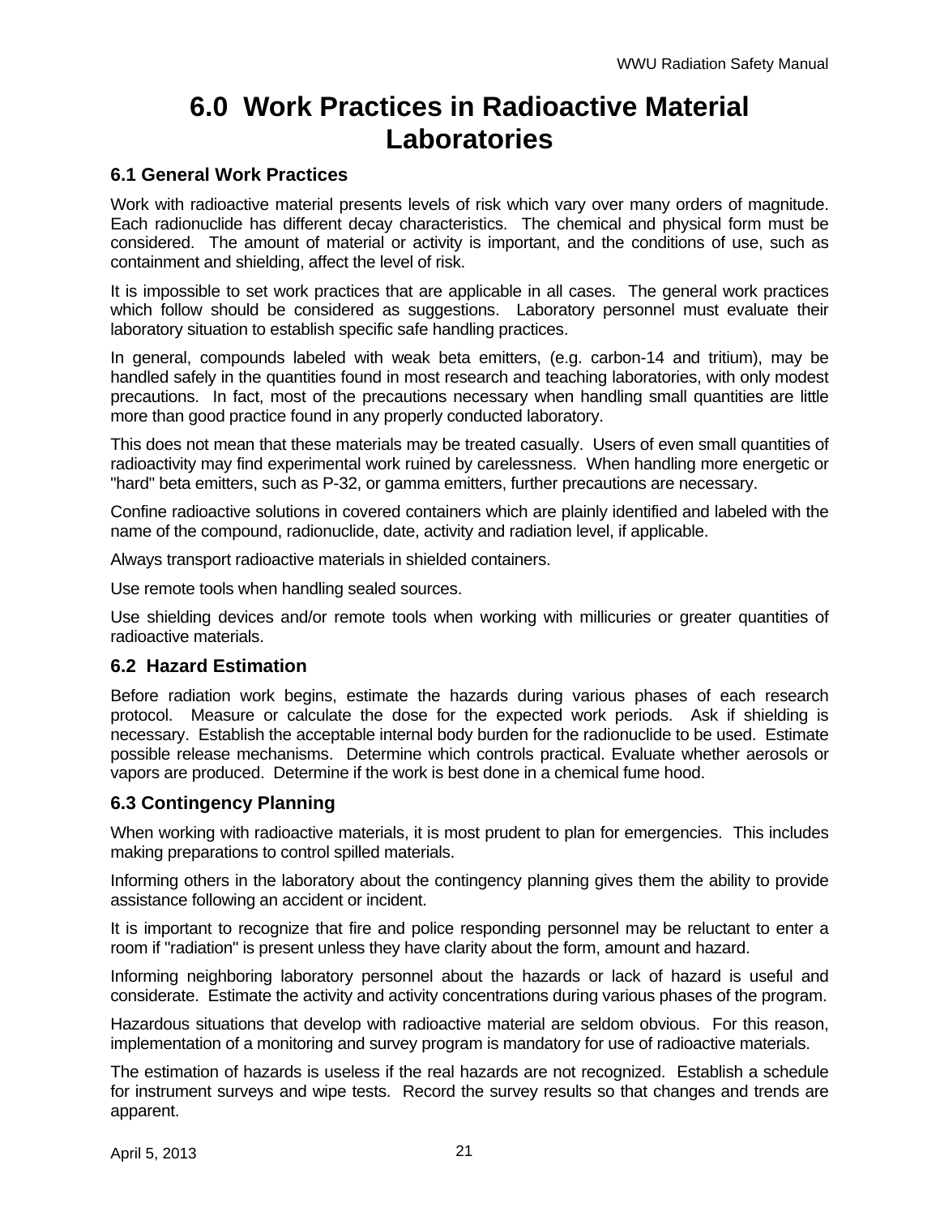# 6.0 Work Practices in Radioactive Material Laboratories

## 6.1 General Work Practices

Work with radioactive material presents levels of risk which vary over many orders of magnitude. Each radionuclide has different decay characteristics. The chemical and physical form must be considered. The amount of material or activity is important, and the conditions of use, such as containment and shielding, affect the level of risk.

It is impossible to set work practices that are applicable in all cases. The general work practices which follow should be considered as suggestions. Laboratory personnel must evaluate their laboratory situation to establish specific safe handling practices.

In general, compounds labeled with weak beta emitters, (e.g. carbon-14 and tritium), may be handled safely in the quantities found in most research and teaching laboratories, with only modest precautions. In fact, most of the precautions necessary when handling small quantities are little more than good practice found in any properly conducted laboratory.

This does not mean that these materials may be treated casually. Users of even small quantities of radioactivity may find experimental work ruined by carelessness. When handling more energetic or "hard" beta emitters, such as P-32, or gamma emitters, further precautions are necessary.

Confine radioactive solutions in covered containers which are plainly identified and labeled with the name of the compound, radionuclide, date, activity and radiation level, if applicable.

Always transport radioactive materials in shielded containers.

Use remote tools when handling sealed sources.

Use shielding devices and/or remote tools when working with millicuries or greater quantities of radioactive materials.

## 6.2 Hazard Estimation

Before radiation work begins, estimate the hazards during various phases of each research protocol. Measure or calculate the dose for the expected work periods. Ask if shielding is necessary. Establish the acceptable internal body burden for the radionuclide to be used. Estimate possible release mechanisms. Determine which controls practical. Evaluate whether aerosols or vapors are produced. Determine if the work is best done in a chemical fume hood.

## 6.3 Contingency Planning

When working with radioactive materials, it is most prudent to plan for emergencies. This includes making preparations to control spilled materials.

Informing others in the laboratory about the contingency planning gives them the ability to provide assistance following an accident or incident.

It is important to recognize that fire and police responding personnel may be reluctant to enter a room if "radiation" is present unless they have clarity about the form, amount and hazard.

Informing neighboring laboratory personnel about the hazards or lack of hazard is useful and considerate. Estimate the activity and activity concentrations during various phases of the program.

Hazardous situations that develop with radioactive material are seldom obvious. For this reason, implementation of a monitoring and survey program is mandatory for use of radioactive materials.

The estimation of hazards is useless if the real hazards are not recognized. Establish a schedule for instrument surveys and wipe tests. Record the survey results so that changes and trends are apparent.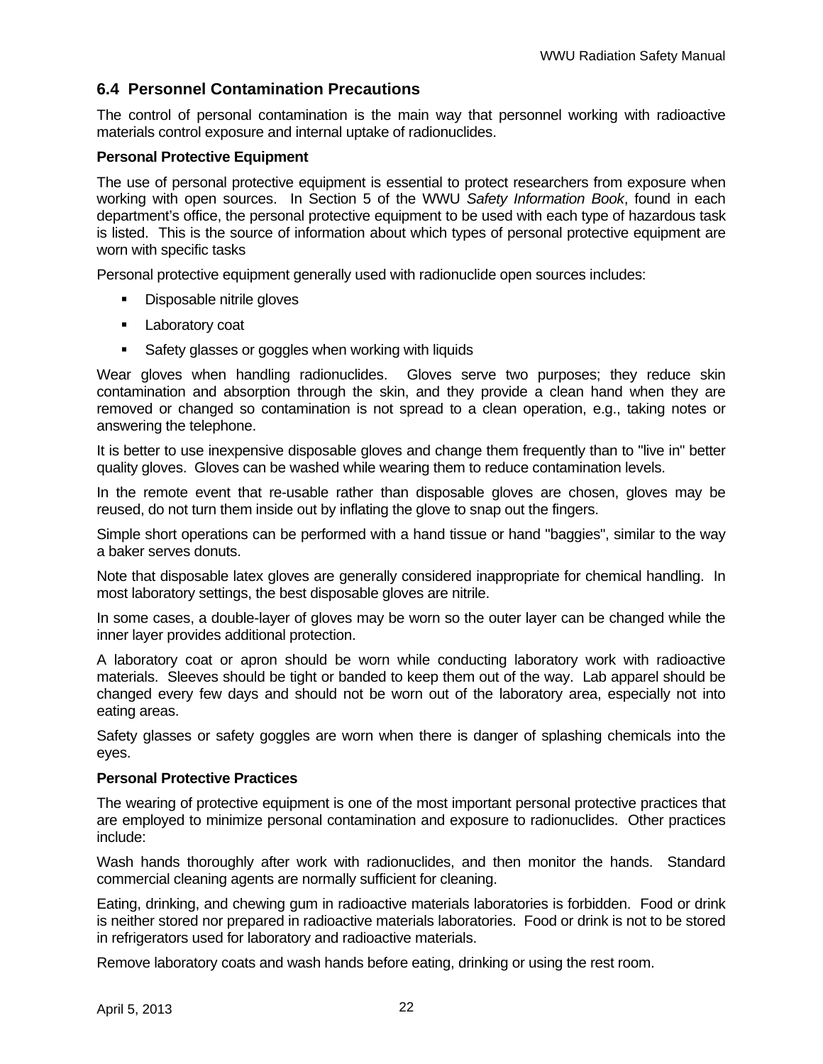## 6.4 Personnel Contamination Precautions

The control of personal contamination is the main way that personnel working with radioactive materials control exposure and internal uptake of radionuclides.

**Personal Protective Equipment**

The use of personal protective equipment is essential to protect researchers from exposure when working with open sources. In Section 5 of the WWU *Safety Information Book*, found in each department's office, the personal protective equipment to be used with each type of hazardous task is listed. This is the source of information about which types of personal protective equipment are worn with specific tasks

Personal protective equipment generally used with radionuclide open sources includes:

- Disposable nitrile gloves
- Laboratory coat
- Safety glasses or goggles when working with liquids

Wear gloves when handling radionuclides. Gloves serve two purposes; they reduce skin contamination and absorption through the skin, and they provide a clean hand when they are removed or changed so contamination is not spread to a clean operation, e.g., taking notes or answering the telephone.

It is better to use inexpensive disposable gloves and change them frequently than to "live in" better quality gloves. Gloves can be washed while wearing them to reduce contamination levels.

In the remote event that re-usable rather than disposable gloves are chosen, gloves may be reused, do not turn them inside out by inflating the glove to snap out the fingers.

Simple short operations can be performed with a hand tissue or hand "baggies", similar to the way a baker serves donuts.

Note that disposable latex gloves are generally considered inappropriate for chemical handling. In most laboratory settings, the best disposable gloves are nitrile.

In some cases, a double-layer of gloves may be worn so the outer layer can be changed while the inner layer provides additional protection.

A laboratory coat or apron should be worn while conducting laboratory work with radioactive materials. Sleeves should be tight or banded to keep them out of the way. Lab apparel should be changed every few days and should not be worn out of the laboratory area, especially not into eating areas.

Safety glasses or safety goggles are worn when there is danger of splashing chemicals into the eyes.

**Personal Protective Practices**

The wearing of protective equipment is one of the most important personal protective practices that are employed to minimize personal contamination and exposure to radionuclides. Other practices include:

Wash hands thoroughly after work with radionuclides, and then monitor the hands. Standard commercial cleaning agents are normally sufficient for cleaning.

Eating, drinking, and chewing gum in radioactive materials laboratories is forbidden. Food or drink is neither stored nor prepared in radioactive materials laboratories. Food or drink is not to be stored in refrigerators used for laboratory and radioactive materials.

Remove laboratory coats and wash hands before eating, drinking or using the rest room.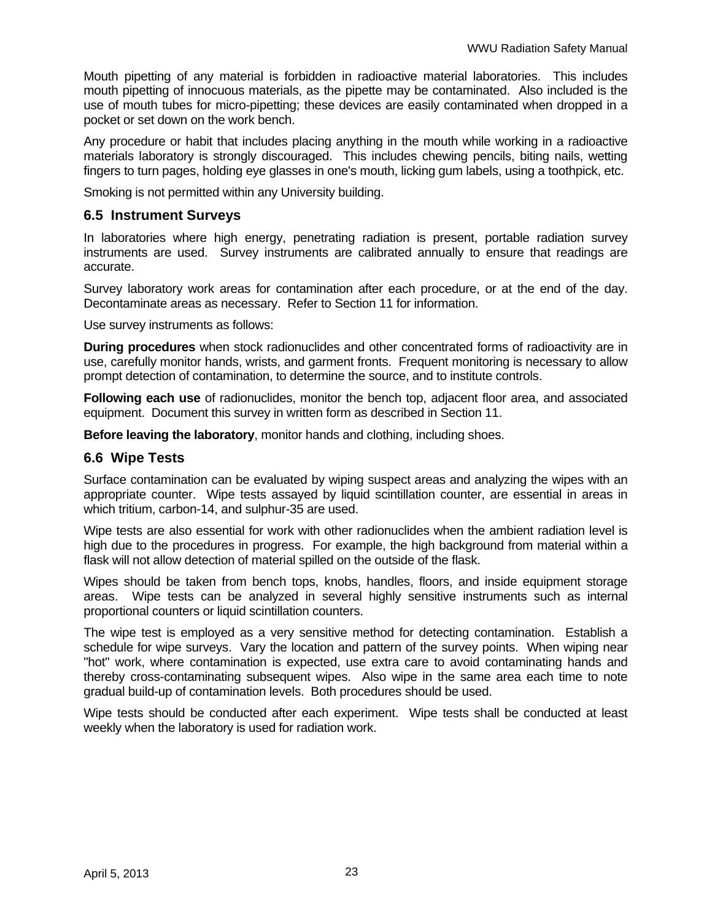Mouth pipetting of any material is forbidden in radioactive material laboratories. This includes mouth pipetting of innocuous materials, as the pipette may be contaminated. Also included is the use of mouth tubes for micro-pipetting; these devices are easily contaminated when dropped in a pocket or set down on the work bench.

Any procedure or habit that includes placing anything in the mouth while working in a radioactive materials laboratory is strongly discouraged. This includes chewing pencils, biting nails, wetting fingers to turn pages, holding eye glasses in one's mouth, licking gum labels, using a toothpick, etc.

Smoking is not permitted within any University building.

## 6.5 Instrument Surveys

In laboratories where high energy, penetrating radiation is present, portable radiation survey instruments are used. Survey instruments are calibrated annually to ensure that readings are accurate.

Survey laboratory work areas for contamination after each procedure, or at the end of the day. Decontaminate areas as necessary. Refer to Section 11 for information.

Use survey instruments as follows:

**During procedures** when stock radionuclides and other concentrated forms of radioactivity are in use, carefully monitor hands, wrists, and garment fronts. Frequent monitoring is necessary to allow prompt detection of contamination, to determine the source, and to institute controls.

**Following each use** of radionuclides, monitor the bench top, adjacent floor area, and associated equipment. Document this survey in written form as described in Section 11.

**Before leaving the laboratory**, monitor hands and clothing, including shoes.

## 6.6 Wipe Tests

Surface contamination can be evaluated by wiping suspect areas and analyzing the wipes with an appropriate counter. Wipe tests assayed by liquid scintillation counter, are essential in areas in which tritium, carbon-14, and sulphur-35 are used.

Wipe tests are also essential for work with other radionuclides when the ambient radiation level is high due to the procedures in progress. For example, the high background from material within a flask will not allow detection of material spilled on the outside of the flask.

Wipes should be taken from bench tops, knobs, handles, floors, and inside equipment storage areas. Wipe tests can be analyzed in several highly sensitive instruments such as internal proportional counters or liquid scintillation counters.

The wipe test is employed as a very sensitive method for detecting contamination. Establish a schedule for wipe surveys. Vary the location and pattern of the survey points. When wiping near "hot" work, where contamination is expected, use extra care to avoid contaminating hands and thereby cross-contaminating subsequent wipes. Also wipe in the same area each time to note gradual build-up of contamination levels. Both procedures should be used.

Wipe tests should be conducted after each experiment. Wipe tests shall be conducted at least weekly when the laboratory is used for radiation work.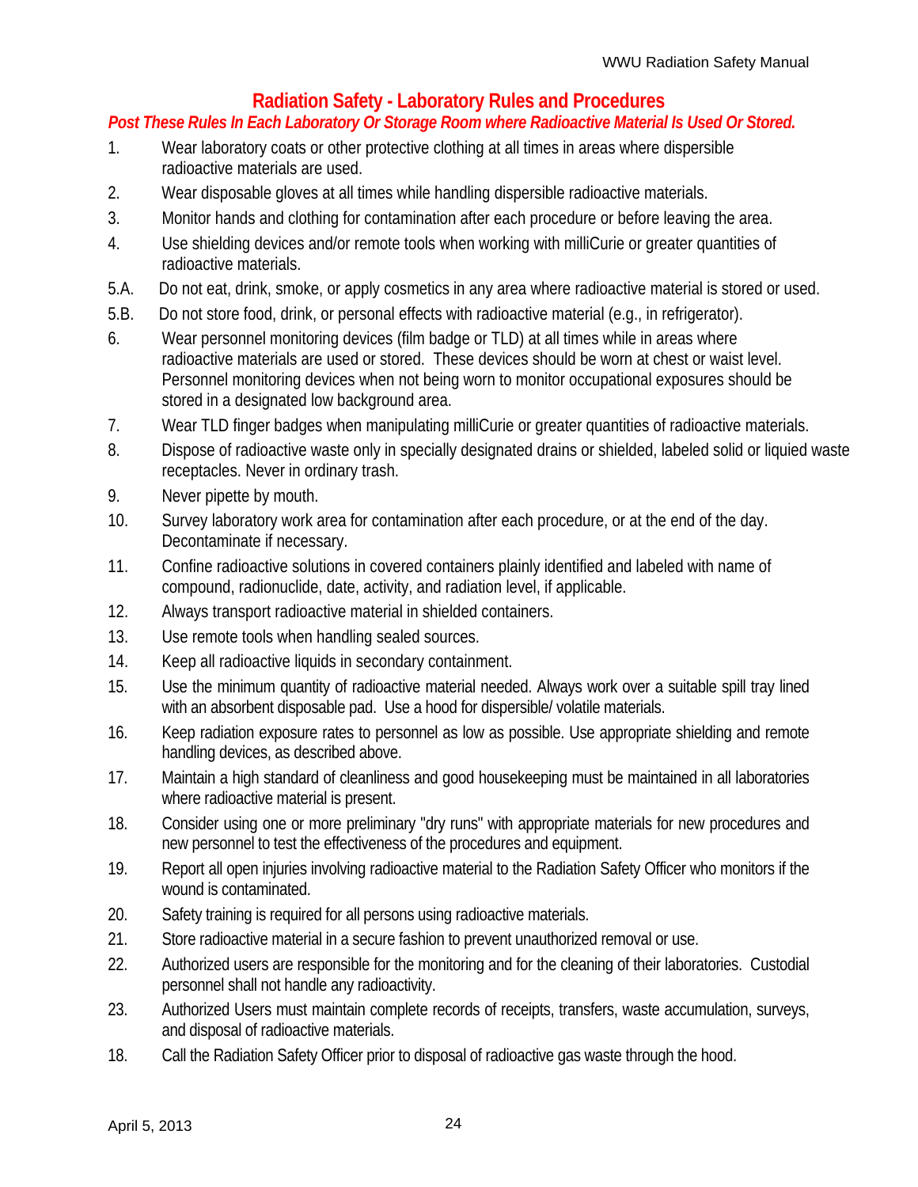# Radiation Safety - Laboratory Rules and Procedures

***Post These Rules In Each Laboratory Or Storage Room where Radioactive Material Is Used Or Stored.***

1. Wear laboratory coats or other protective clothing at all times in areas where dispersible radioactive materials are used.
2. Wear disposable gloves at all times while handling dispersible radioactive materials.
3. Monitor hands and clothing for contamination after each procedure or before leaving the area.
4. Use shielding devices and/or remote tools when working with milliCurie or greater quantities of radioactive materials.

5.A. Do not eat, drink, smoke, or apply cosmetics in any area where radioactive material is stored or used.

5.B. Do not store food, drink, or personal effects with radioactive material (e.g., in refrigerator).

6. Wear personnel monitoring devices (film badge or TLD) at all times while in areas where radioactive materials are used or stored. These devices should be worn at chest or waist level. Personnel monitoring devices when not being worn to monitor occupational exposures should be stored in a designated low background area.
7. Wear TLD finger badges when manipulating milliCurie or greater quantities of radioactive materials.
8. Dispose of radioactive waste only in specially designated drains or shielded, labeled solid or liquied waste receptacles. Never in ordinary trash.
9. Never pipette by mouth.
10. Survey laboratory work area for contamination after each procedure, or at the end of the day. Decontaminate if necessary.
11. Confine radioactive solutions in covered containers plainly identified and labeled with name of compound, radionuclide, date, activity, and radiation level, if applicable.
12. Always transport radioactive material in shielded containers.
13. Use remote tools when handling sealed sources.
14. Keep all radioactive liquids in secondary containment.
15. Use the minimum quantity of radioactive material needed. Always work over a suitable spill tray lined with an absorbent disposable pad. Use a hood for dispersible/ volatile materials.
16. Keep radiation exposure rates to personnel as low as possible. Use appropriate shielding and remote handling devices, as described above.
17. Maintain a high standard of cleanliness and good housekeeping must be maintained in all laboratories where radioactive material is present.
18. Consider using one or more preliminary "dry runs" with appropriate materials for new procedures and new personnel to test the effectiveness of the procedures and equipment.
19. Report all open injuries involving radioactive material to the Radiation Safety Officer who monitors if the wound is contaminated.
20. Safety training is required for all persons using radioactive materials.
21. Store radioactive material in a secure fashion to prevent unauthorized removal or use.
22. Authorized users are responsible for the monitoring and for the cleaning of their laboratories. Custodial personnel shall not handle any radioactivity.
23. Authorized Users must maintain complete records of receipts, transfers, waste accumulation, surveys, and disposal of radioactive materials.

18. Call the Radiation Safety Officer prior to disposal of radioactive gas waste through the hood.

April 5, 2013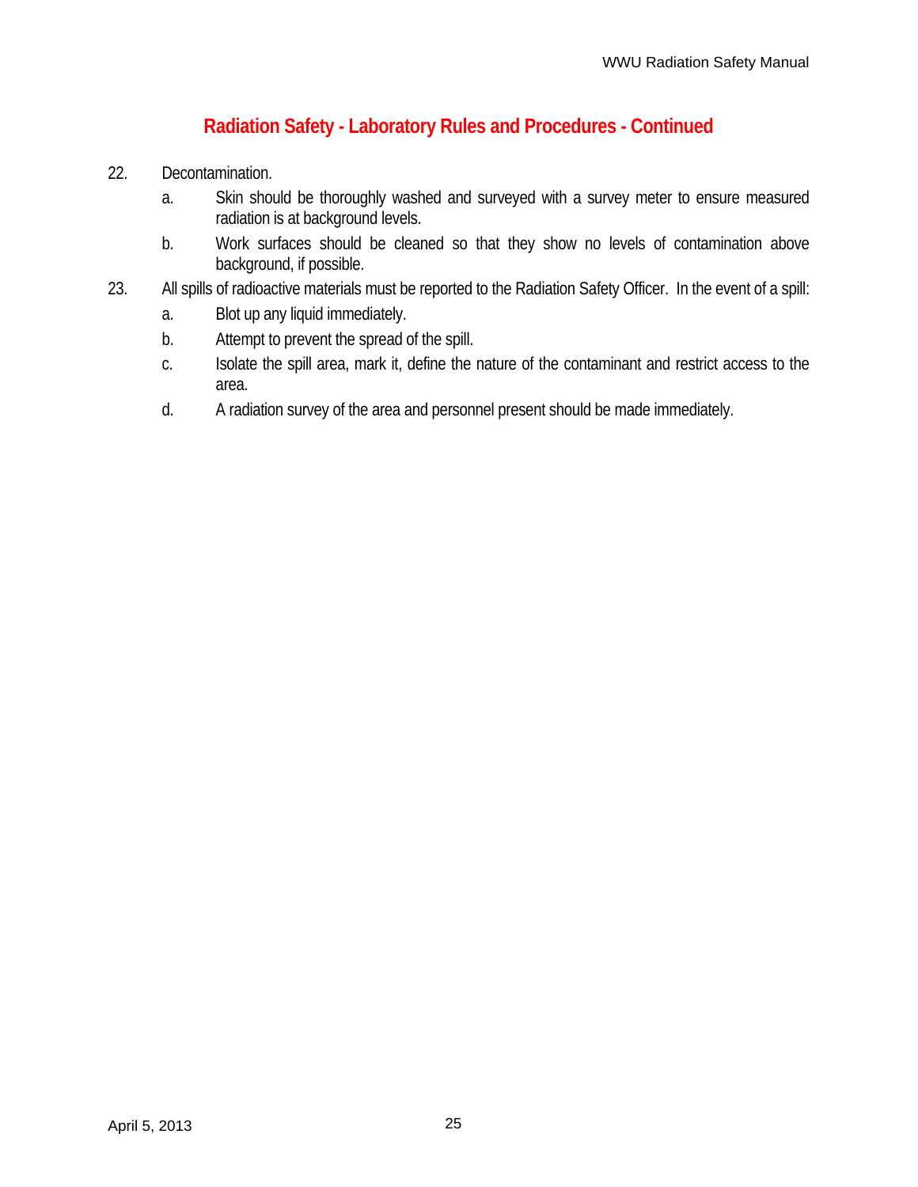## Radiation Safety - Laboratory Rules and Procedures - Continued

22. Decontamination.
    a. Skin should be thoroughly washed and surveyed with a survey meter to ensure measured radiation is at background levels.
    b. Work surfaces should be cleaned so that they show no levels of contamination above background, if possible.
23. All spills of radioactive materials must be reported to the Radiation Safety Officer. In the event of a spill:
    a. Blot up any liquid immediately.
    b. Attempt to prevent the spread of the spill.
    c. Isolate the spill area, mark it, define the nature of the contaminant and restrict access to the area.
    d. A radiation survey of the area and personnel present should be made immediately.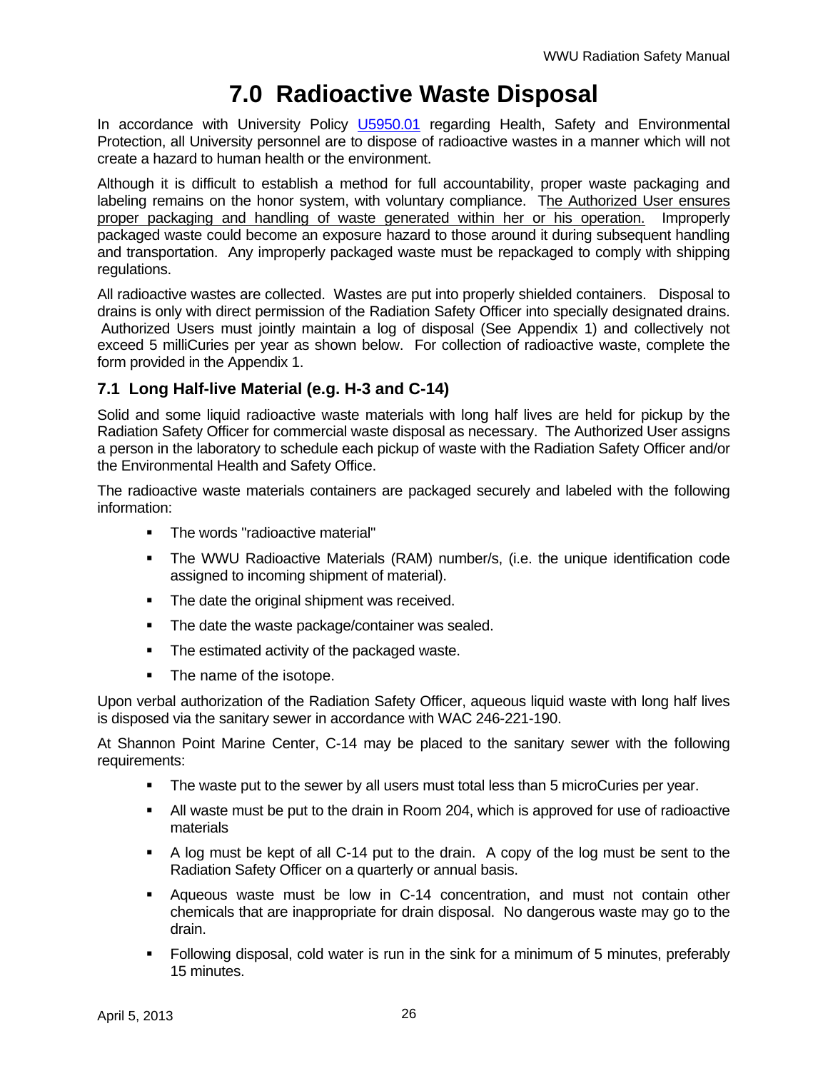# 7.0 Radioactive Waste Disposal

In accordance with University Policy U5950.01 regarding Health, Safety and Environmental Protection, all University personnel are to dispose of radioactive wastes in a manner which will not create a hazard to human health or the environment.

Although it is difficult to establish a method for full accountability, proper waste packaging and labeling remains on the honor system, with voluntary compliance. The Authorized User ensures proper packaging and handling of waste generated within her or his operation. Improperly packaged waste could become an exposure hazard to those around it during subsequent handling and transportation. Any improperly packaged waste must be repackaged to comply with shipping regulations.

All radioactive wastes are collected. Wastes are put into properly shielded containers. Disposal to drains is only with direct permission of the Radiation Safety Officer into specially designated drains. Authorized Users must jointly maintain a log of disposal (See Appendix 1) and collectively not exceed 5 milliCuries per year as shown below. For collection of radioactive waste, complete the form provided in the Appendix 1.

## 7.1 Long Half-live Material (e.g. H-3 and C-14)

Solid and some liquid radioactive waste materials with long half lives are held for pickup by the Radiation Safety Officer for commercial waste disposal as necessary. The Authorized User assigns a person in the laboratory to schedule each pickup of waste with the Radiation Safety Officer and/or the Environmental Health and Safety Office.

The radioactive waste materials containers are packaged securely and labeled with the following information:

- The words "radioactive material"
- The WWU Radioactive Materials (RAM) number/s, (i.e. the unique identification code assigned to incoming shipment of material).
- The date the original shipment was received.
- The date the waste package/container was sealed.
- The estimated activity of the packaged waste.
- The name of the isotope.

Upon verbal authorization of the Radiation Safety Officer, aqueous liquid waste with long half lives is disposed via the sanitary sewer in accordance with WAC 246-221-190.

At Shannon Point Marine Center, C-14 may be placed to the sanitary sewer with the following requirements:

- The waste put to the sewer by all users must total less than 5 microCuries per year.
- All waste must be put to the drain in Room 204, which is approved for use of radioactive materials
- A log must be kept of all C-14 put to the drain. A copy of the log must be sent to the Radiation Safety Officer on a quarterly or annual basis.
- Aqueous waste must be low in C-14 concentration, and must not contain other chemicals that are inappropriate for drain disposal. No dangerous waste may go to the drain.
- Following disposal, cold water is run in the sink for a minimum of 5 minutes, preferably 15 minutes.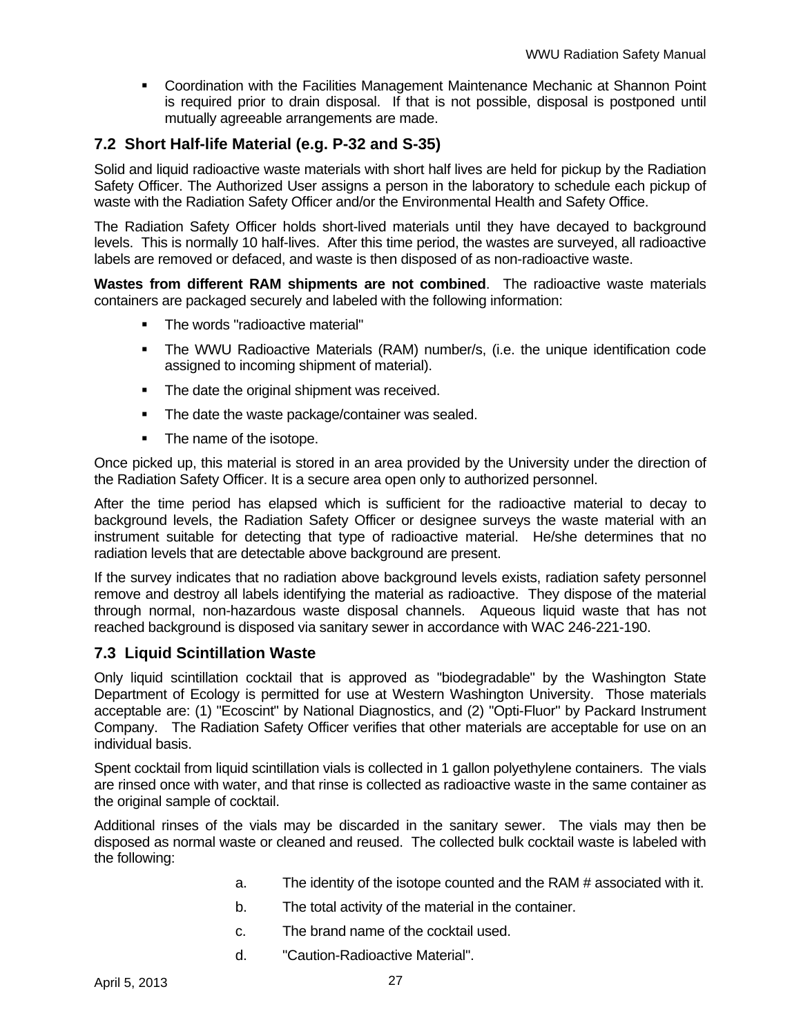- Coordination with the Facilities Management Maintenance Mechanic at Shannon Point is required prior to drain disposal. If that is not possible, disposal is postponed until mutually agreeable arrangements are made.

## 7.2 Short Half-life Material (e.g. P-32 and S-35)

Solid and liquid radioactive waste materials with short half lives are held for pickup by the Radiation Safety Officer. The Authorized User assigns a person in the laboratory to schedule each pickup of waste with the Radiation Safety Officer and/or the Environmental Health and Safety Office.

The Radiation Safety Officer holds short-lived materials until they have decayed to background levels. This is normally 10 half-lives. After this time period, the wastes are surveyed, all radioactive labels are removed or defaced, and waste is then disposed of as non-radioactive waste.

**Wastes from different RAM shipments are not combined**. The radioactive waste materials containers are packaged securely and labeled with the following information:

- The words "radioactive material"
- The WWU Radioactive Materials (RAM) number/s, (i.e. the unique identification code assigned to incoming shipment of material).
- The date the original shipment was received.
- The date the waste package/container was sealed.
- The name of the isotope.

Once picked up, this material is stored in an area provided by the University under the direction of the Radiation Safety Officer. It is a secure area open only to authorized personnel.

After the time period has elapsed which is sufficient for the radioactive material to decay to background levels, the Radiation Safety Officer or designee surveys the waste material with an instrument suitable for detecting that type of radioactive material. He/she determines that no radiation levels that are detectable above background are present.

If the survey indicates that no radiation above background levels exists, radiation safety personnel remove and destroy all labels identifying the material as radioactive. They dispose of the material through normal, non-hazardous waste disposal channels. Aqueous liquid waste that has not reached background is disposed via sanitary sewer in accordance with WAC 246-221-190.

## 7.3 Liquid Scintillation Waste

Only liquid scintillation cocktail that is approved as "biodegradable" by the Washington State Department of Ecology is permitted for use at Western Washington University. Those materials acceptable are: (1) "Ecoscint" by National Diagnostics, and (2) "Opti-Fluor" by Packard Instrument Company. The Radiation Safety Officer verifies that other materials are acceptable for use on an individual basis.

Spent cocktail from liquid scintillation vials is collected in 1 gallon polyethylene containers. The vials are rinsed once with water, and that rinse is collected as radioactive waste in the same container as the original sample of cocktail.

Additional rinses of the vials may be discarded in the sanitary sewer. The vials may then be disposed as normal waste or cleaned and reused. The collected bulk cocktail waste is labeled with the following:

a. The identity of the isotope counted and the RAM # associated with it.

b. The total activity of the material in the container.

c. The brand name of the cocktail used.

d. "Caution-Radioactive Material".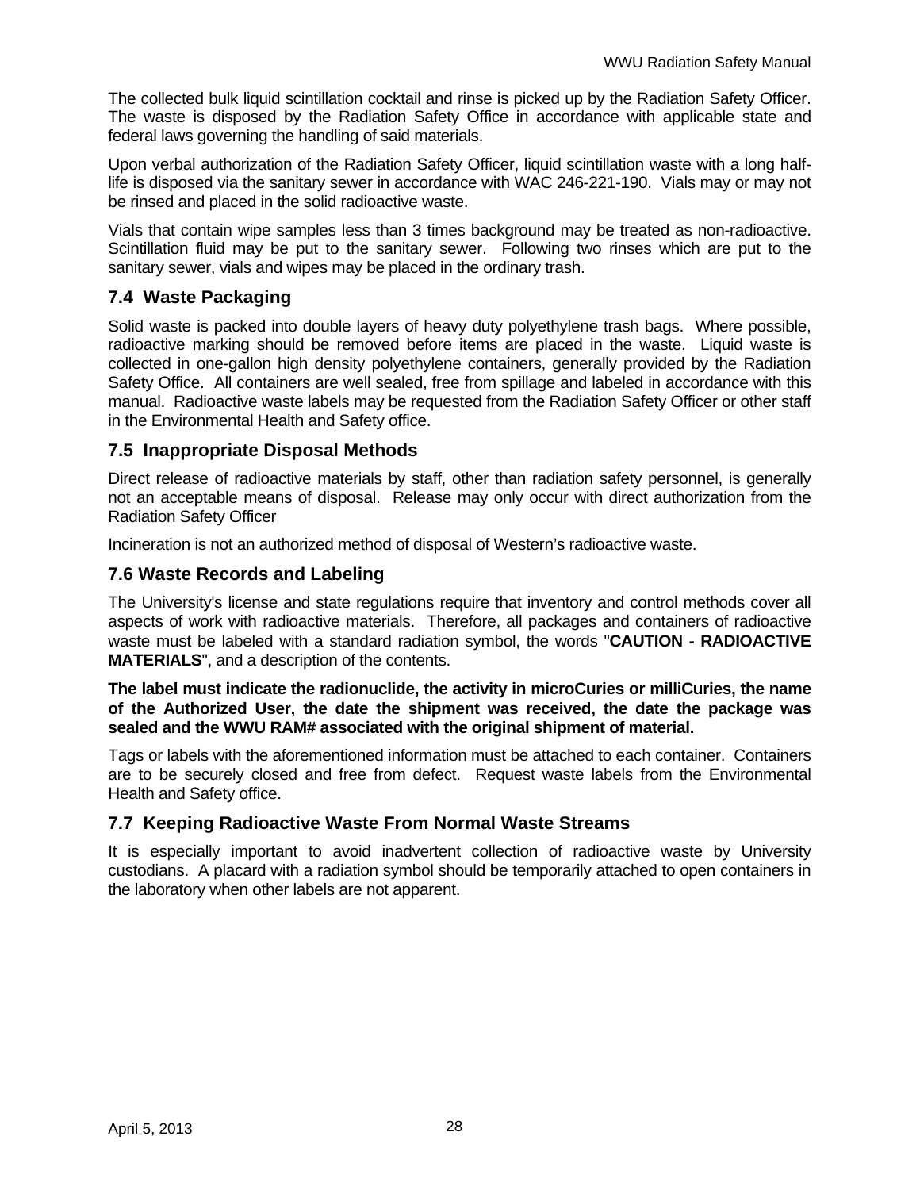The collected bulk liquid scintillation cocktail and rinse is picked up by the Radiation Safety Officer. The waste is disposed by the Radiation Safety Office in accordance with applicable state and federal laws governing the handling of said materials.

Upon verbal authorization of the Radiation Safety Officer, liquid scintillation waste with a long half-life is disposed via the sanitary sewer in accordance with WAC 246-221-190. Vials may or may not be rinsed and placed in the solid radioactive waste.

Vials that contain wipe samples less than 3 times background may be treated as non-radioactive. Scintillation fluid may be put to the sanitary sewer. Following two rinses which are put to the sanitary sewer, vials and wipes may be placed in the ordinary trash.

## 7.4 Waste Packaging

Solid waste is packed into double layers of heavy duty polyethylene trash bags. Where possible, radioactive marking should be removed before items are placed in the waste. Liquid waste is collected in one-gallon high density polyethylene containers, generally provided by the Radiation Safety Office. All containers are well sealed, free from spillage and labeled in accordance with this manual. Radioactive waste labels may be requested from the Radiation Safety Officer or other staff in the Environmental Health and Safety office.

## 7.5 Inappropriate Disposal Methods

Direct release of radioactive materials by staff, other than radiation safety personnel, is generally not an acceptable means of disposal. Release may only occur with direct authorization from the Radiation Safety Officer

Incineration is not an authorized method of disposal of Western's radioactive waste.

## 7.6 Waste Records and Labeling

The University's license and state regulations require that inventory and control methods cover all aspects of work with radioactive materials. Therefore, all packages and containers of radioactive waste must be labeled with a standard radiation symbol, the words "**CAUTION - RADIOACTIVE MATERIALS**", and a description of the contents.

**The label must indicate the radionuclide, the activity in microCuries or milliCuries, the name of the Authorized User, the date the shipment was received, the date the package was sealed and the WWU RAM# associated with the original shipment of material.**

Tags or labels with the aforementioned information must be attached to each container. Containers are to be securely closed and free from defect. Request waste labels from the Environmental Health and Safety office.

## 7.7 Keeping Radioactive Waste From Normal Waste Streams

It is especially important to avoid inadvertent collection of radioactive waste by University custodians. A placard with a radiation symbol should be temporarily attached to open containers in the laboratory when other labels are not apparent.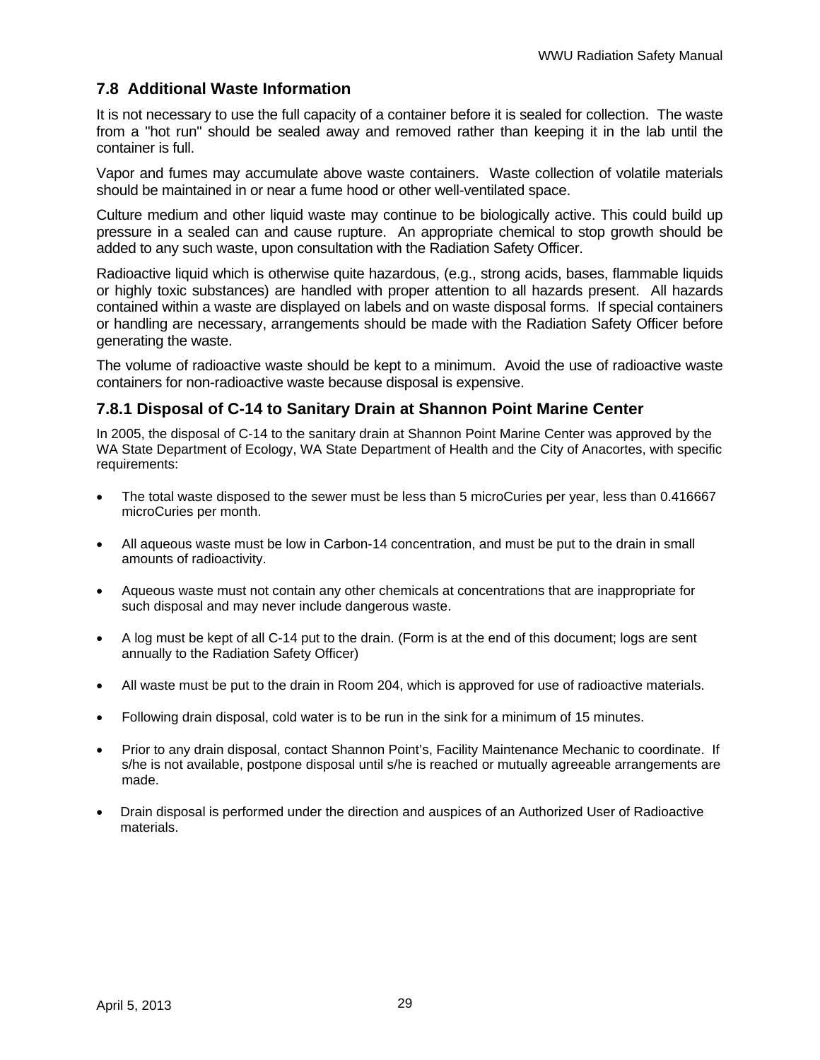## 7.8 Additional Waste Information

It is not necessary to use the full capacity of a container before it is sealed for collection. The waste from a "hot run" should be sealed away and removed rather than keeping it in the lab until the container is full.

Vapor and fumes may accumulate above waste containers. Waste collection of volatile materials should be maintained in or near a fume hood or other well-ventilated space.

Culture medium and other liquid waste may continue to be biologically active. This could build up pressure in a sealed can and cause rupture. An appropriate chemical to stop growth should be added to any such waste, upon consultation with the Radiation Safety Officer.

Radioactive liquid which is otherwise quite hazardous, (e.g., strong acids, bases, flammable liquids or highly toxic substances) are handled with proper attention to all hazards present. All hazards contained within a waste are displayed on labels and on waste disposal forms. If special containers or handling are necessary, arrangements should be made with the Radiation Safety Officer before generating the waste.

The volume of radioactive waste should be kept to a minimum. Avoid the use of radioactive waste containers for non-radioactive waste because disposal is expensive.

### 7.8.1 Disposal of C-14 to Sanitary Drain at Shannon Point Marine Center

In 2005, the disposal of C-14 to the sanitary drain at Shannon Point Marine Center was approved by the WA State Department of Ecology, WA State Department of Health and the City of Anacortes, with specific requirements:

- The total waste disposed to the sewer must be less than 5 microCuries per year, less than 0.416667 microCuries per month.
- All aqueous waste must be low in Carbon-14 concentration, and must be put to the drain in small amounts of radioactivity.
- Aqueous waste must not contain any other chemicals at concentrations that are inappropriate for such disposal and may never include dangerous waste.
- A log must be kept of all C-14 put to the drain. (Form is at the end of this document; logs are sent annually to the Radiation Safety Officer)
- All waste must be put to the drain in Room 204, which is approved for use of radioactive materials.
- Following drain disposal, cold water is to be run in the sink for a minimum of 15 minutes.
- Prior to any drain disposal, contact Shannon Point's, Facility Maintenance Mechanic to coordinate. If s/he is not available, postpone disposal until s/he is reached or mutually agreeable arrangements are made.
- Drain disposal is performed under the direction and auspices of an Authorized User of Radioactive materials.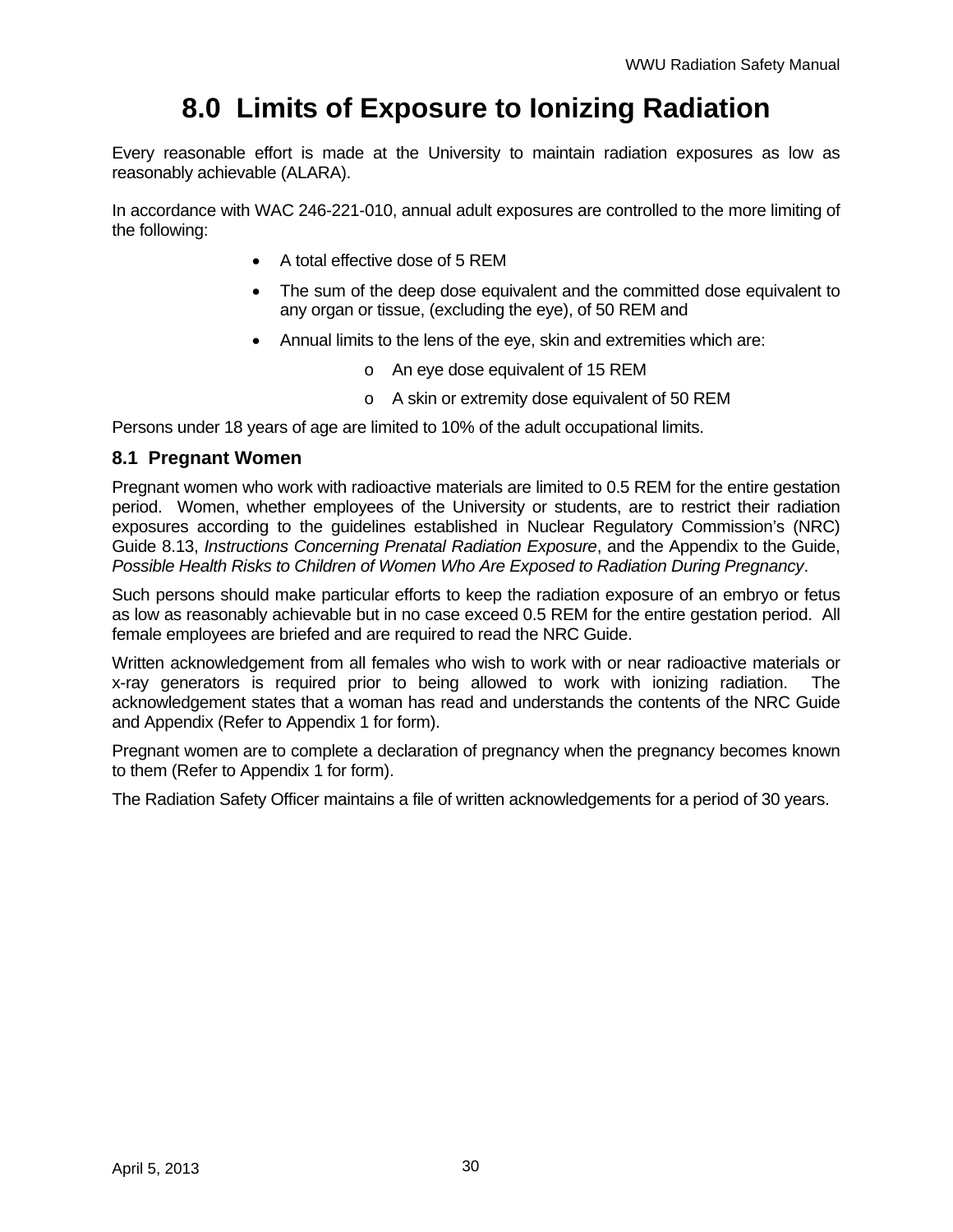# 8.0 Limits of Exposure to Ionizing Radiation

Every reasonable effort is made at the University to maintain radiation exposures as low as reasonably achievable (ALARA).

In accordance with WAC 246-221-010, annual adult exposures are controlled to the more limiting of the following:

- A total effective dose of 5 REM
- The sum of the deep dose equivalent and the committed dose equivalent to any organ or tissue, (excluding the eye), of 50 REM and
- Annual limits to the lens of the eye, skin and extremities which are:
  - An eye dose equivalent of 15 REM
  - A skin or extremity dose equivalent of 50 REM

Persons under 18 years of age are limited to 10% of the adult occupational limits.

## 8.1 Pregnant Women

Pregnant women who work with radioactive materials are limited to 0.5 REM for the entire gestation period. Women, whether employees of the University or students, are to restrict their radiation exposures according to the guidelines established in Nuclear Regulatory Commission's (NRC) Guide 8.13, *Instructions Concerning Prenatal Radiation Exposure*, and the Appendix to the Guide, *Possible Health Risks to Children of Women Who Are Exposed to Radiation During Pregnancy*.

Such persons should make particular efforts to keep the radiation exposure of an embryo or fetus as low as reasonably achievable but in no case exceed 0.5 REM for the entire gestation period. All female employees are briefed and are required to read the NRC Guide.

Written acknowledgement from all females who wish to work with or near radioactive materials or x-ray generators is required prior to being allowed to work with ionizing radiation. The acknowledgement states that a woman has read and understands the contents of the NRC Guide and Appendix (Refer to Appendix 1 for form).

Pregnant women are to complete a declaration of pregnancy when the pregnancy becomes known to them (Refer to Appendix 1 for form).

The Radiation Safety Officer maintains a file of written acknowledgements for a period of 30 years.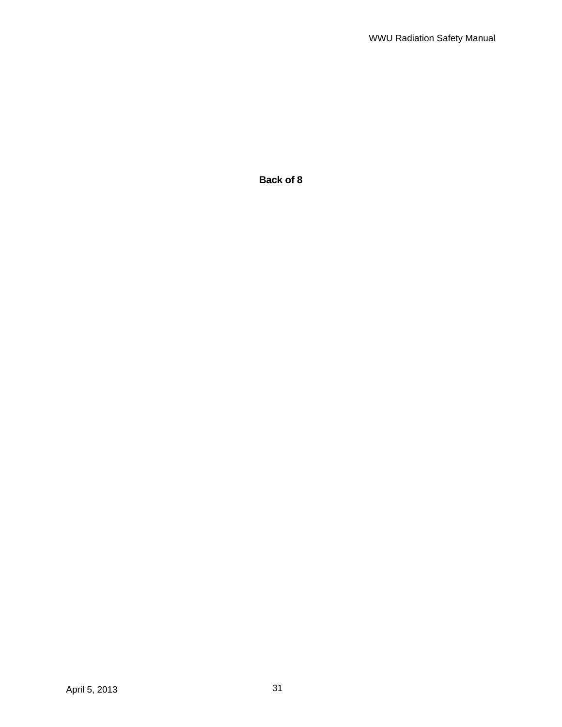**Back of 8**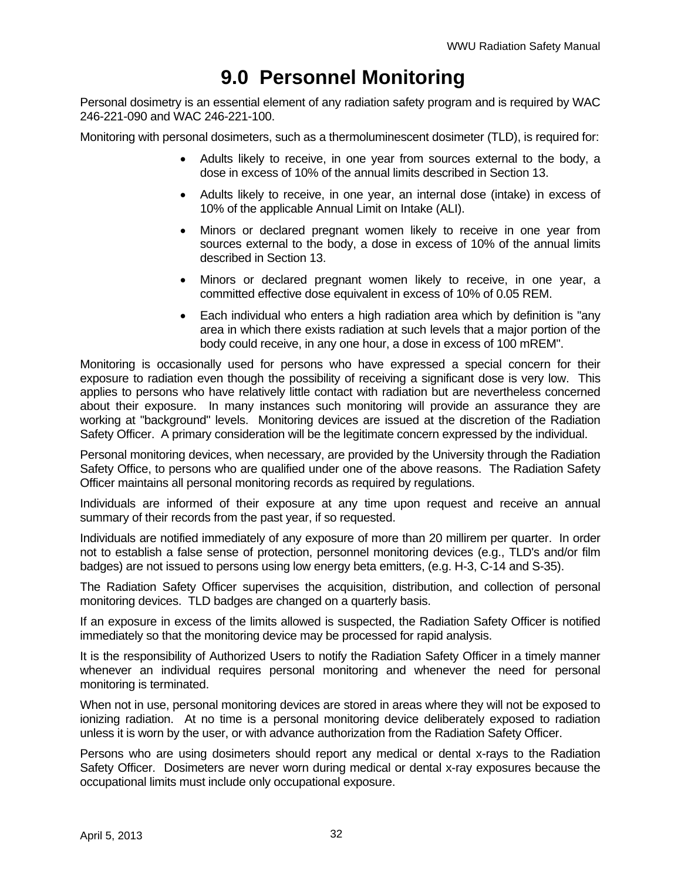# 9.0 Personnel Monitoring

Personal dosimetry is an essential element of any radiation safety program and is required by WAC 246-221-090 and WAC 246-221-100.

Monitoring with personal dosimeters, such as a thermoluminescent dosimeter (TLD), is required for:

- Adults likely to receive, in one year from sources external to the body, a dose in excess of 10% of the annual limits described in Section 13.
- Adults likely to receive, in one year, an internal dose (intake) in excess of 10% of the applicable Annual Limit on Intake (ALI).
- Minors or declared pregnant women likely to receive in one year from sources external to the body, a dose in excess of 10% of the annual limits described in Section 13.
- Minors or declared pregnant women likely to receive, in one year, a committed effective dose equivalent in excess of 10% of 0.05 REM.
- Each individual who enters a high radiation area which by definition is "any area in which there exists radiation at such levels that a major portion of the body could receive, in any one hour, a dose in excess of 100 mREM".

Monitoring is occasionally used for persons who have expressed a special concern for their exposure to radiation even though the possibility of receiving a significant dose is very low. This applies to persons who have relatively little contact with radiation but are nevertheless concerned about their exposure. In many instances such monitoring will provide an assurance they are working at "background" levels. Monitoring devices are issued at the discretion of the Radiation Safety Officer. A primary consideration will be the legitimate concern expressed by the individual.

Personal monitoring devices, when necessary, are provided by the University through the Radiation Safety Office, to persons who are qualified under one of the above reasons. The Radiation Safety Officer maintains all personal monitoring records as required by regulations.

Individuals are informed of their exposure at any time upon request and receive an annual summary of their records from the past year, if so requested.

Individuals are notified immediately of any exposure of more than 20 millirem per quarter. In order not to establish a false sense of protection, personnel monitoring devices (e.g., TLD's and/or film badges) are not issued to persons using low energy beta emitters, (e.g. H-3, C-14 and S-35).

The Radiation Safety Officer supervises the acquisition, distribution, and collection of personal monitoring devices. TLD badges are changed on a quarterly basis.

If an exposure in excess of the limits allowed is suspected, the Radiation Safety Officer is notified immediately so that the monitoring device may be processed for rapid analysis.

It is the responsibility of Authorized Users to notify the Radiation Safety Officer in a timely manner whenever an individual requires personal monitoring and whenever the need for personal monitoring is terminated.

When not in use, personal monitoring devices are stored in areas where they will not be exposed to ionizing radiation. At no time is a personal monitoring device deliberately exposed to radiation unless it is worn by the user, or with advance authorization from the Radiation Safety Officer.

Persons who are using dosimeters should report any medical or dental x-rays to the Radiation Safety Officer. Dosimeters are never worn during medical or dental x-ray exposures because the occupational limits must include only occupational exposure.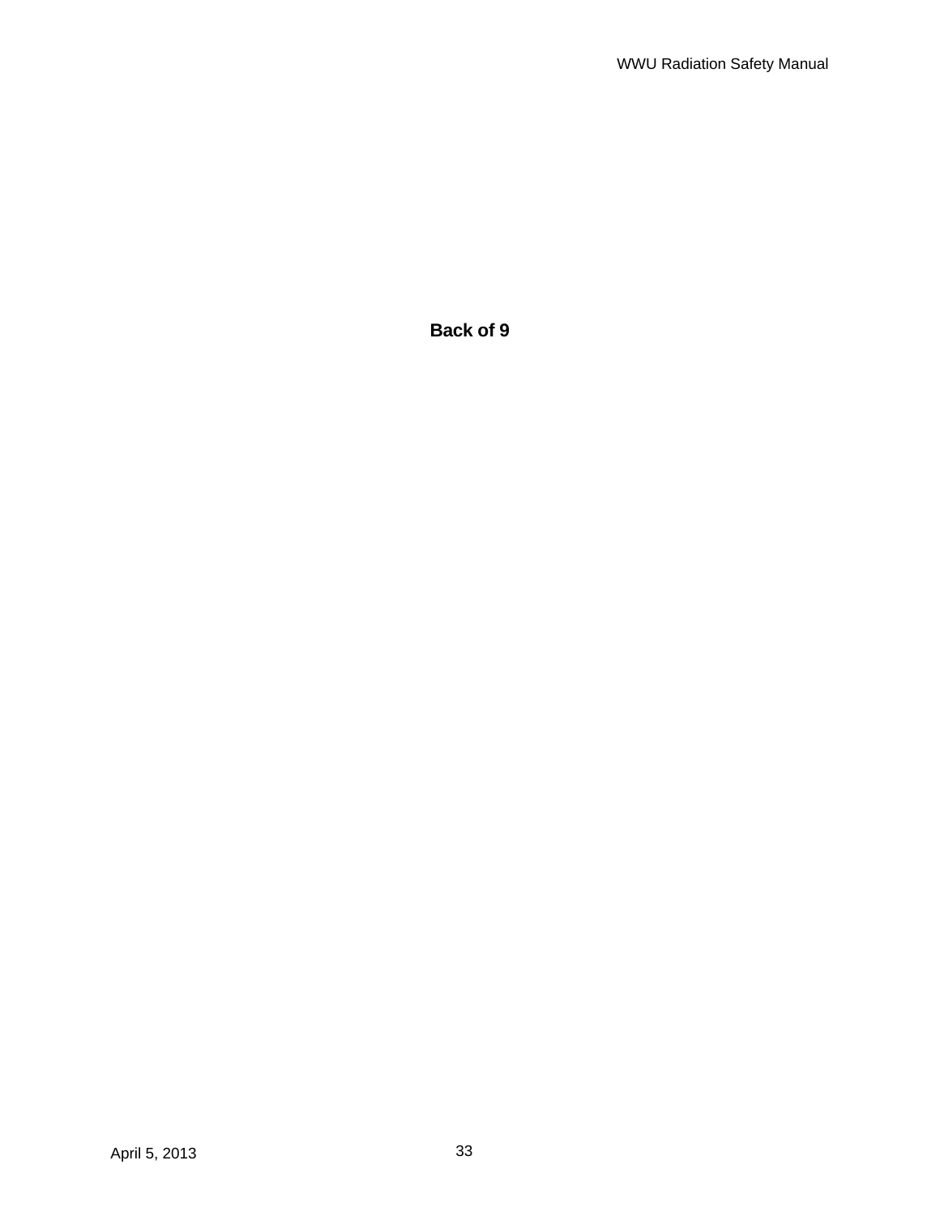**Back of 9**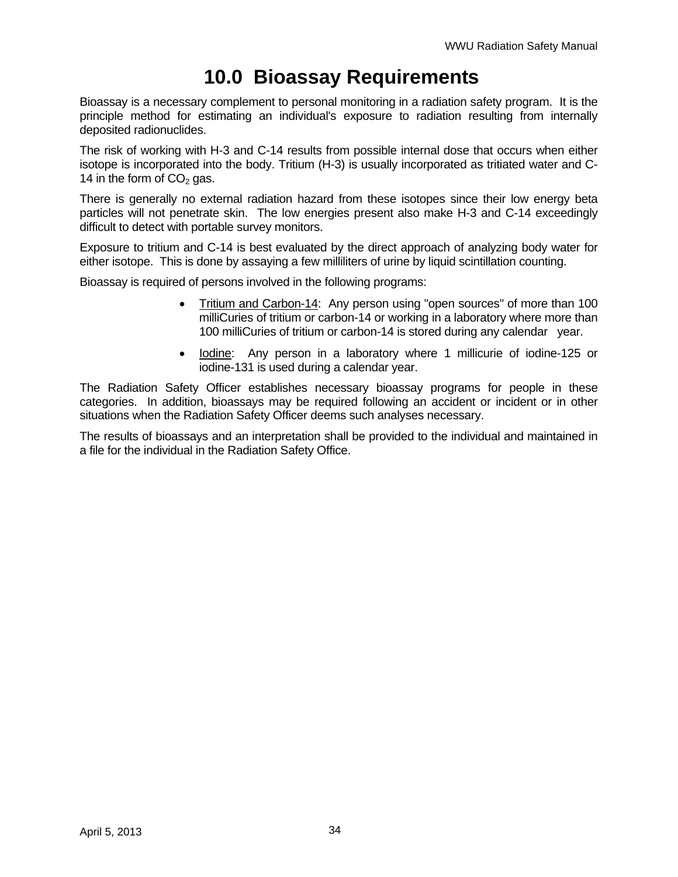# 10.0 Bioassay Requirements

Bioassay is a necessary complement to personal monitoring in a radiation safety program. It is the principle method for estimating an individual's exposure to radiation resulting from internally deposited radionuclides.

The risk of working with H-3 and C-14 results from possible internal dose that occurs when either isotope is incorporated into the body. Tritium (H-3) is usually incorporated as tritiated water and C-14 in the form of $CO_2$ gas.

There is generally no external radiation hazard from these isotopes since their low energy beta particles will not penetrate skin. The low energies present also make H-3 and C-14 exceedingly difficult to detect with portable survey monitors.

Exposure to tritium and C-14 is best evaluated by the direct approach of analyzing body water for either isotope. This is done by assaying a few milliliters of urine by liquid scintillation counting.

Bioassay is required of persons involved in the following programs:

- <u>Tritium and Carbon-14</u>: Any person using "open sources" of more than 100 milliCuries of tritium or carbon-14 or working in a laboratory where more than 100 milliCuries of tritium or carbon-14 is stored during any calendar year.
- <u>Iodine</u>: Any person in a laboratory where 1 millicurie of iodine-125 or iodine-131 is used during a calendar year.

The Radiation Safety Officer establishes necessary bioassay programs for people in these categories. In addition, bioassays may be required following an accident or incident or in other situations when the Radiation Safety Officer deems such analyses necessary.

The results of bioassays and an interpretation shall be provided to the individual and maintained in a file for the individual in the Radiation Safety Office.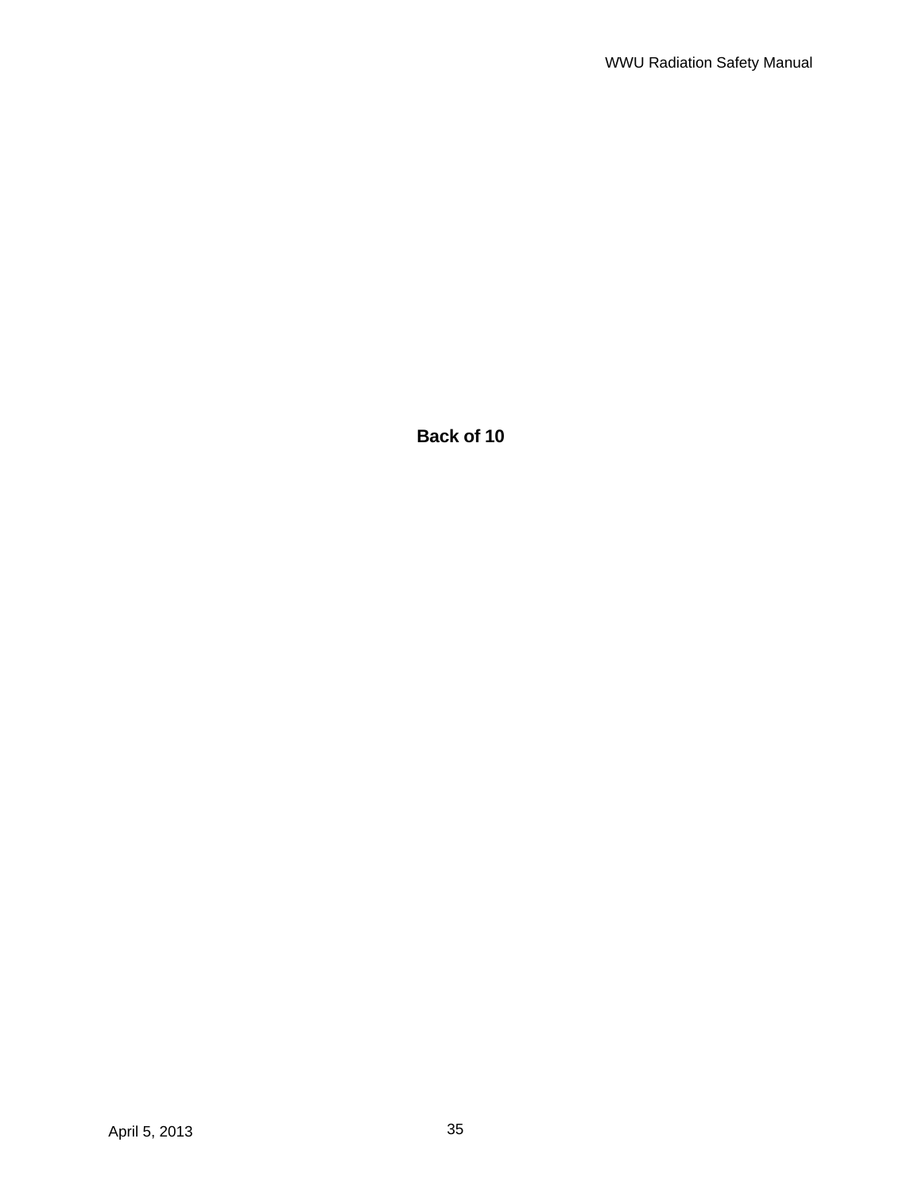**Back of 10**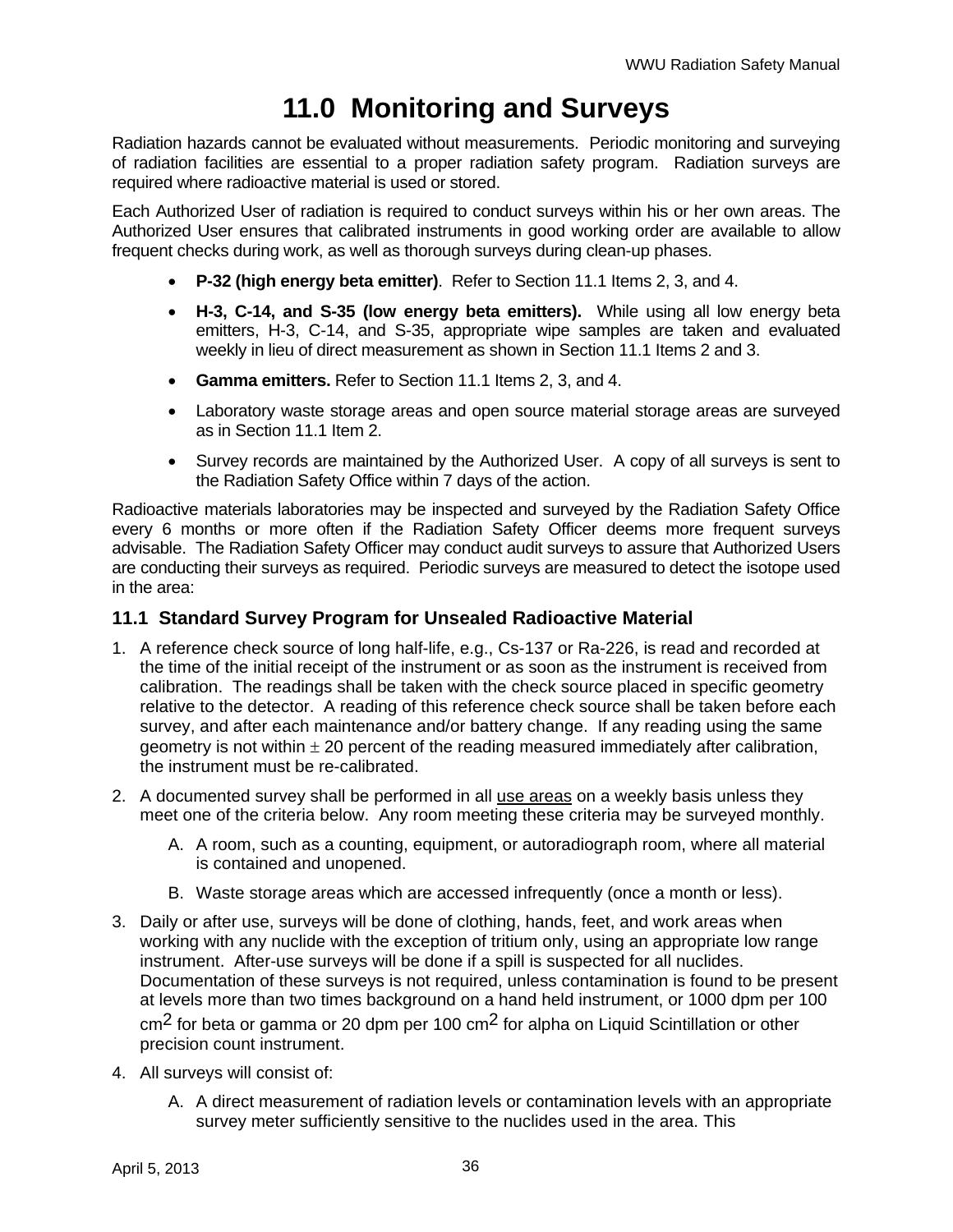# 11.0 Monitoring and Surveys

Radiation hazards cannot be evaluated without measurements. Periodic monitoring and surveying of radiation facilities are essential to a proper radiation safety program. Radiation surveys are required where radioactive material is used or stored.

Each Authorized User of radiation is required to conduct surveys within his or her own areas. The Authorized User ensures that calibrated instruments in good working order are available to allow frequent checks during work, as well as thorough surveys during clean-up phases.

- **P-32 (high energy beta emitter)**. Refer to Section 11.1 Items 2, 3, and 4.
- **H-3, C-14, and S-35 (low energy beta emitters).** While using all low energy beta emitters, H-3, C-14, and S-35, appropriate wipe samples are taken and evaluated weekly in lieu of direct measurement as shown in Section 11.1 Items 2 and 3.
- **Gamma emitters.** Refer to Section 11.1 Items 2, 3, and 4.
- Laboratory waste storage areas and open source material storage areas are surveyed as in Section 11.1 Item 2.
- Survey records are maintained by the Authorized User. A copy of all surveys is sent to the Radiation Safety Office within 7 days of the action.

Radioactive materials laboratories may be inspected and surveyed by the Radiation Safety Office every 6 months or more often if the Radiation Safety Officer deems more frequent surveys advisable. The Radiation Safety Officer may conduct audit surveys to assure that Authorized Users are conducting their surveys as required. Periodic surveys are measured to detect the isotope used in the area:

## 11.1 Standard Survey Program for Unsealed Radioactive Material

1. A reference check source of long half-life, e.g., Cs-137 or Ra-226, is read and recorded at the time of the initial receipt of the instrument or as soon as the instrument is received from calibration. The readings shall be taken with the check source placed in specific geometry relative to the detector. A reading of this reference check source shall be taken before each survey, and after each maintenance and/or battery change. If any reading using the same geometry is not within $\pm$ 20 percent of the reading measured immediately after calibration, the instrument must be re-calibrated.
2. A documented survey shall be performed in all use areas on a weekly basis unless they meet one of the criteria below. Any room meeting these criteria may be surveyed monthly.
   A. A room, such as a counting, equipment, or autoradiograph room, where all material is contained and unopened.
   
   B. Waste storage areas which are accessed infrequently (once a month or less).
3. Daily or after use, surveys will be done of clothing, hands, feet, and work areas when working with any nuclide with the exception of tritium only, using an appropriate low range instrument. After-use surveys will be done if a spill is suspected for all nuclides. Documentation of these surveys is not required, unless contamination is found to be present at levels more than two times background on a hand held instrument, or 1000 dpm per 100 $cm^2$ for beta or gamma or 20 dpm per 100 $cm^2$ for alpha on Liquid Scintillation or other precision count instrument.
4. All surveys will consist of:
   A. A direct measurement of radiation levels or contamination levels with an appropriate survey meter sufficiently sensitive to the nuclides used in the area. This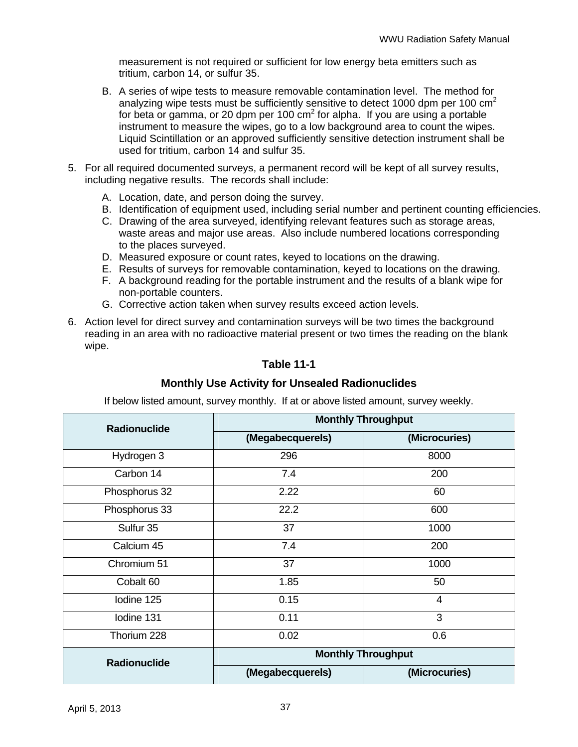measurement is not required or sufficient for low energy beta emitters such as tritium, carbon 14, or sulfur 35.

B. A series of wipe tests to measure removable contamination level. The method for analyzing wipe tests must be sufficiently sensitive to detect 1000 dpm per 100 $cm^2$ for beta or gamma, or 20 dpm per 100 $cm^2$ for alpha. If you are using a portable instrument to measure the wipes, go to a low background area to count the wipes. Liquid Scintillation or an approved sufficiently sensitive detection instrument shall be used for tritium, carbon 14 and sulfur 35.

5. For all required documented surveys, a permanent record will be kept of all survey results, including negative results. The records shall include:
   A. Location, date, and person doing the survey.
   B. Identification of equipment used, including serial number and pertinent counting efficiencies.
   C. Drawing of the area surveyed, identifying relevant features such as storage areas, waste areas and major use areas. Also include numbered locations corresponding to the places surveyed.
   D. Measured exposure or count rates, keyed to locations on the drawing.
   E. Results of surveys for removable contamination, keyed to locations on the drawing.
   F. A background reading for the portable instrument and the results of a blank wipe for non-portable counters.
   G. Corrective action taken when survey results exceed action levels.
6. Action level for direct survey and contamination surveys will be two times the background reading in an area with no radioactive material present or two times the reading on the blank wipe.

**Table 11-1**

**Monthly Use Activity for Unsealed Radionuclides**

If below listed amount, survey monthly. If at or above listed amount, survey weekly.

| Radionuclide | Monthly Throughput | |
|---|---|---|
| | (Megabecquerels) | (Microcuries) |
| Hydrogen 3 | 296 | 8000 |
| Carbon 14 | 7.4 | 200 |
| Phosphorus 32 | 2.22 | 60 |
| Phosphorus 33 | 22.2 | 600 |
| Sulfur 35 | 37 | 1000 |
| Calcium 45 | 7.4 | 200 |
| Chromium 51 | 37 | 1000 |
| Cobalt 60 | 1.85 | 50 |
| Iodine 125 | 0.15 | 4 |
| Iodine 131 | 0.11 | 3 |
| Thorium 228 | 0.02 | 0.6 |
| Radionuclide | Monthly Throughput | |
| | (Megabecquerels) | (Microcuries) |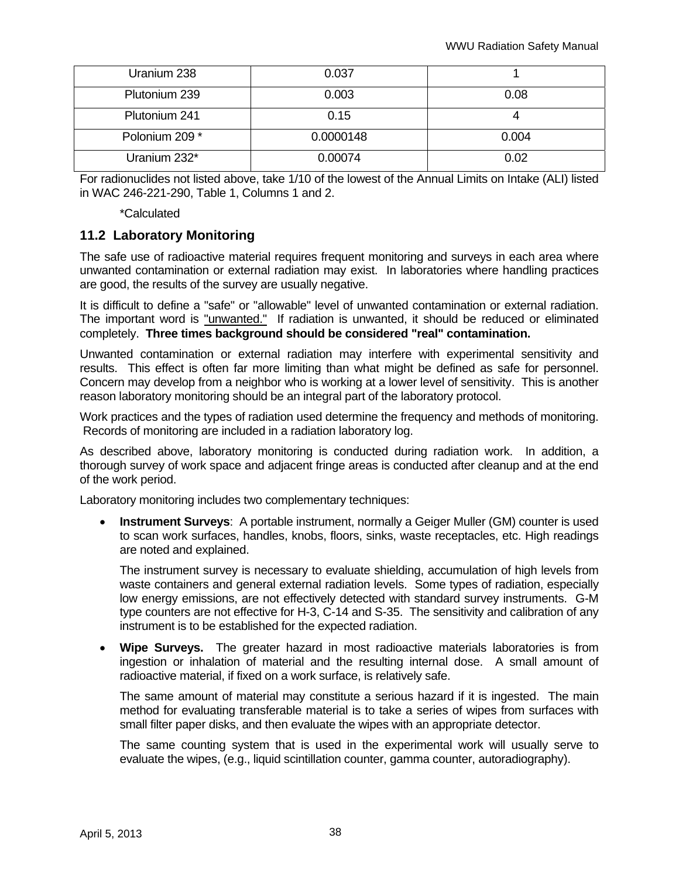| | | |
|---|---|---|
| Uranium 238 | 0.037 | 1 |
| Plutonium 239 | 0.003 | 0.08 |
| Plutonium 241 | 0.15 | 4 |
| Polonium 209 * | 0.0000148 | 0.004 |
| Uranium 232* | 0.00074 | 0.02 |

For radionuclides not listed above, take 1/10 of the lowest of the Annual Limits on Intake (ALI) listed in WAC 246-221-290, Table 1, Columns 1 and 2.

*Calculated

## 11.2 Laboratory Monitoring

The safe use of radioactive material requires frequent monitoring and surveys in each area where unwanted contamination or external radiation may exist. In laboratories where handling practices are good, the results of the survey are usually negative.

It is difficult to define a "safe" or "allowable" level of unwanted contamination or external radiation. The important word is "unwanted." If radiation is unwanted, it should be reduced or eliminated completely. **Three times background should be considered "real" contamination.**

Unwanted contamination or external radiation may interfere with experimental sensitivity and results. This effect is often far more limiting than what might be defined as safe for personnel. Concern may develop from a neighbor who is working at a lower level of sensitivity. This is another reason laboratory monitoring should be an integral part of the laboratory protocol.

Work practices and the types of radiation used determine the frequency and methods of monitoring. Records of monitoring are included in a radiation laboratory log.

As described above, laboratory monitoring is conducted during radiation work. In addition, a thorough survey of work space and adjacent fringe areas is conducted after cleanup and at the end of the work period.

Laboratory monitoring includes two complementary techniques:

- **Instrument Surveys**: A portable instrument, normally a Geiger Muller (GM) counter is used to scan work surfaces, handles, knobs, floors, sinks, waste receptacles, etc. High readings are noted and explained.

  The instrument survey is necessary to evaluate shielding, accumulation of high levels from waste containers and general external radiation levels. Some types of radiation, especially low energy emissions, are not effectively detected with standard survey instruments. G-M type counters are not effective for H-3, C-14 and S-35. The sensitivity and calibration of any instrument is to be established for the expected radiation.

- **Wipe Surveys.** The greater hazard in most radioactive materials laboratories is from ingestion or inhalation of material and the resulting internal dose. A small amount of radioactive material, if fixed on a work surface, is relatively safe.

  The same amount of material may constitute a serious hazard if it is ingested. The main method for evaluating transferable material is to take a series of wipes from surfaces with small filter paper disks, and then evaluate the wipes with an appropriate detector.

  The same counting system that is used in the experimental work will usually serve to evaluate the wipes, (e.g., liquid scintillation counter, gamma counter, autoradiography).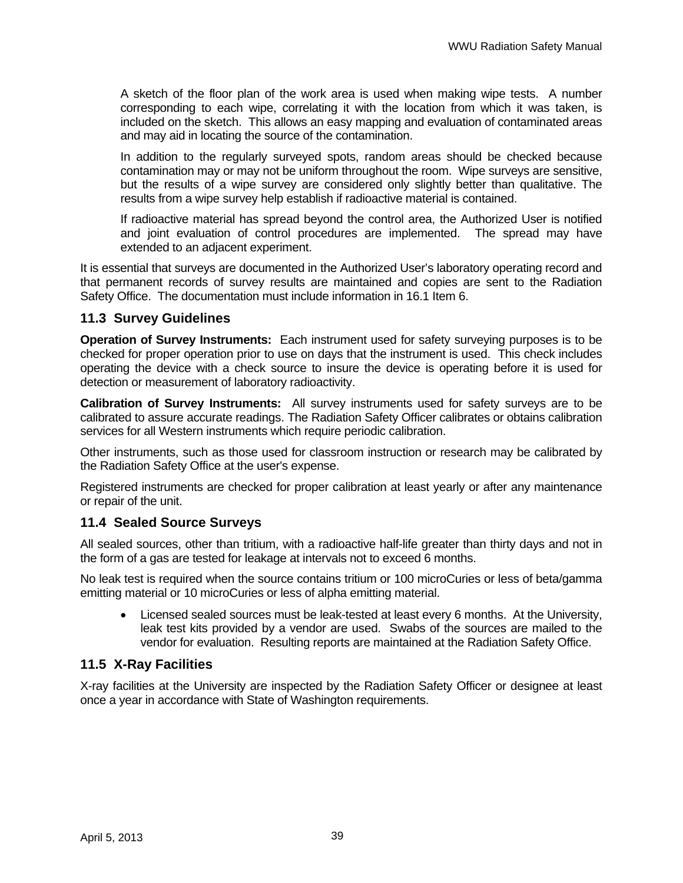A sketch of the floor plan of the work area is used when making wipe tests. A number corresponding to each wipe, correlating it with the location from which it was taken, is included on the sketch. This allows an easy mapping and evaluation of contaminated areas and may aid in locating the source of the contamination.

In addition to the regularly surveyed spots, random areas should be checked because contamination may or may not be uniform throughout the room. Wipe surveys are sensitive, but the results of a wipe survey are considered only slightly better than qualitative. The results from a wipe survey help establish if radioactive material is contained.

If radioactive material has spread beyond the control area, the Authorized User is notified and joint evaluation of control procedures are implemented. The spread may have extended to an adjacent experiment.

It is essential that surveys are documented in the Authorized User's laboratory operating record and that permanent records of survey results are maintained and copies are sent to the Radiation Safety Office. The documentation must include information in 16.1 Item 6.

## 11.3 Survey Guidelines

**Operation of Survey Instruments:** Each instrument used for safety surveying purposes is to be checked for proper operation prior to use on days that the instrument is used. This check includes operating the device with a check source to insure the device is operating before it is used for detection or measurement of laboratory radioactivity.

**Calibration of Survey Instruments:** All survey instruments used for safety surveys are to be calibrated to assure accurate readings. The Radiation Safety Officer calibrates or obtains calibration services for all Western instruments which require periodic calibration.

Other instruments, such as those used for classroom instruction or research may be calibrated by the Radiation Safety Office at the user's expense.

Registered instruments are checked for proper calibration at least yearly or after any maintenance or repair of the unit.

## 11.4 Sealed Source Surveys

All sealed sources, other than tritium, with a radioactive half-life greater than thirty days and not in the form of a gas are tested for leakage at intervals not to exceed 6 months.

No leak test is required when the source contains tritium or 100 microCuries or less of beta/gamma emitting material or 10 microCuries or less of alpha emitting material.

- Licensed sealed sources must be leak-tested at least every 6 months. At the University, leak test kits provided by a vendor are used. Swabs of the sources are mailed to the vendor for evaluation. Resulting reports are maintained at the Radiation Safety Office.

## 11.5 X-Ray Facilities

X-ray facilities at the University are inspected by the Radiation Safety Officer or designee at least once a year in accordance with State of Washington requirements.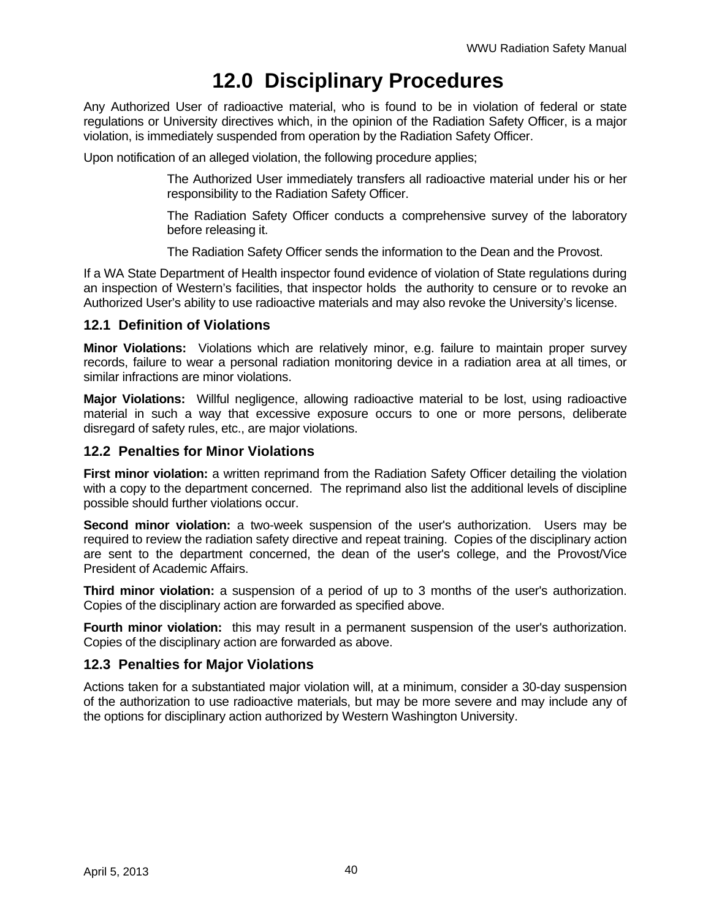# 12.0 Disciplinary Procedures

Any Authorized User of radioactive material, who is found to be in violation of federal or state regulations or University directives which, in the opinion of the Radiation Safety Officer, is a major violation, is immediately suspended from operation by the Radiation Safety Officer.

Upon notification of an alleged violation, the following procedure applies;

> The Authorized User immediately transfers all radioactive material under his or her responsibility to the Radiation Safety Officer.
>
> The Radiation Safety Officer conducts a comprehensive survey of the laboratory before releasing it.
>
> The Radiation Safety Officer sends the information to the Dean and the Provost.

If a WA State Department of Health inspector found evidence of violation of State regulations during an inspection of Western's facilities, that inspector holds the authority to censure or to revoke an Authorized User's ability to use radioactive materials and may also revoke the University's license.

## 12.1 Definition of Violations

**Minor Violations:** Violations which are relatively minor, e.g. failure to maintain proper survey records, failure to wear a personal radiation monitoring device in a radiation area at all times, or similar infractions are minor violations.

**Major Violations:** Willful negligence, allowing radioactive material to be lost, using radioactive material in such a way that excessive exposure occurs to one or more persons, deliberate disregard of safety rules, etc., are major violations.

## 12.2 Penalties for Minor Violations

**First minor violation:** a written reprimand from the Radiation Safety Officer detailing the violation with a copy to the department concerned. The reprimand also list the additional levels of discipline possible should further violations occur.

**Second minor violation:** a two-week suspension of the user's authorization. Users may be required to review the radiation safety directive and repeat training. Copies of the disciplinary action are sent to the department concerned, the dean of the user's college, and the Provost/Vice President of Academic Affairs.

**Third minor violation:** a suspension of a period of up to 3 months of the user's authorization. Copies of the disciplinary action are forwarded as specified above.

**Fourth minor violation:** this may result in a permanent suspension of the user's authorization. Copies of the disciplinary action are forwarded as above.

## 12.3 Penalties for Major Violations

Actions taken for a substantiated major violation will, at a minimum, consider a 30-day suspension of the authorization to use radioactive materials, but may be more severe and may include any of the options for disciplinary action authorized by Western Washington University.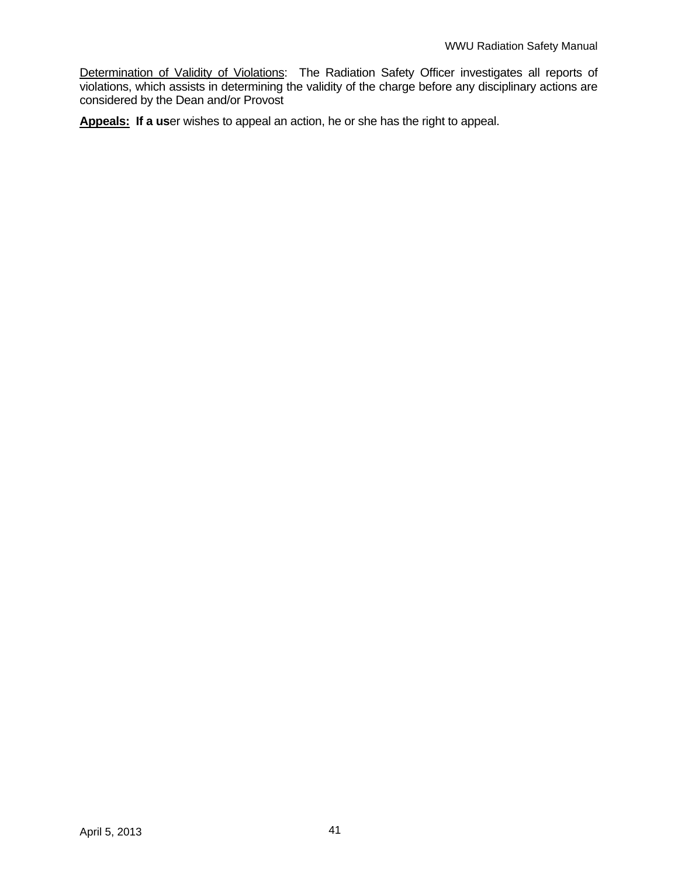<u>Determination of Validity of Violations</u>: The Radiation Safety Officer investigates all reports of violations, which assists in determining the validity of the charge before any disciplinary actions are considered by the Dean and/or Provost

**<u>Appeals:</u> If a us**er wishes to appeal an action, he or she has the right to appeal.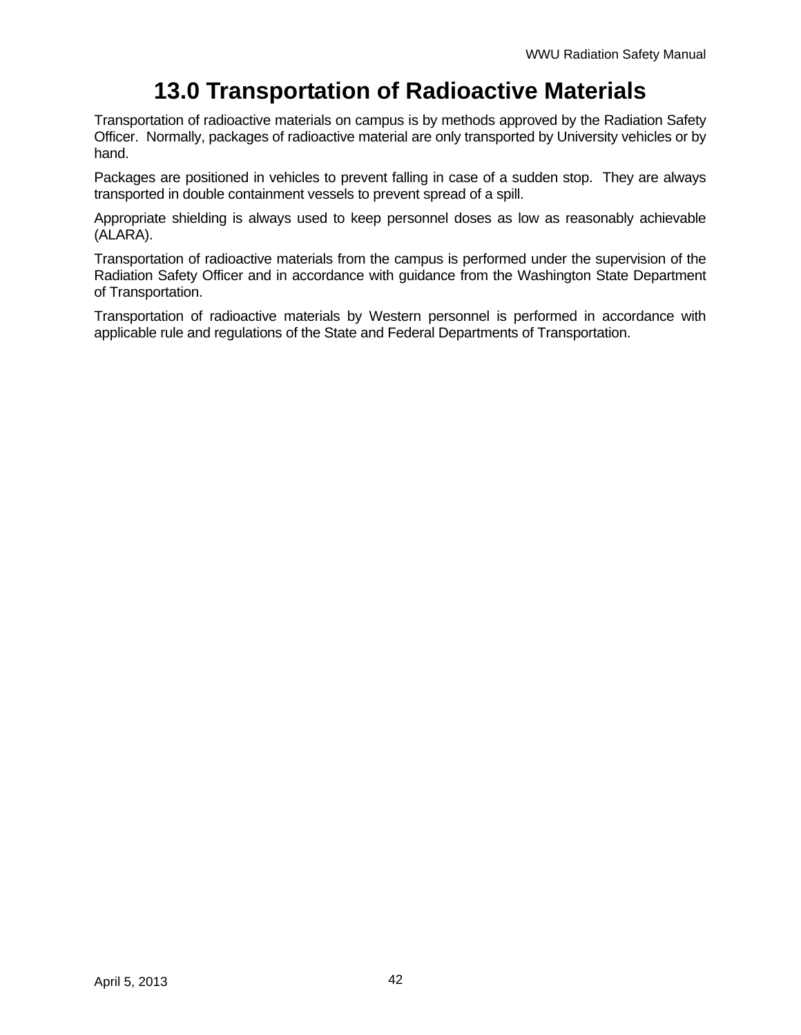# 13.0 Transportation of Radioactive Materials

Transportation of radioactive materials on campus is by methods approved by the Radiation Safety Officer. Normally, packages of radioactive material are only transported by University vehicles or by hand.

Packages are positioned in vehicles to prevent falling in case of a sudden stop. They are always transported in double containment vessels to prevent spread of a spill.

Appropriate shielding is always used to keep personnel doses as low as reasonably achievable (ALARA).

Transportation of radioactive materials from the campus is performed under the supervision of the Radiation Safety Officer and in accordance with guidance from the Washington State Department of Transportation.

Transportation of radioactive materials by Western personnel is performed in accordance with applicable rule and regulations of the State and Federal Departments of Transportation.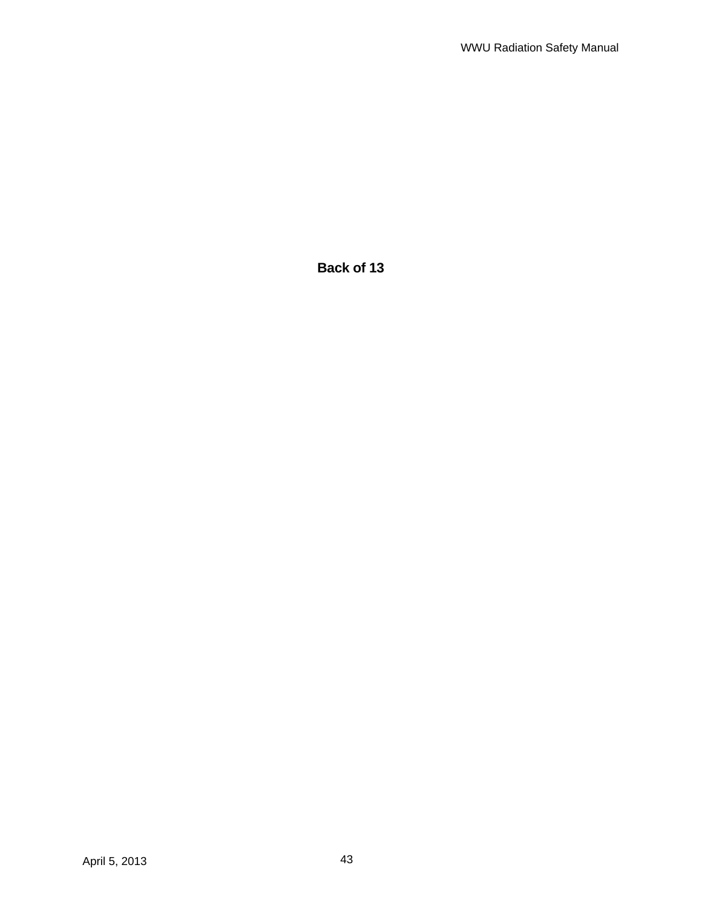**Back of 13**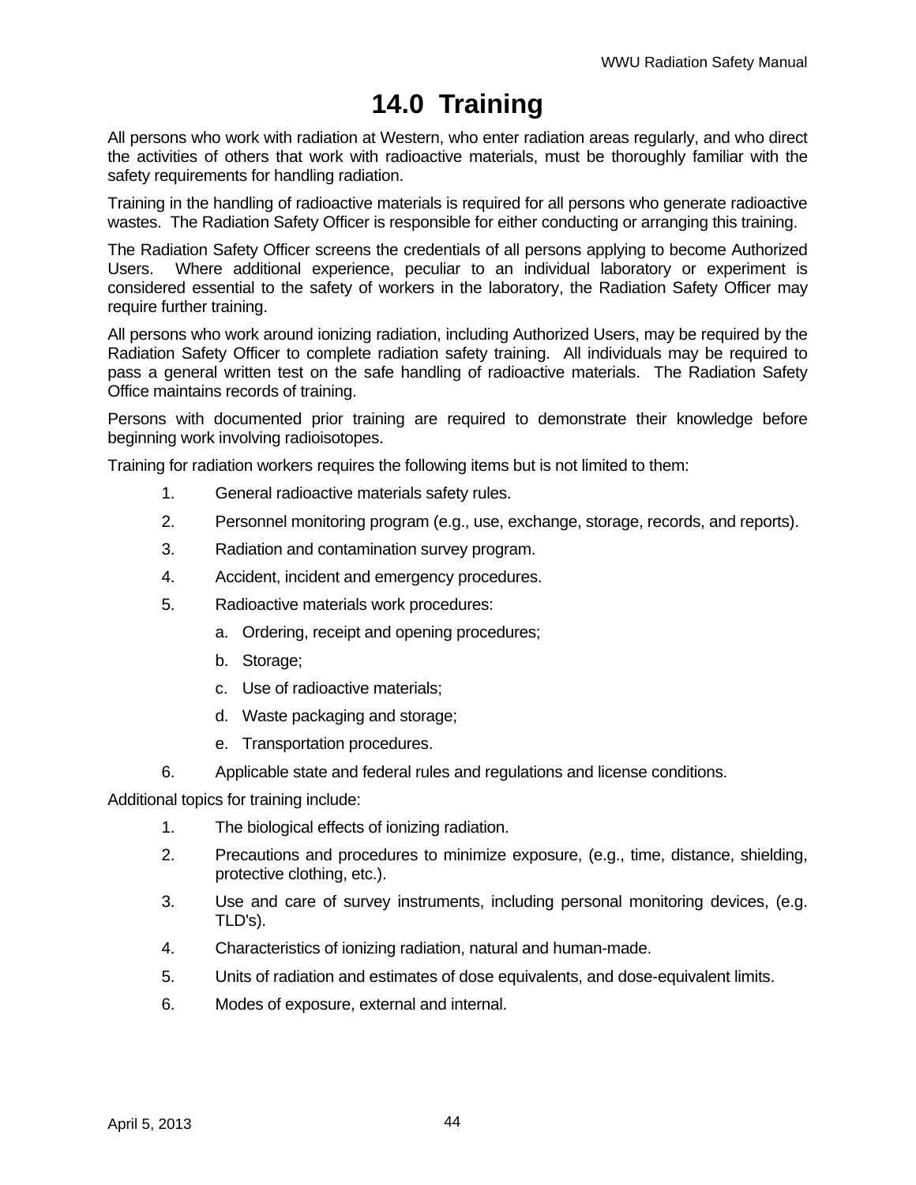# 14.0 Training

All persons who work with radiation at Western, who enter radiation areas regularly, and who direct the activities of others that work with radioactive materials, must be thoroughly familiar with the safety requirements for handling radiation.

Training in the handling of radioactive materials is required for all persons who generate radioactive wastes. The Radiation Safety Officer is responsible for either conducting or arranging this training.

The Radiation Safety Officer screens the credentials of all persons applying to become Authorized Users. Where additional experience, peculiar to an individual laboratory or experiment is considered essential to the safety of workers in the laboratory, the Radiation Safety Officer may require further training.

All persons who work around ionizing radiation, including Authorized Users, may be required by the Radiation Safety Officer to complete radiation safety training. All individuals may be required to pass a general written test on the safe handling of radioactive materials. The Radiation Safety Office maintains records of training.

Persons with documented prior training are required to demonstrate their knowledge before beginning work involving radioisotopes.

Training for radiation workers requires the following items but is not limited to them:

1. General radioactive materials safety rules.
2. Personnel monitoring program (e.g., use, exchange, storage, records, and reports).
3. Radiation and contamination survey program.
4. Accident, incident and emergency procedures.
5. Radioactive materials work procedures:
    a. Ordering, receipt and opening procedures;
    b. Storage;
    c. Use of radioactive materials;
    d. Waste packaging and storage;
    e. Transportation procedures.
6. Applicable state and federal rules and regulations and license conditions.

Additional topics for training include:

1. The biological effects of ionizing radiation.
2. Precautions and procedures to minimize exposure, (e.g., time, distance, shielding, protective clothing, etc.).
3. Use and care of survey instruments, including personal monitoring devices, (e.g. TLD's).
4. Characteristics of ionizing radiation, natural and human-made.
5. Units of radiation and estimates of dose equivalents, and dose-equivalent limits.
6. Modes of exposure, external and internal.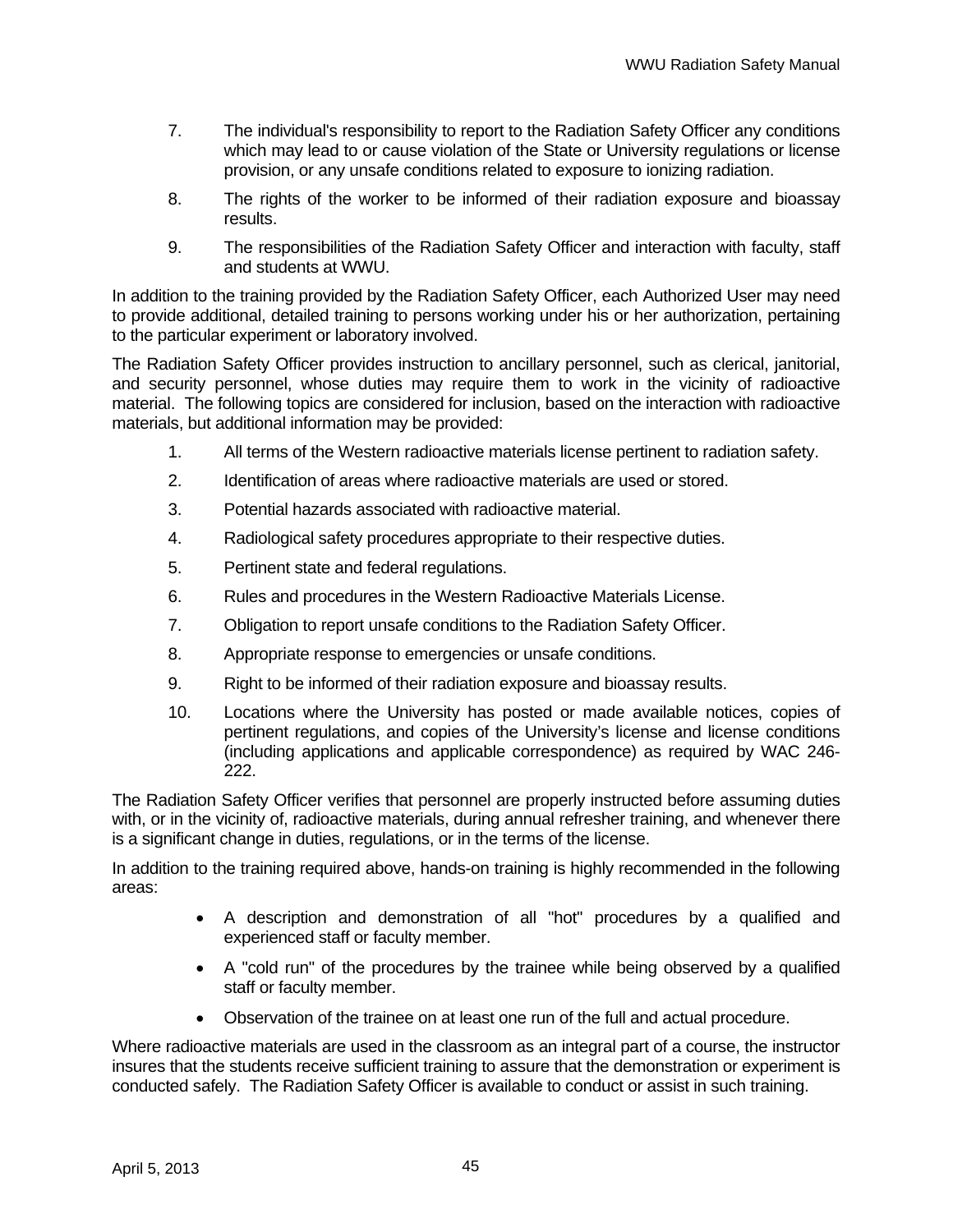7. The individual's responsibility to report to the Radiation Safety Officer any conditions which may lead to or cause violation of the State or University regulations or license provision, or any unsafe conditions related to exposure to ionizing radiation.

8. The rights of the worker to be informed of their radiation exposure and bioassay results.

9. The responsibilities of the Radiation Safety Officer and interaction with faculty, staff and students at WWU.

In addition to the training provided by the Radiation Safety Officer, each Authorized User may need to provide additional, detailed training to persons working under his or her authorization, pertaining to the particular experiment or laboratory involved.

The Radiation Safety Officer provides instruction to ancillary personnel, such as clerical, janitorial, and security personnel, whose duties may require them to work in the vicinity of radioactive material. The following topics are considered for inclusion, based on the interaction with radioactive materials, but additional information may be provided:

1. All terms of the Western radioactive materials license pertinent to radiation safety.
2. Identification of areas where radioactive materials are used or stored.
3. Potential hazards associated with radioactive material.
4. Radiological safety procedures appropriate to their respective duties.
5. Pertinent state and federal regulations.
6. Rules and procedures in the Western Radioactive Materials License.
7. Obligation to report unsafe conditions to the Radiation Safety Officer.
8. Appropriate response to emergencies or unsafe conditions.
9. Right to be informed of their radiation exposure and bioassay results.
10. Locations where the University has posted or made available notices, copies of pertinent regulations, and copies of the University's license and license conditions (including applications and applicable correspondence) as required by WAC 246-222.

The Radiation Safety Officer verifies that personnel are properly instructed before assuming duties with, or in the vicinity of, radioactive materials, during annual refresher training, and whenever there is a significant change in duties, regulations, or in the terms of the license.

In addition to the training required above, hands-on training is highly recommended in the following areas:

- A description and demonstration of all "hot" procedures by a qualified and experienced staff or faculty member.
- A "cold run" of the procedures by the trainee while being observed by a qualified staff or faculty member.
- Observation of the trainee on at least one run of the full and actual procedure.

Where radioactive materials are used in the classroom as an integral part of a course, the instructor insures that the students receive sufficient training to assure that the demonstration or experiment is conducted safely. The Radiation Safety Officer is available to conduct or assist in such training.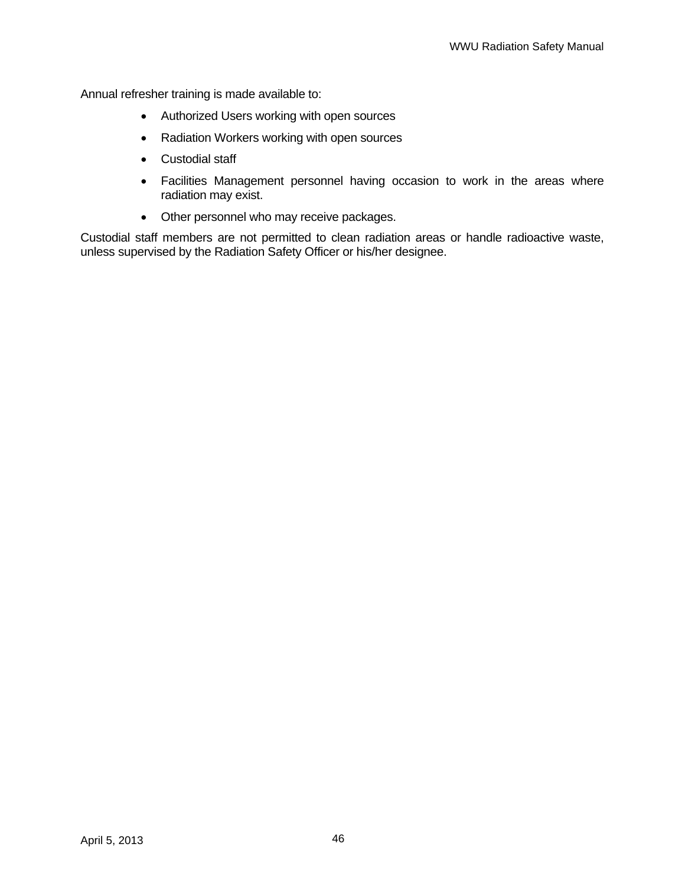Annual refresher training is made available to:

- Authorized Users working with open sources
- Radiation Workers working with open sources
- Custodial staff
- Facilities Management personnel having occasion to work in the areas where radiation may exist.
- Other personnel who may receive packages.

Custodial staff members are not permitted to clean radiation areas or handle radioactive waste, unless supervised by the Radiation Safety Officer or his/her designee.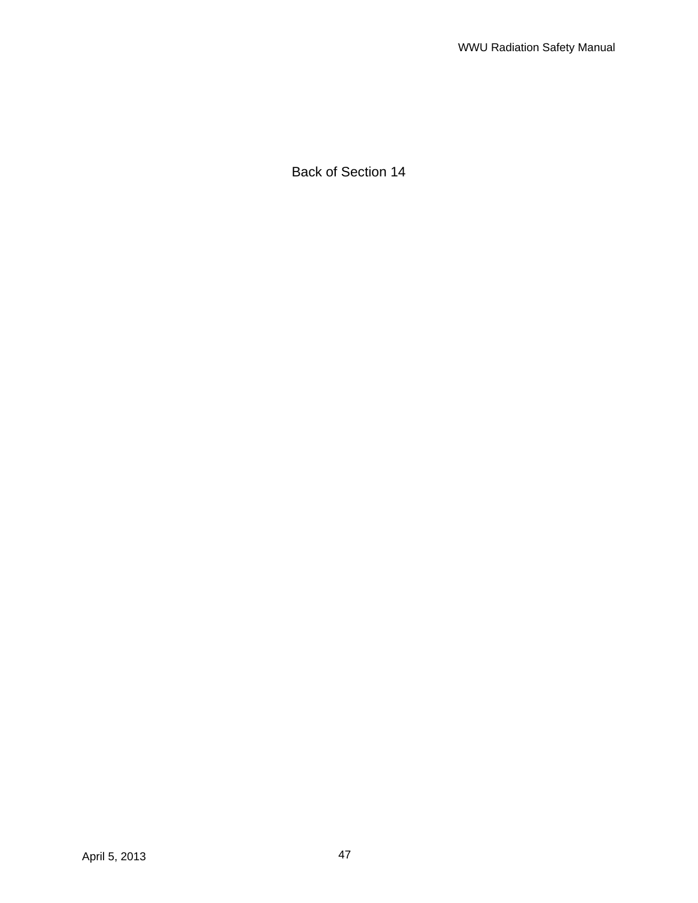Back of Section 14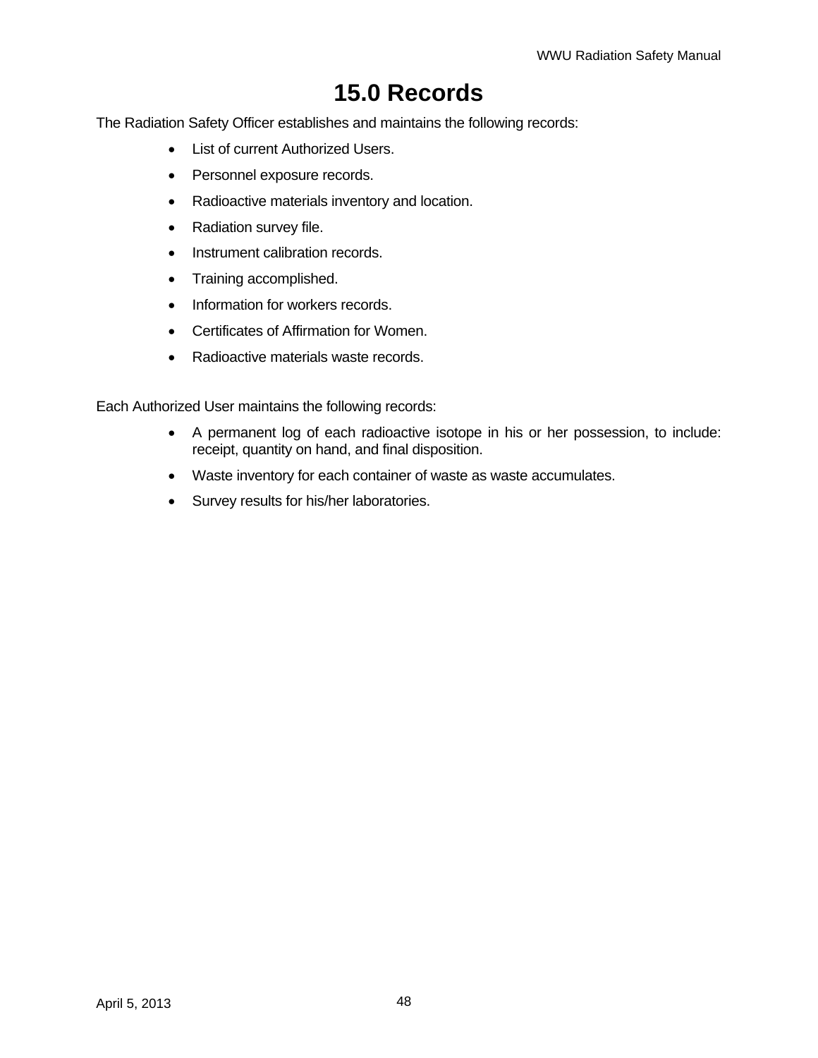# 15.0 Records

The Radiation Safety Officer establishes and maintains the following records:

- List of current Authorized Users.
- Personnel exposure records.
- Radioactive materials inventory and location.
- Radiation survey file.
- Instrument calibration records.
- Training accomplished.
- Information for workers records.
- Certificates of Affirmation for Women.
- Radioactive materials waste records.

Each Authorized User maintains the following records:

- A permanent log of each radioactive isotope in his or her possession, to include: receipt, quantity on hand, and final disposition.
- Waste inventory for each container of waste as waste accumulates.
- Survey results for his/her laboratories.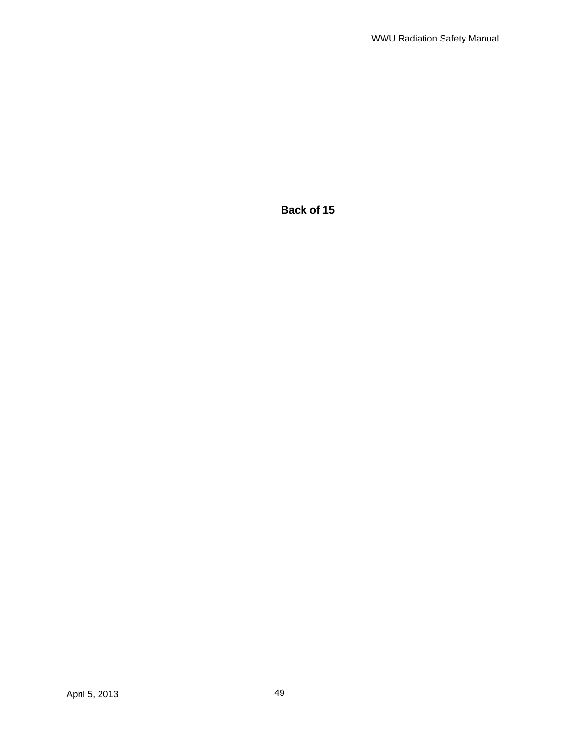**Back of 15**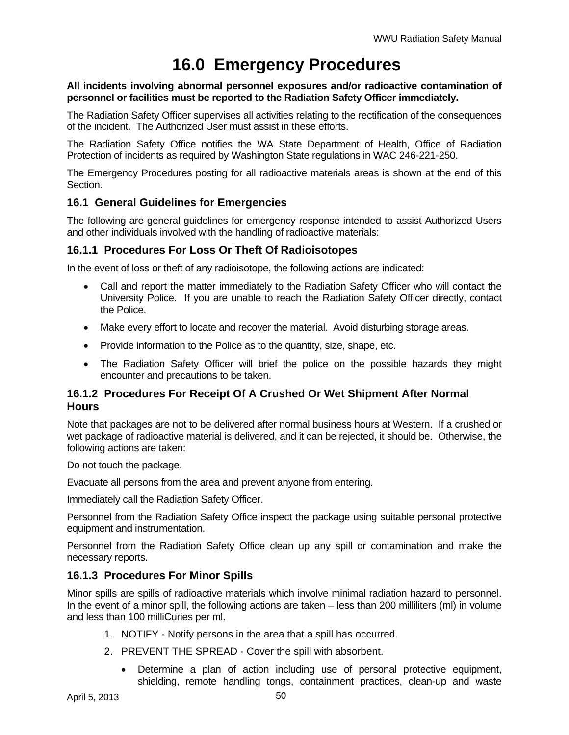# 16.0 Emergency Procedures

**All incidents involving abnormal personnel exposures and/or radioactive contamination of personnel or facilities must be reported to the Radiation Safety Officer immediately.**

The Radiation Safety Officer supervises all activities relating to the rectification of the consequences of the incident. The Authorized User must assist in these efforts.

The Radiation Safety Office notifies the WA State Department of Health, Office of Radiation Protection of incidents as required by Washington State regulations in WAC 246-221-250.

The Emergency Procedures posting for all radioactive materials areas is shown at the end of this Section.

## 16.1 General Guidelines for Emergencies

The following are general guidelines for emergency response intended to assist Authorized Users and other individuals involved with the handling of radioactive materials:

### 16.1.1 Procedures For Loss Or Theft Of Radioisotopes

In the event of loss or theft of any radioisotope, the following actions are indicated:

- Call and report the matter immediately to the Radiation Safety Officer who will contact the University Police. If you are unable to reach the Radiation Safety Officer directly, contact the Police.
- Make every effort to locate and recover the material. Avoid disturbing storage areas.
- Provide information to the Police as to the quantity, size, shape, etc.
- The Radiation Safety Officer will brief the police on the possible hazards they might encounter and precautions to be taken.

### 16.1.2 Procedures For Receipt Of A Crushed Or Wet Shipment After Normal Hours

Note that packages are not to be delivered after normal business hours at Western. If a crushed or wet package of radioactive material is delivered, and it can be rejected, it should be. Otherwise, the following actions are taken:

Do not touch the package.

Evacuate all persons from the area and prevent anyone from entering.

Immediately call the Radiation Safety Officer.

Personnel from the Radiation Safety Office inspect the package using suitable personal protective equipment and instrumentation.

Personnel from the Radiation Safety Office clean up any spill or contamination and make the necessary reports.

### 16.1.3 Procedures For Minor Spills

Minor spills are spills of radioactive materials which involve minimal radiation hazard to personnel. In the event of a minor spill, the following actions are taken – less than 200 milliliters (ml) in volume and less than 100 milliCuries per ml.

1. NOTIFY - Notify persons in the area that a spill has occurred.
2. PREVENT THE SPREAD - Cover the spill with absorbent.
   - Determine a plan of action including use of personal protective equipment, shielding, remote handling tongs, containment practices, clean-up and waste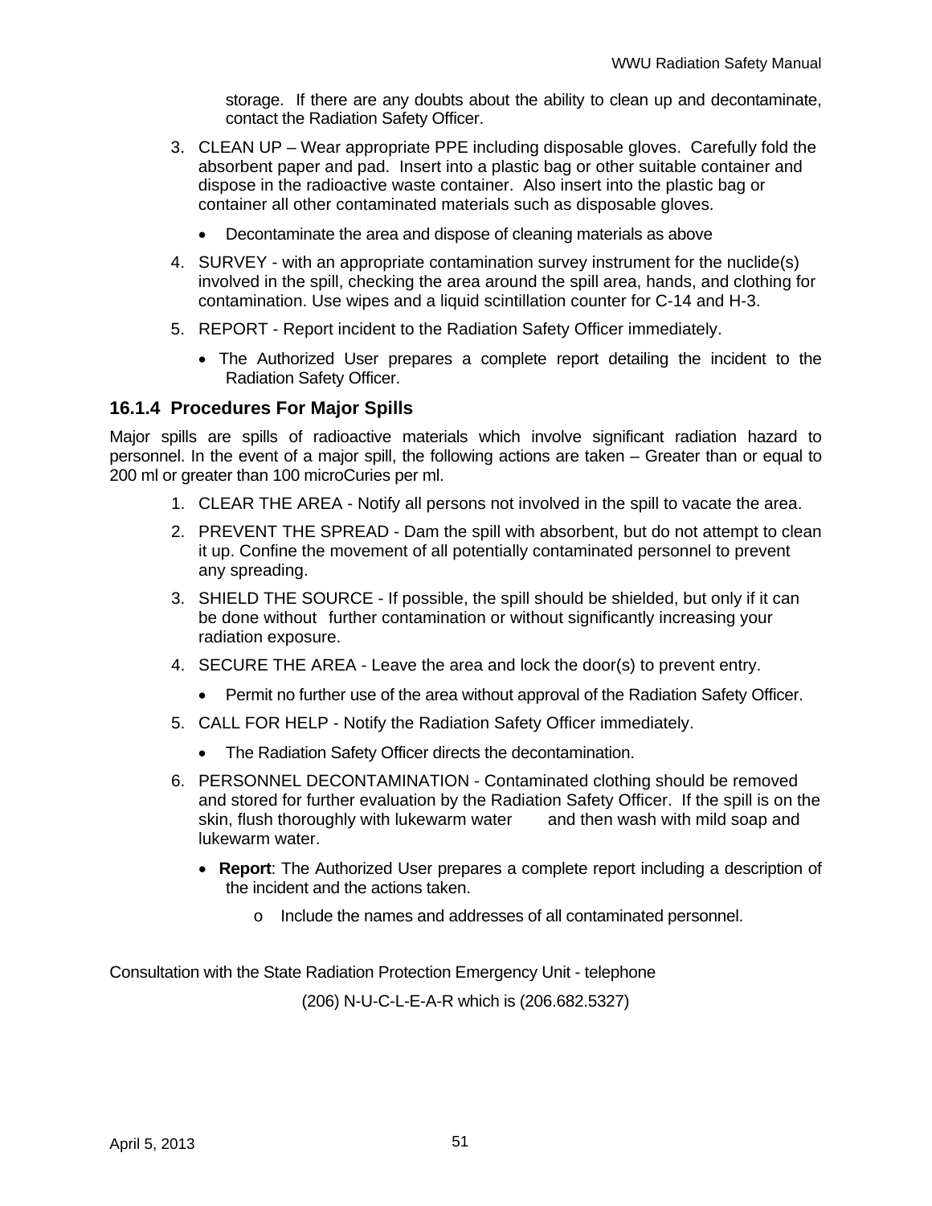storage. If there are any doubts about the ability to clean up and decontaminate, contact the Radiation Safety Officer.

3. CLEAN UP – Wear appropriate PPE including disposable gloves. Carefully fold the absorbent paper and pad. Insert into a plastic bag or other suitable container and dispose in the radioactive waste container. Also insert into the plastic bag or container all other contaminated materials such as disposable gloves.
   - Decontaminate the area and dispose of cleaning materials as above
4. SURVEY - with an appropriate contamination survey instrument for the nuclide(s) involved in the spill, checking the area around the spill area, hands, and clothing for contamination. Use wipes and a liquid scintillation counter for C-14 and H-3.
5. REPORT - Report incident to the Radiation Safety Officer immediately.
   - The Authorized User prepares a complete report detailing the incident to the Radiation Safety Officer.

### 16.1.4 Procedures For Major Spills

Major spills are spills of radioactive materials which involve significant radiation hazard to personnel. In the event of a major spill, the following actions are taken – Greater than or equal to 200 ml or greater than 100 microCuries per ml.

1. CLEAR THE AREA - Notify all persons not involved in the spill to vacate the area.
2. PREVENT THE SPREAD - Dam the spill with absorbent, but do not attempt to clean it up. Confine the movement of all potentially contaminated personnel to prevent any spreading.
3. SHIELD THE SOURCE - If possible, the spill should be shielded, but only if it can be done without further contamination or without significantly increasing your radiation exposure.
4. SECURE THE AREA - Leave the area and lock the door(s) to prevent entry.
   - Permit no further use of the area without approval of the Radiation Safety Officer.
5. CALL FOR HELP - Notify the Radiation Safety Officer immediately.
   - The Radiation Safety Officer directs the decontamination.
6. PERSONNEL DECONTAMINATION - Contaminated clothing should be removed and stored for further evaluation by the Radiation Safety Officer. If the spill is on the skin, flush thoroughly with lukewarm water and then wash with mild soap and lukewarm water.
   - **Report**: The Authorized User prepares a complete report including a description of the incident and the actions taken.
     - Include the names and addresses of all contaminated personnel.

Consultation with the State Radiation Protection Emergency Unit - telephone

(206) N-U-C-L-E-A-R which is (206.682.5327)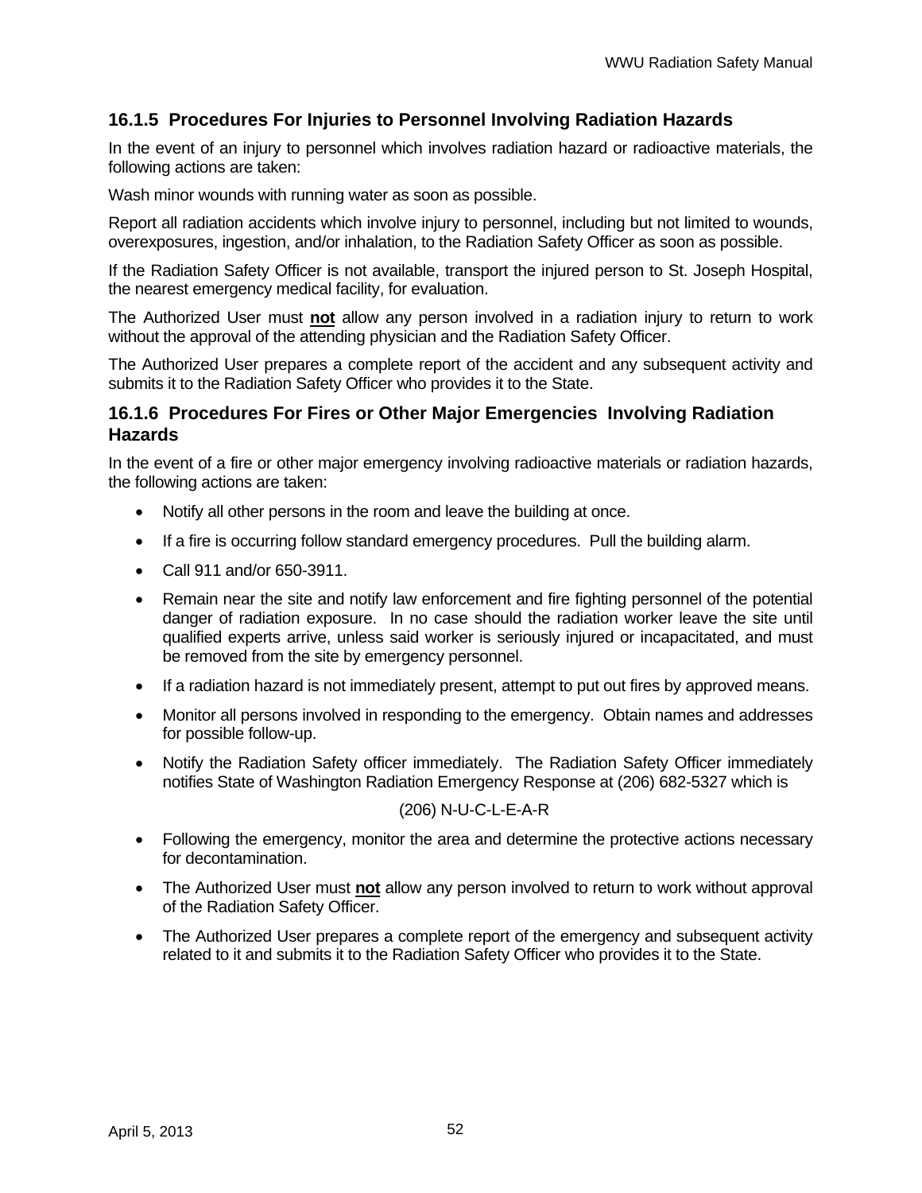### 16.1.5 Procedures For Injuries to Personnel Involving Radiation Hazards

In the event of an injury to personnel which involves radiation hazard or radioactive materials, the following actions are taken:

Wash minor wounds with running water as soon as possible.

Report all radiation accidents which involve injury to personnel, including but not limited to wounds, overexposures, ingestion, and/or inhalation, to the Radiation Safety Officer as soon as possible.

If the Radiation Safety Officer is not available, transport the injured person to St. Joseph Hospital, the nearest emergency medical facility, for evaluation.

The Authorized User must **not** allow any person involved in a radiation injury to return to work without the approval of the attending physician and the Radiation Safety Officer.

The Authorized User prepares a complete report of the accident and any subsequent activity and submits it to the Radiation Safety Officer who provides it to the State.

### 16.1.6 Procedures For Fires or Other Major Emergencies Involving Radiation Hazards

In the event of a fire or other major emergency involving radioactive materials or radiation hazards, the following actions are taken:

- Notify all other persons in the room and leave the building at once.
- If a fire is occurring follow standard emergency procedures. Pull the building alarm.
- Call 911 and/or 650-3911.
- Remain near the site and notify law enforcement and fire fighting personnel of the potential danger of radiation exposure. In no case should the radiation worker leave the site until qualified experts arrive, unless said worker is seriously injured or incapacitated, and must be removed from the site by emergency personnel.
- If a radiation hazard is not immediately present, attempt to put out fires by approved means.
- Monitor all persons involved in responding to the emergency. Obtain names and addresses for possible follow-up.
- Notify the Radiation Safety officer immediately. The Radiation Safety Officer immediately notifies State of Washington Radiation Emergency Response at (206) 682-5327 which is

  (206) N-U-C-L-E-A-R

- Following the emergency, monitor the area and determine the protective actions necessary for decontamination.
- The Authorized User must **not** allow any person involved to return to work without approval of the Radiation Safety Officer.
- The Authorized User prepares a complete report of the emergency and subsequent activity related to it and submits it to the Radiation Safety Officer who provides it to the State.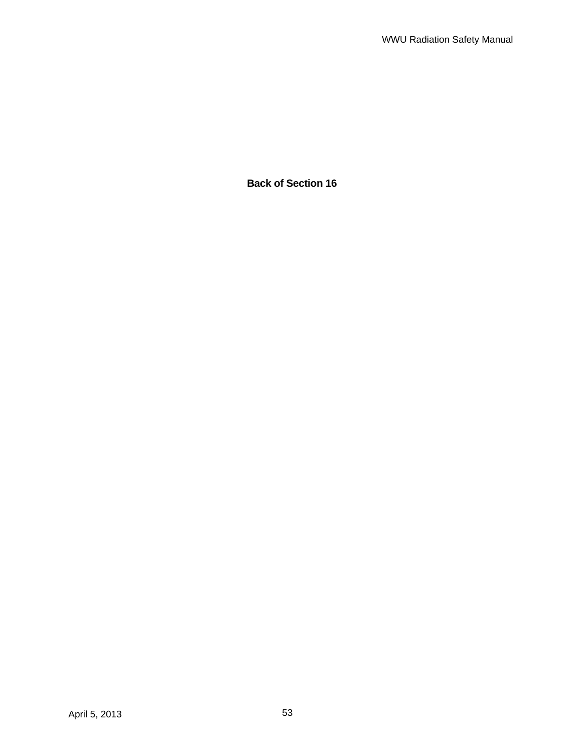**Back of Section 16**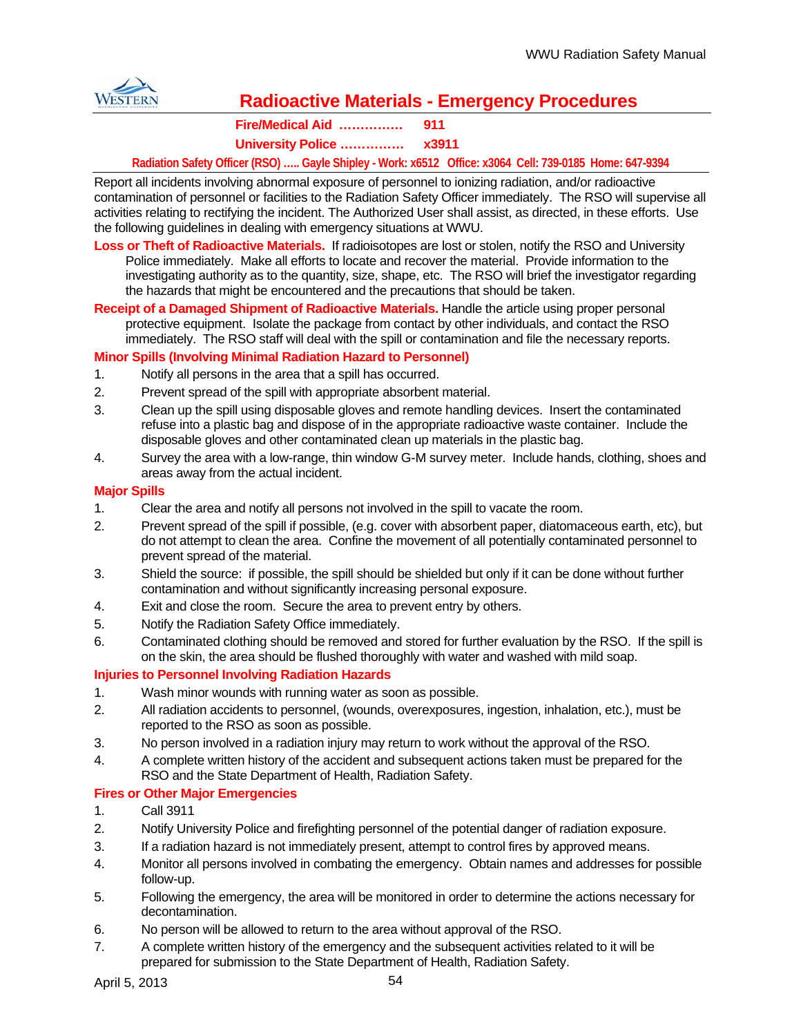# Radioactive Materials - Emergency Procedures

**Fire/Medical Aid …………… 911**

**University Police …………… x3911**

**Radiation Safety Officer (RSO) ….. Gayle Shipley - Work: x6512 Office: x3064 Cell: 739-0185 Home: 647-9394**

Report all incidents involving abnormal exposure of personnel to ionizing radiation, and/or radioactive contamination of personnel or facilities to the Radiation Safety Officer immediately. The RSO will supervise all activities relating to rectifying the incident. The Authorized User shall assist, as directed, in these efforts. Use the following guidelines in dealing with emergency situations at WWU.

**Loss or Theft of Radioactive Materials.** If radioisotopes are lost or stolen, notify the RSO and University Police immediately. Make all efforts to locate and recover the material. Provide information to the investigating authority as to the quantity, size, shape, etc. The RSO will brief the investigator regarding the hazards that might be encountered and the precautions that should be taken.

**Receipt of a Damaged Shipment of Radioactive Materials.** Handle the article using proper personal protective equipment. Isolate the package from contact by other individuals, and contact the RSO immediately. The RSO staff will deal with the spill or contamination and file the necessary reports.

## Minor Spills (Involving Minimal Radiation Hazard to Personnel)

1. Notify all persons in the area that a spill has occurred.
2. Prevent spread of the spill with appropriate absorbent material.
3. Clean up the spill using disposable gloves and remote handling devices. Insert the contaminated refuse into a plastic bag and dispose of in the appropriate radioactive waste container. Include the disposable gloves and other contaminated clean up materials in the plastic bag.
4. Survey the area with a low-range, thin window G-M survey meter. Include hands, clothing, shoes and areas away from the actual incident.

## Major Spills

1. Clear the area and notify all persons not involved in the spill to vacate the room.
2. Prevent spread of the spill if possible, (e.g. cover with absorbent paper, diatomaceous earth, etc), but do not attempt to clean the area. Confine the movement of all potentially contaminated personnel to prevent spread of the material.
3. Shield the source: if possible, the spill should be shielded but only if it can be done without further contamination and without significantly increasing personal exposure.
4. Exit and close the room. Secure the area to prevent entry by others.
5. Notify the Radiation Safety Office immediately.
6. Contaminated clothing should be removed and stored for further evaluation by the RSO. If the spill is on the skin, the area should be flushed thoroughly with water and washed with mild soap.

## Injuries to Personnel Involving Radiation Hazards

1. Wash minor wounds with running water as soon as possible.
2. All radiation accidents to personnel, (wounds, overexposures, ingestion, inhalation, etc.), must be reported to the RSO as soon as possible.
3. No person involved in a radiation injury may return to work without the approval of the RSO.
4. A complete written history of the accident and subsequent actions taken must be prepared for the RSO and the State Department of Health, Radiation Safety.

## Fires or Other Major Emergencies

1. Call 3911
2. Notify University Police and firefighting personnel of the potential danger of radiation exposure.
3. If a radiation hazard is not immediately present, attempt to control fires by approved means.
4. Monitor all persons involved in combating the emergency. Obtain names and addresses for possible follow-up.
5. Following the emergency, the area will be monitored in order to determine the actions necessary for decontamination.
6. No person will be allowed to return to the area without approval of the RSO.
7. A complete written history of the emergency and the subsequent activities related to it will be prepared for submission to the State Department of Health, Radiation Safety.

April 5, 2013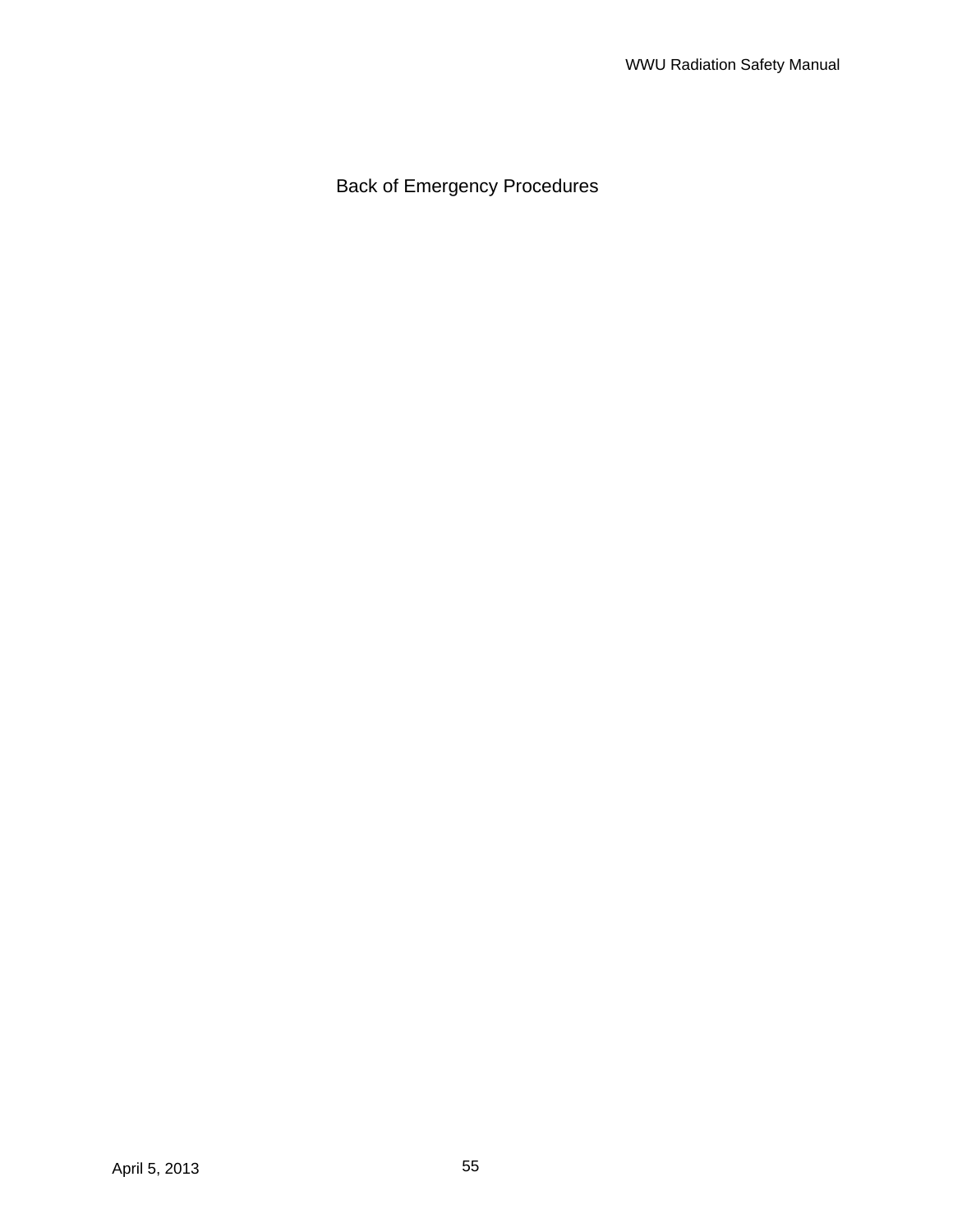Back of Emergency Procedures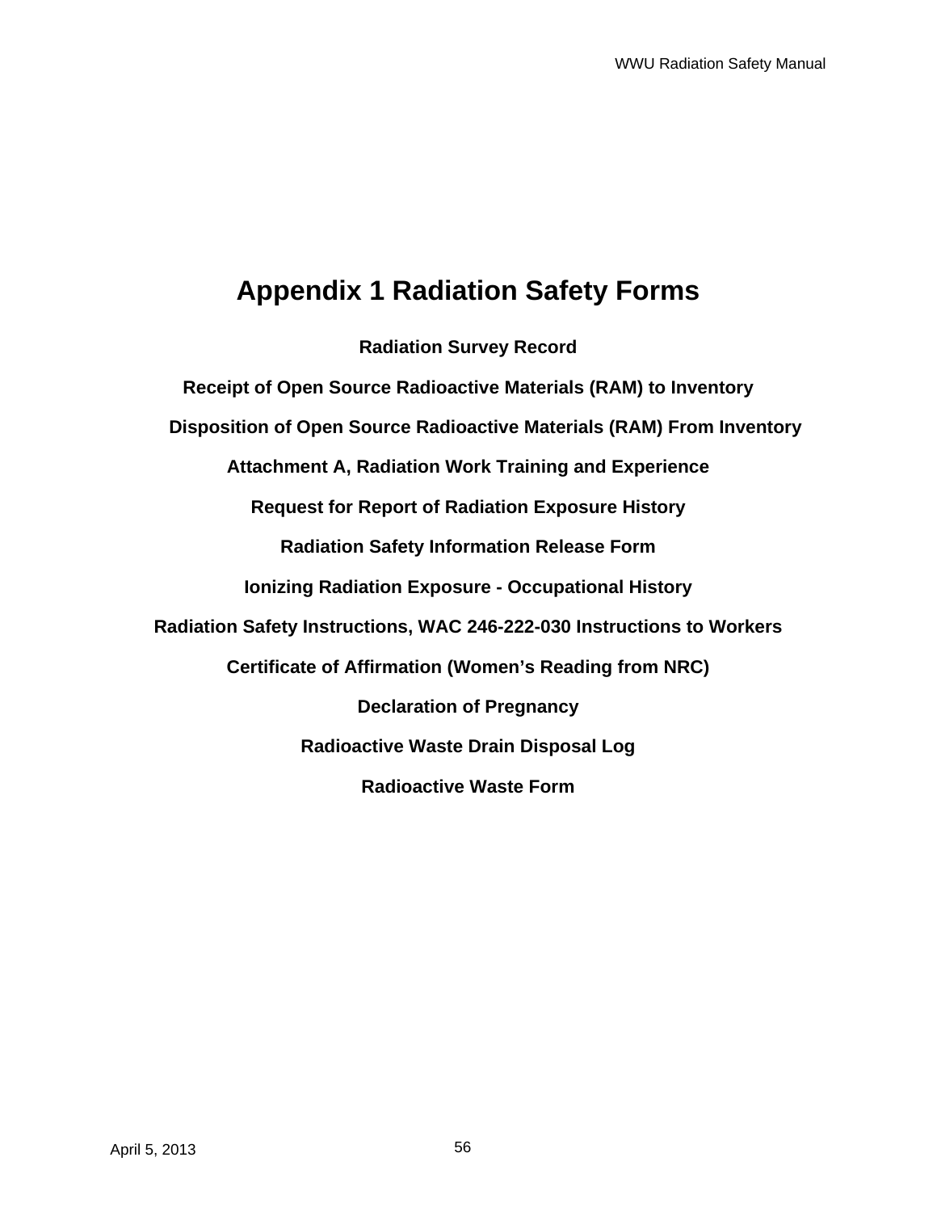# Appendix 1 Radiation Safety Forms

**Radiation Survey Record**

**Receipt of Open Source Radioactive Materials (RAM) to Inventory**

**Disposition of Open Source Radioactive Materials (RAM) From Inventory**

**Attachment A, Radiation Work Training and Experience**

**Request for Report of Radiation Exposure History**

**Radiation Safety Information Release Form**

**Ionizing Radiation Exposure - Occupational History**

**Radiation Safety Instructions, WAC 246-222-030 Instructions to Workers**

**Certificate of Affirmation (Women's Reading from NRC)**

**Declaration of Pregnancy**

**Radioactive Waste Drain Disposal Log**

**Radioactive Waste Form**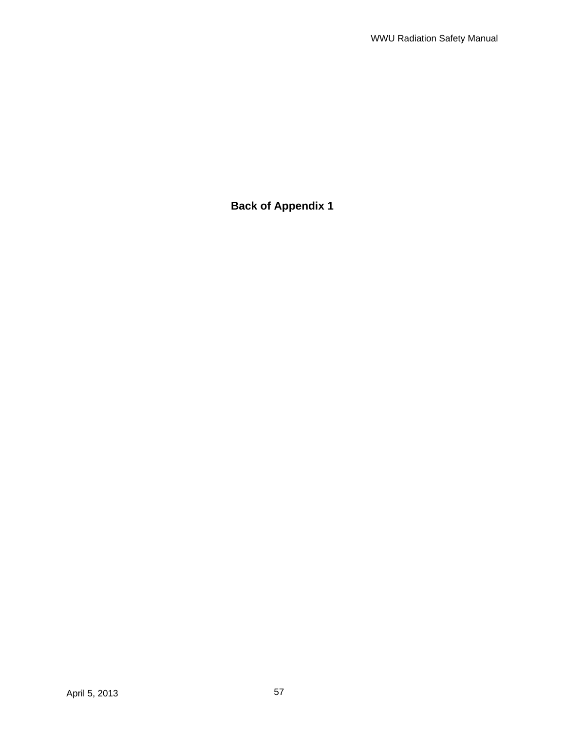**Back of Appendix 1**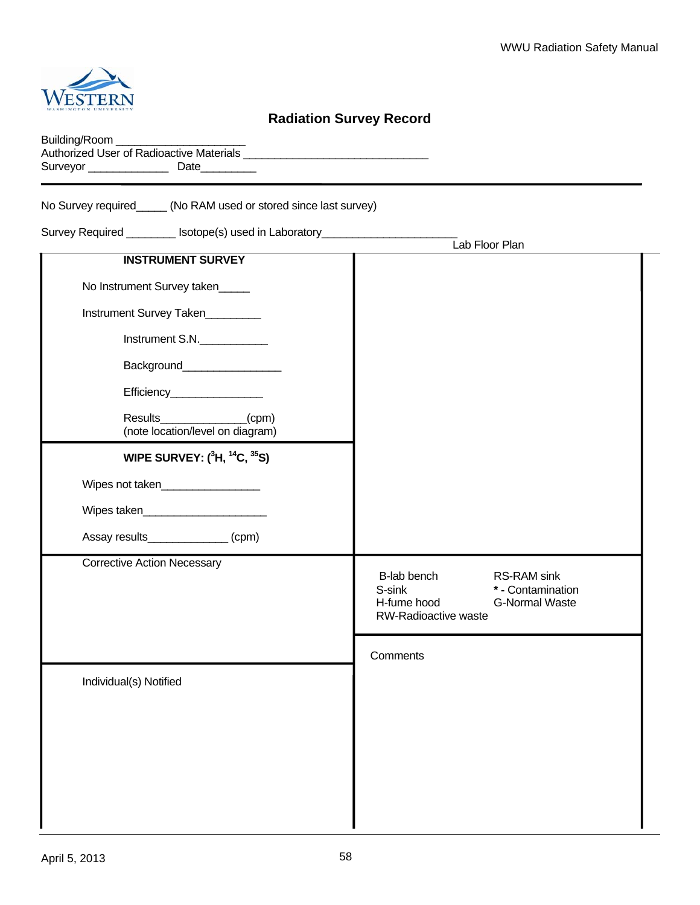# Radiation Survey Record

Building/Room ____________________
Authorized User of Radioactive Materials ____________________________
Surveyor _____________ Date_________

No Survey required_____ (No RAM used or stored since last survey)

Survey Required ________ Isotope(s) used in Laboratory_____________________

| INSTRUMENT SURVEY | Lab Floor Plan |
|---|---|
| No Instrument Survey taken_____<br><br>Instrument Survey Taken_________<br><br>Instrument S.N.___________<br><br>Background________________<br><br>Efficiency_______________<br><br>Results_____________(cpm)<br>(note location/level on diagram) | |
| **WIPE SURVEY: ($^3$H, $^{14}$C, $^{35}$S)**<br><br>Wipes not taken________________<br><br>Wipes taken____________________<br><br>Assay results_____________ (cpm) | |
| Corrective Action Necessary | B-lab bench<br>S-sink<br>H-fume hood<br>RW-Radioactive waste<br>RS-RAM sink<br>**\*** - Contamination<br>G-Normal Waste |
| Individual(s) Notified | Comments |

April 5, 2013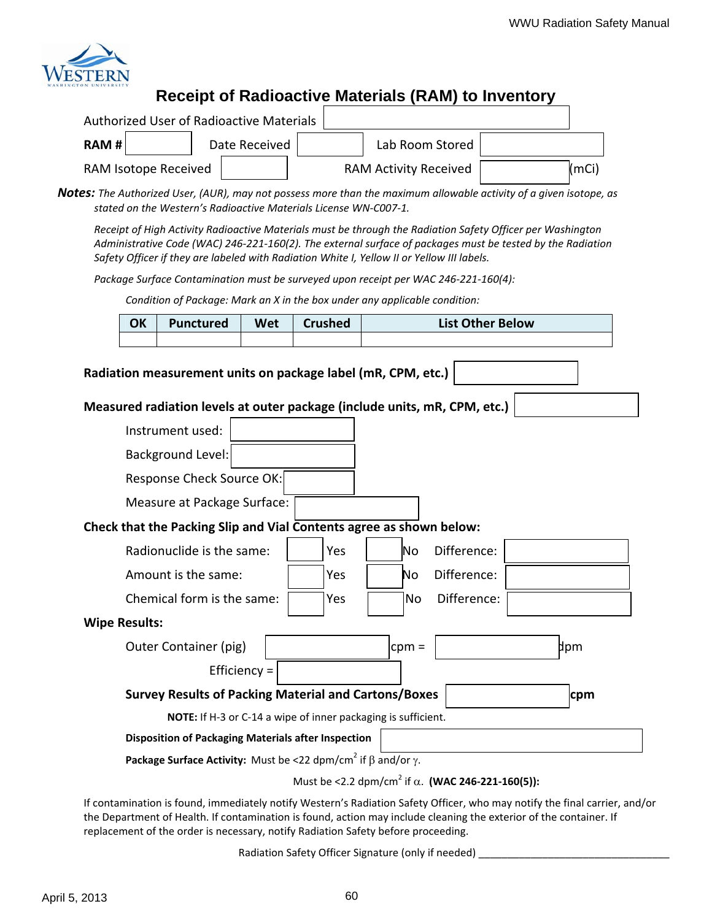# Receipt of Radioactive Materials (RAM) to Inventory

Authorized User of Radioactive Materials ____________

**RAM #** ________ Date Received ________ Lab Room Stored ________

RAM Isotope Received ________ RAM Activity Received ________ (mCi)

***Notes:*** *The Authorized User, (AUR), may not possess more than the maximum allowable activity of a given isotope, as stated on the Western's Radioactive Materials License WN-C007-1.*

*Receipt of High Activity Radioactive Materials must be through the Radiation Safety Officer per Washington Administrative Code (WAC) 246-221-160(2). The external surface of packages must be tested by the Radiation Safety Officer if they are labeled with Radiation White I, Yellow II or Yellow III labels.*

*Package Surface Contamination must be surveyed upon receipt per WAC 246-221-160(4):*

*Condition of Package: Mark an X in the box under any applicable condition:*

| OK | Punctured | Wet | Crushed | List Other Below |
|---|---|---|---|---|
| | | | | |

**Radiation measurement units on package label (mR, CPM, etc.)** ________

**Measured radiation levels at outer package (include units, mR, CPM, etc.)** ________

Instrument used: ________

Background Level: ________

Response Check Source OK: ________

Measure at Package Surface: ________

**Check that the Packing Slip and Vial Contents agree as shown below:**

Radionuclide is the same: ☐ Yes ☐ No Difference: ________

Amount is the same: ☐ Yes ☐ No Difference: ________

Chemical form is the same: ☐ Yes ☐ No Difference: ________

**Wipe Results:**

Outer Container (pig) ________ cpm = ________ dpm

Efficiency = ________

**Survey Results of Packing Material and Cartons/Boxes** ________ **cpm**

**NOTE:** If H-3 or C-14 a wipe of inner packaging is sufficient.

**Disposition of Packaging Materials after Inspection** ________

**Package Surface Activity:** Must be <22 dpm/cm$^2$ if $\beta$ and/or $\gamma$.

Must be <2.2 dpm/cm$^2$ if $\alpha$. **(WAC 246-221-160(5)):**

If contamination is found, immediately notify Western's Radiation Safety Officer, who may notify the final carrier, and/or the Department of Health. If contamination is found, action may include cleaning the exterior of the container. If replacement of the order is necessary, notify Radiation Safety before proceeding.

Radiation Safety Officer Signature (only if needed) ________________________________

April 5, 2013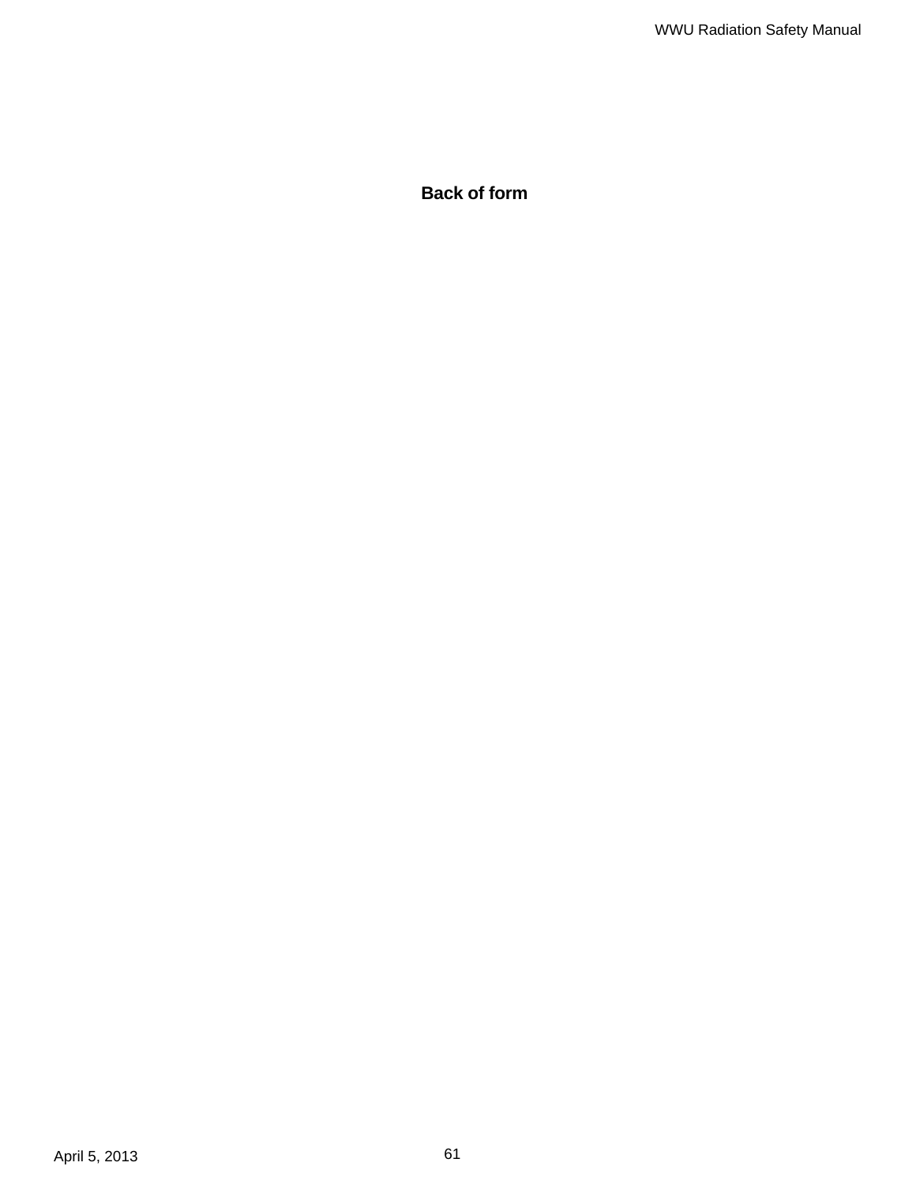**Back of form**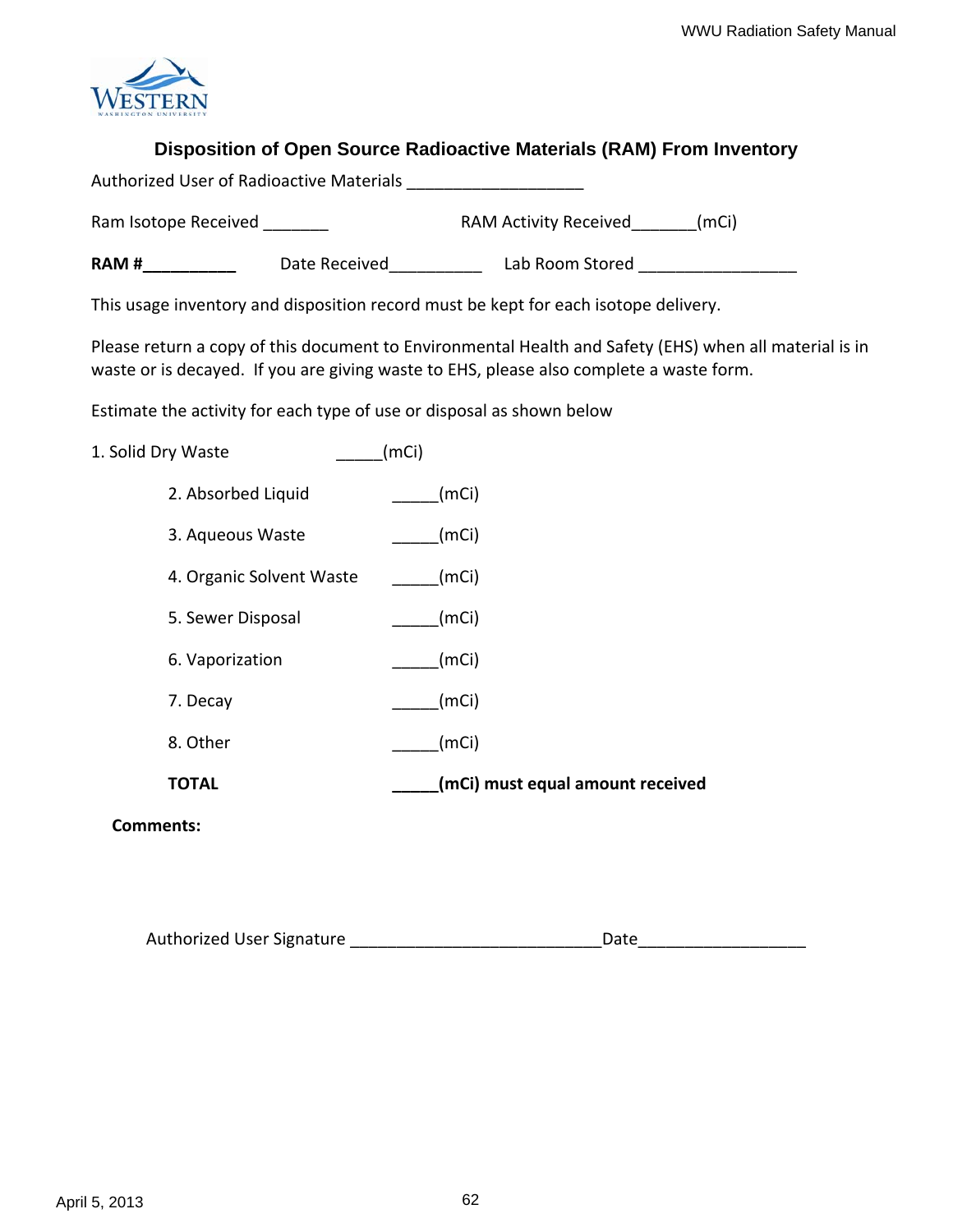## Disposition of Open Source Radioactive Materials (RAM) From Inventory

Authorized User of Radioactive Materials ___________________

Ram Isotope Received _______ RAM Activity Received_______(mCi)

**RAM #__________** Date Received__________ Lab Room Stored _________________

This usage inventory and disposition record must be kept for each isotope delivery.

Please return a copy of this document to Environmental Health and Safety (EHS) when all material is in waste or is decayed. If you are giving waste to EHS, please also complete a waste form.

Estimate the activity for each type of use or disposal as shown below

1. Solid Dry Waste _____(mCi)
2. Absorbed Liquid _____(mCi)
3. Aqueous Waste _____(mCi)
4. Organic Solvent Waste _____(mCi)
5. Sewer Disposal _____(mCi)
6. Vaporization _____(mCi)
7. Decay _____(mCi)
8. Other _____(mCi)

**TOTAL _____(mCi) must equal amount received**

**Comments:**

Authorized User Signature ___________________________Date__________________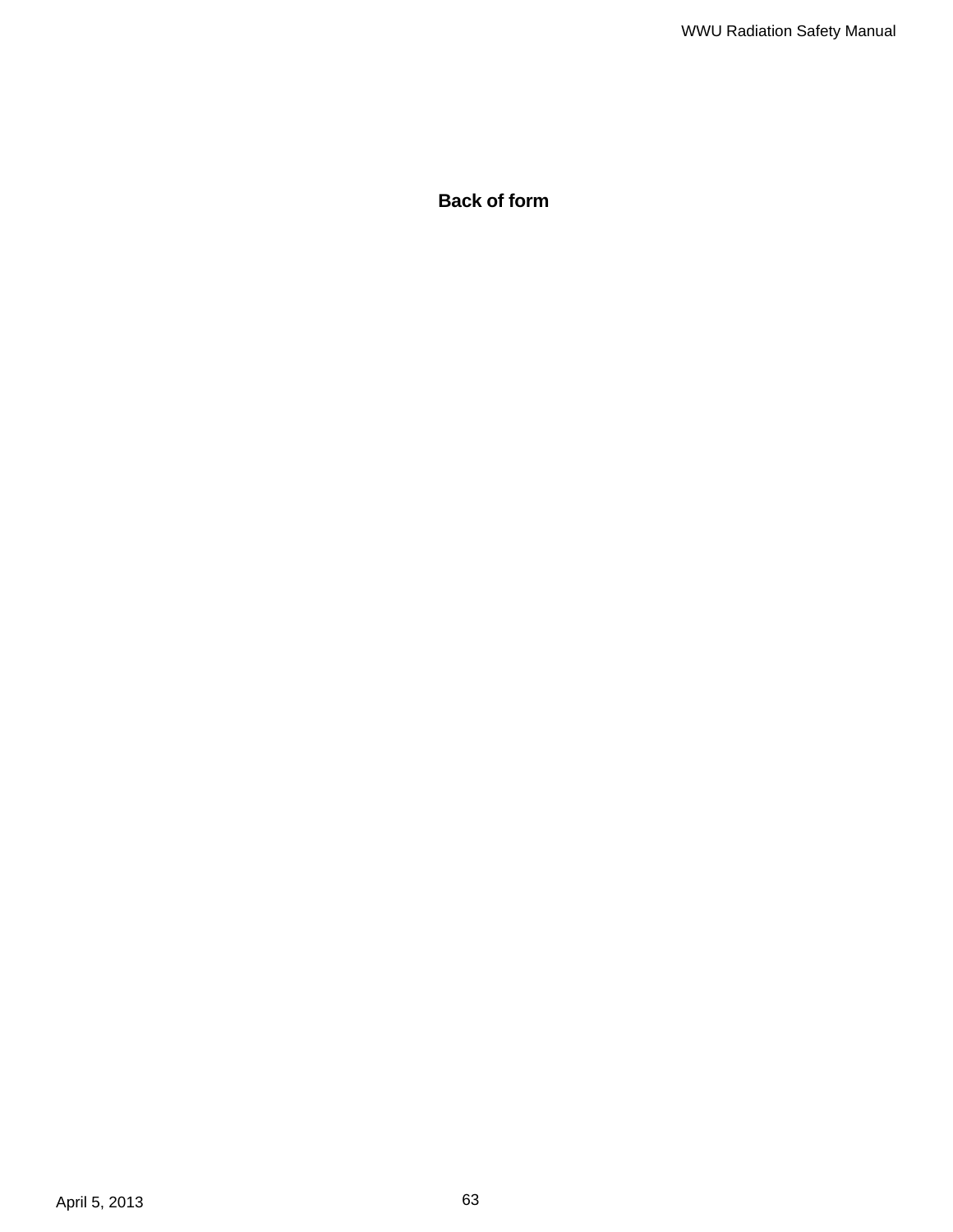**Back of form**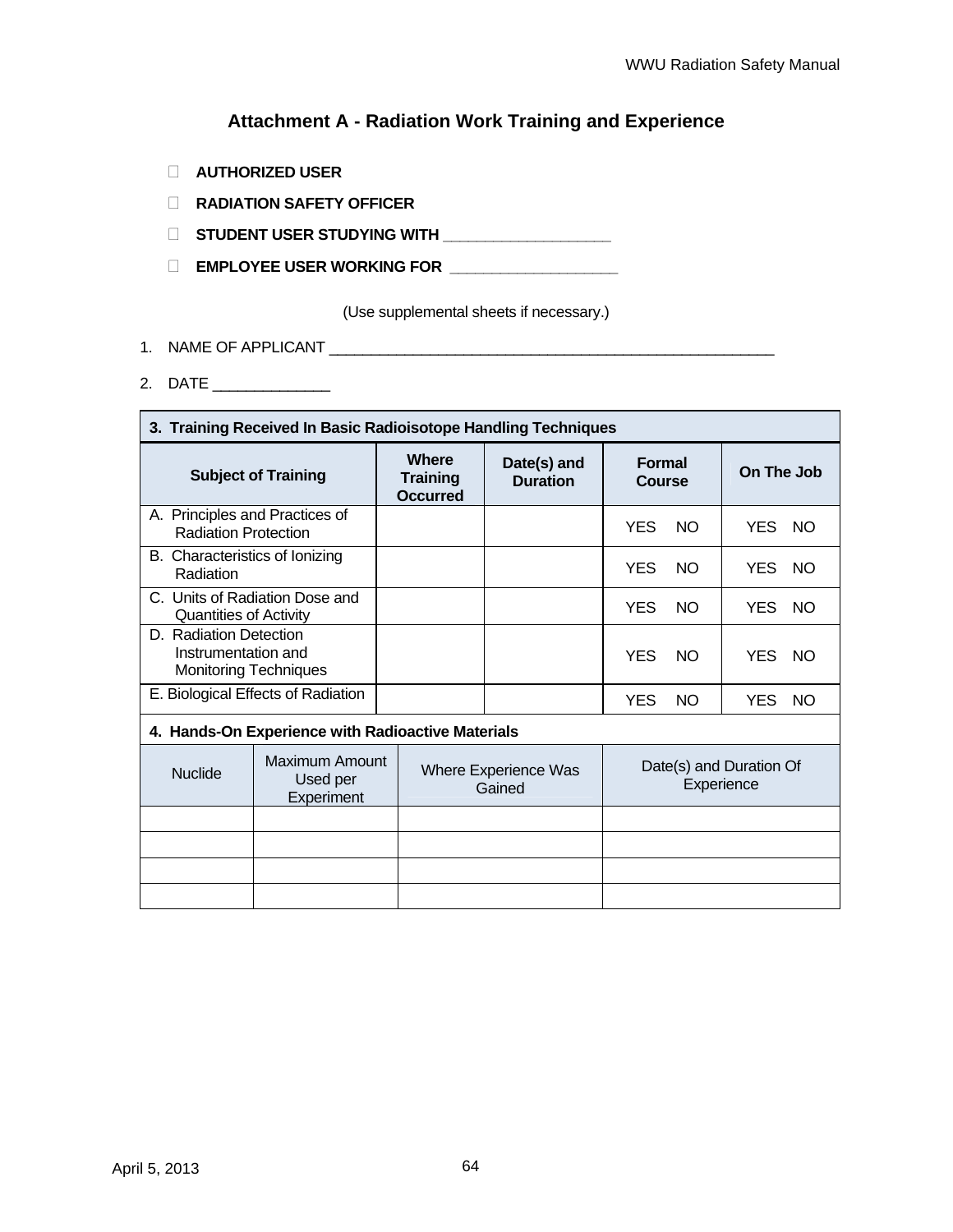## Attachment A - Radiation Work Training and Experience

- ☐ **AUTHORIZED USER**
- ☐ **RADIATION SAFETY OFFICER**
- ☐ **STUDENT USER STUDYING WITH** ____________________
- ☐ **EMPLOYEE USER WORKING FOR** ____________________

(Use supplemental sheets if necessary.)

1. NAME OF APPLICANT _______________________________________________________
2. DATE ______________

| **3. Training Received In Basic Radioisotope Handling Techniques** | | | | |
|---|---|---|---|---|
| **Subject of Training** | **Where Training Occurred** | **Date(s) and Duration** | **Formal Course** | **On The Job** |
| A. Principles and Practices of Radiation Protection | | | YES NO | YES NO |
| B. Characteristics of Ionizing Radiation | | | YES NO | YES NO |
| C. Units of Radiation Dose and Quantities of Activity | | | YES NO | YES NO |
| D. Radiation Detection Instrumentation and Monitoring Techniques | | | YES NO | YES NO |
| E. Biological Effects of Radiation | | | YES NO | YES NO |

| **4. Hands-On Experience with Radioactive Materials** | | | |
|---|---|---|---|
| Nuclide | Maximum Amount Used per Experiment | Where Experience Was Gained | Date(s) and Duration Of Experience |
| | | | |
| | | | |
| | | | |
| | | | |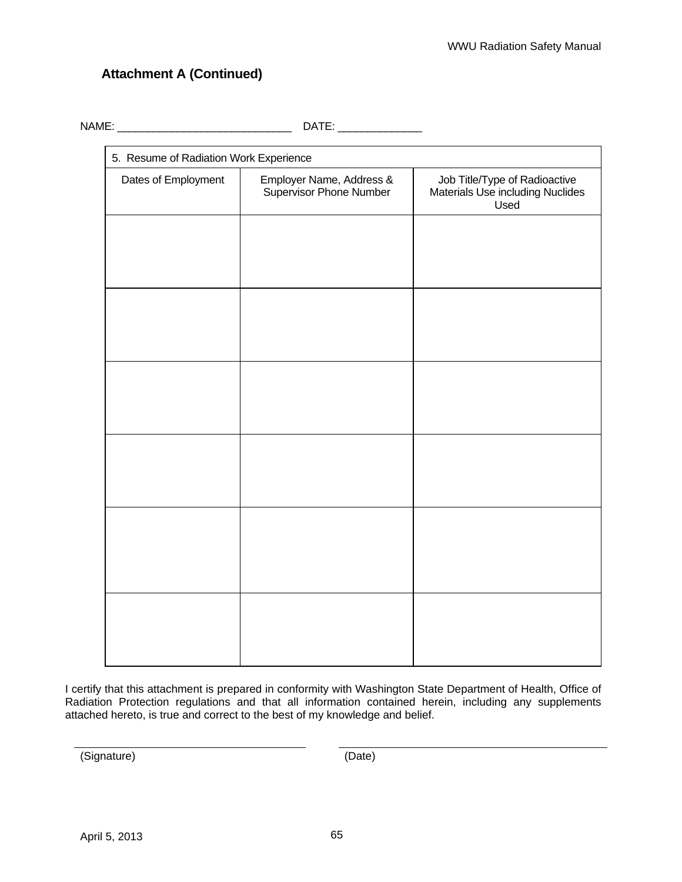## Attachment A (Continued)

NAME: ____________________________ DATE: _____________

| 5. Resume of Radiation Work Experience | | |
|---|---|---|
| Dates of Employment | Employer Name, Address & Supervisor Phone Number | Job Title/Type of Radioactive Materials Use including Nuclides Used |
| | | |
| | | |
| | | |
| | | |
| | | |
| | | |

I certify that this attachment is prepared in conformity with Washington State Department of Health, Office of Radiation Protection regulations and that all information contained herein, including any supplements attached hereto, is true and correct to the best of my knowledge and belief.

____________________________________ ____________________________________

(Signature) (Date)

April 5, 2013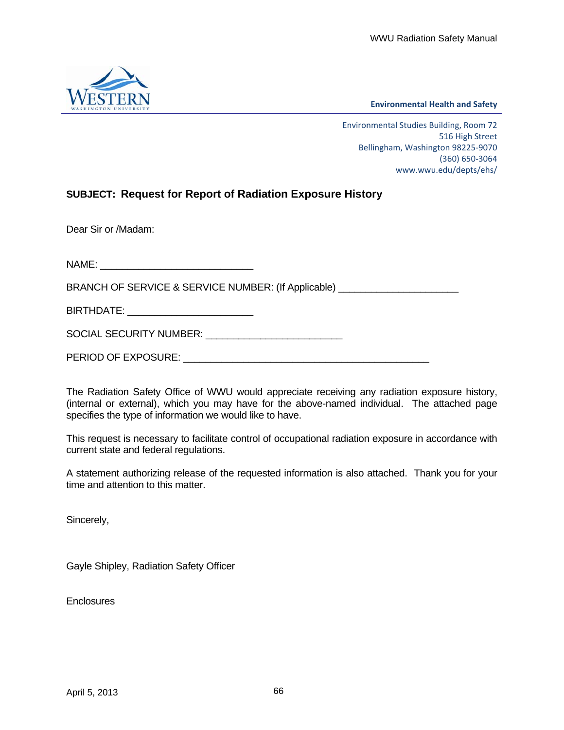**Environmental Health and Safety**

Environmental Studies Building, Room 72
516 High Street
Bellingham, Washington 98225-9070
(360) 650-3064
www.wwu.edu/depts/ehs/

**SUBJECT: Request for Report of Radiation Exposure History**

Dear Sir or /Madam:

NAME: ____________________________

BRANCH OF SERVICE & SERVICE NUMBER: (If Applicable) ______________________

BIRTHDATE: _______________________

SOCIAL SECURITY NUMBER: _________________________

PERIOD OF EXPOSURE: _____________________________________________

The Radiation Safety Office of WWU would appreciate receiving any radiation exposure history, (internal or external), which you may have for the above-named individual. The attached page specifies the type of information we would like to have.

This request is necessary to facilitate control of occupational radiation exposure in accordance with current state and federal regulations.

A statement authorizing release of the requested information is also attached. Thank you for your time and attention to this matter.

Sincerely,

Gayle Shipley, Radiation Safety Officer

Enclosures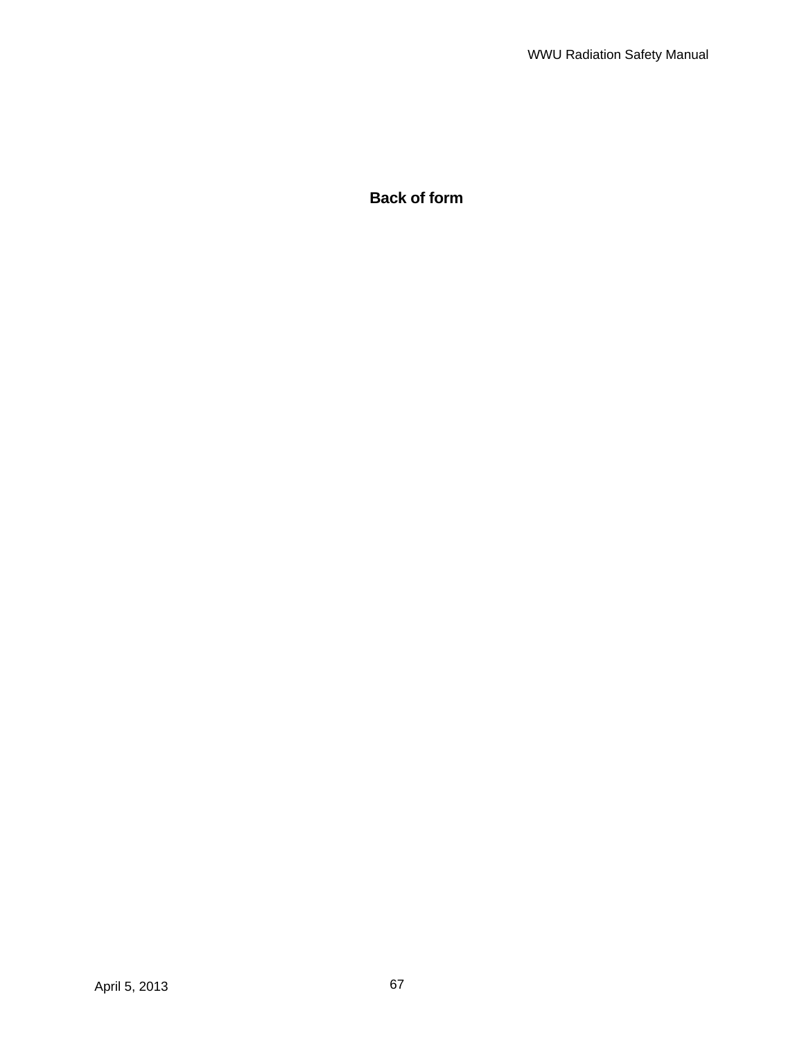**Back of form**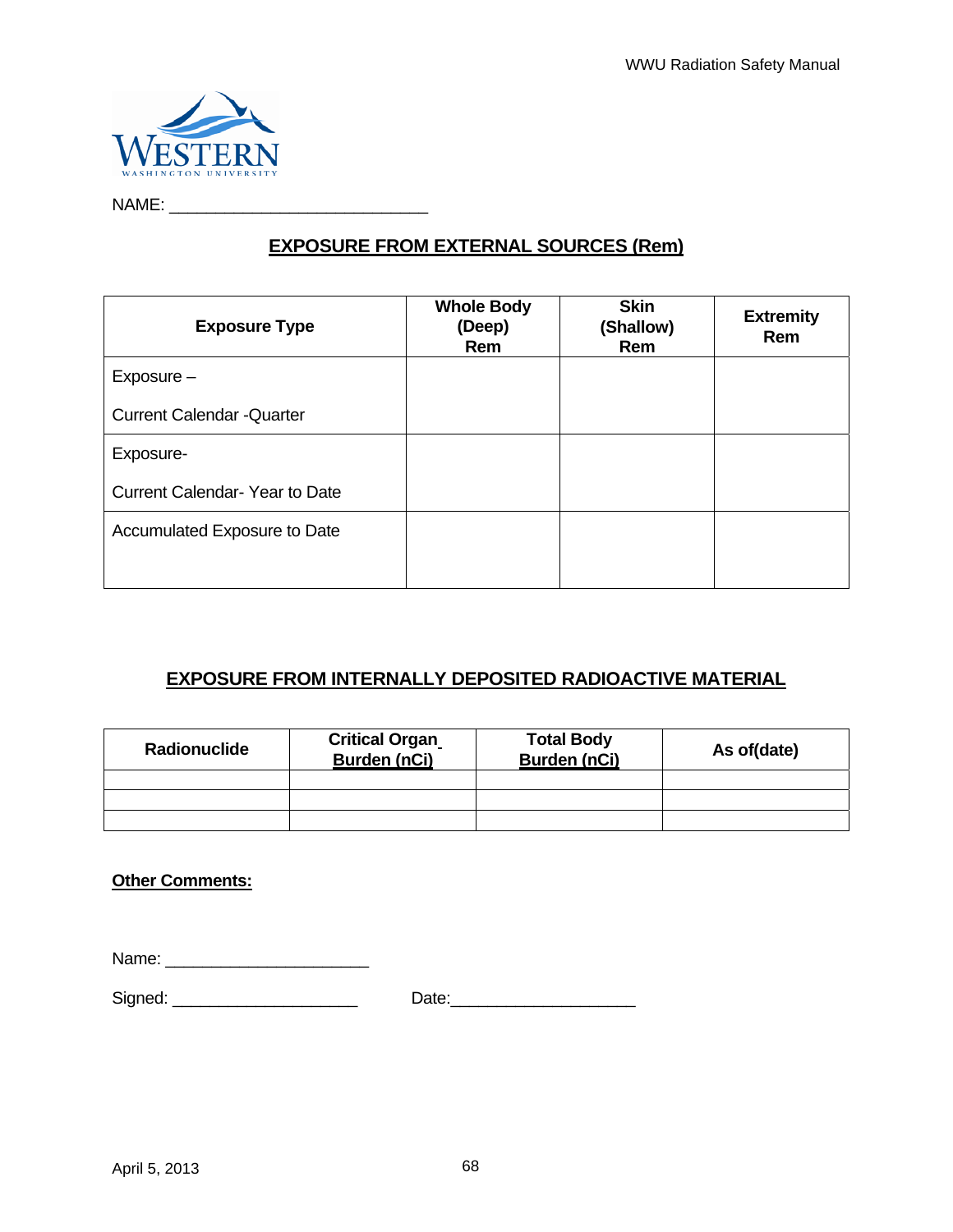NAME: ___________________________

## EXPOSURE FROM EXTERNAL SOURCES (Rem)

| Exposure Type | Whole Body (Deep) Rem | Skin (Shallow) Rem | Extremity Rem |
|---|---|---|---|
| Exposure – Current Calendar -Quarter | | | |
| Exposure- Current Calendar- Year to Date | | | |
| Accumulated Exposure to Date | | | |

## EXPOSURE FROM INTERNALLY DEPOSITED RADIOACTIVE MATERIAL

| Radionuclide | Critical Organ Burden (nCi) | Total Body Burden (nCi) | As of(date) |
|---|---|---|---|
| | | | |
| | | | |
| | | | |

**Other Comments:**

Name: _____________________

Signed: ___________________ Date:___________________

April 5, 2013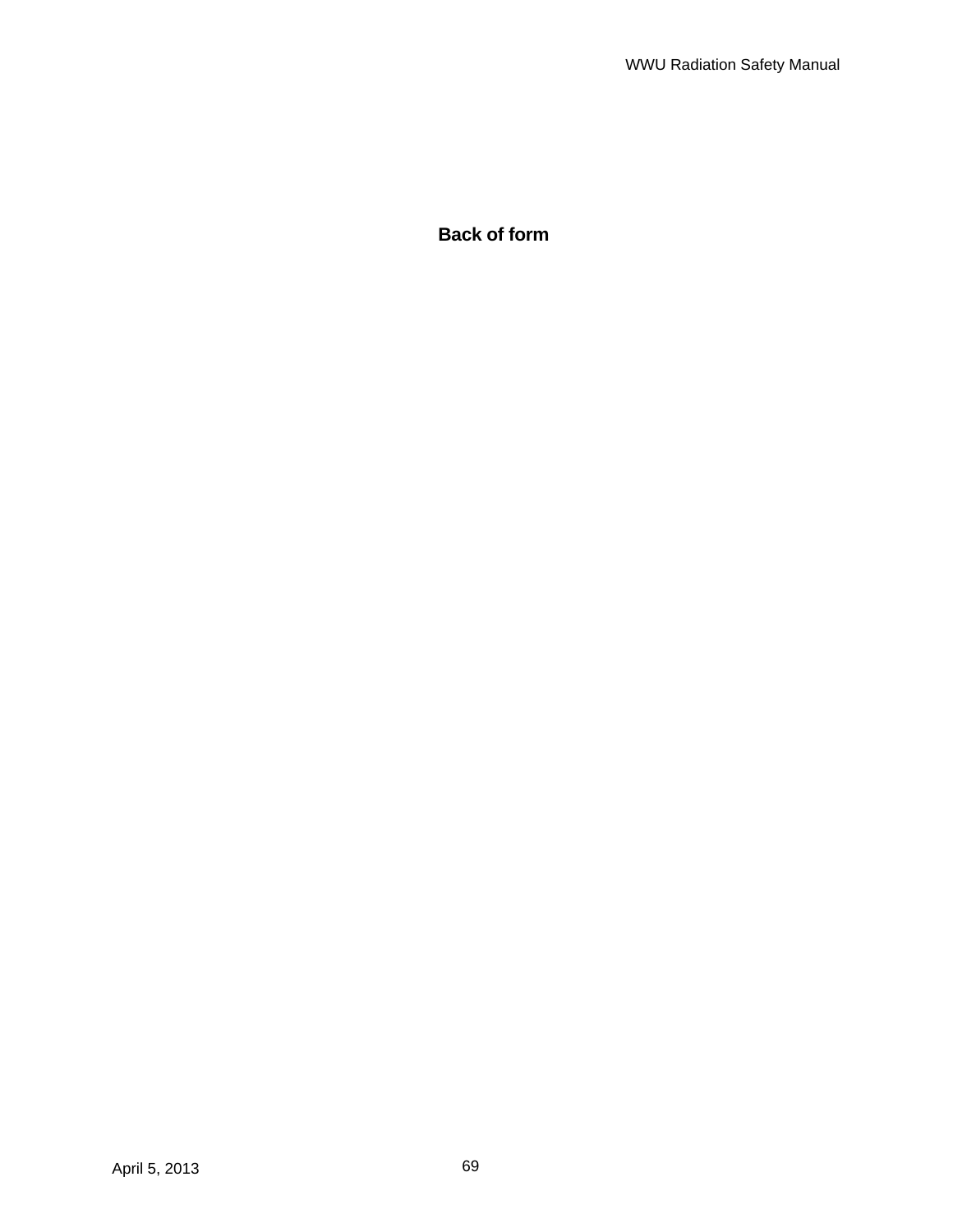**Back of form**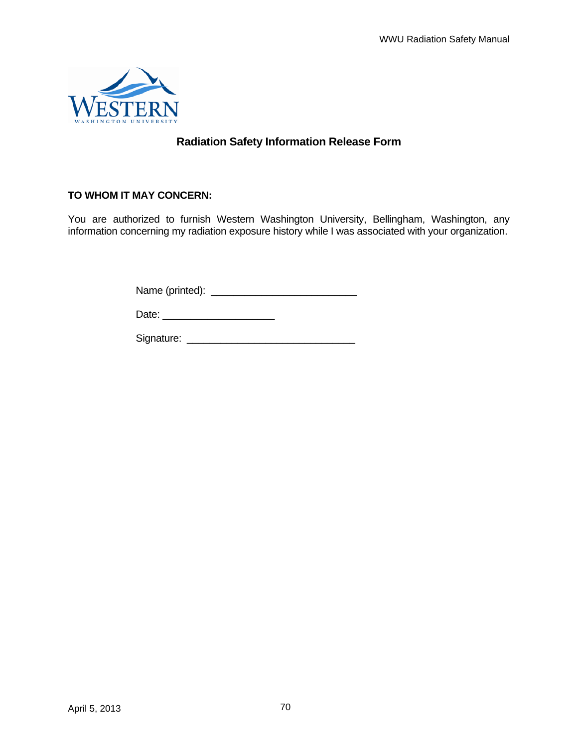# Radiation Safety Information Release Form

**TO WHOM IT MAY CONCERN:**

You are authorized to furnish Western Washington University, Bellingham, Washington, any information concerning my radiation exposure history while I was associated with your organization.

Name (printed): _________________________

Date: ___________________

Signature: _____________________________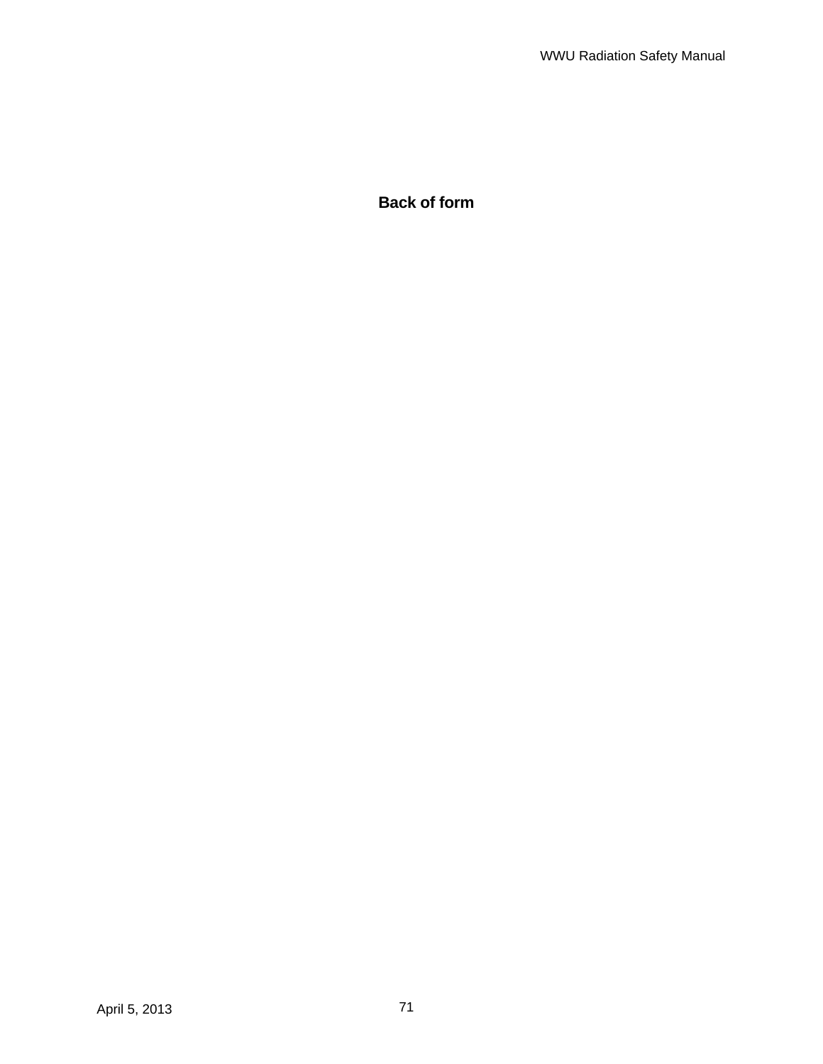**Back of form**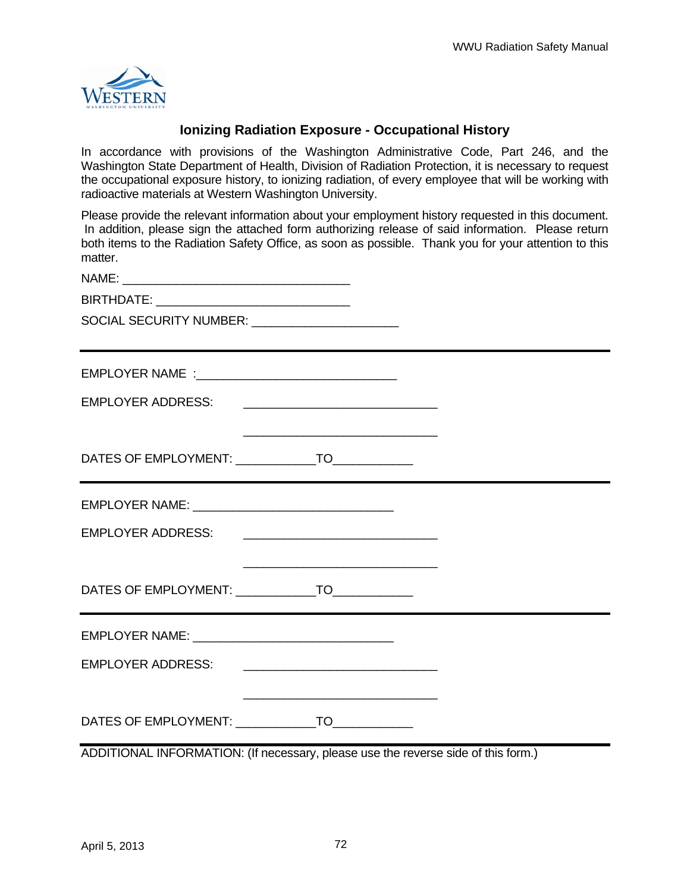## Ionizing Radiation Exposure - Occupational History

In accordance with provisions of the Washington Administrative Code, Part 246, and the Washington State Department of Health, Division of Radiation Protection, it is necessary to request the occupational exposure history, to ionizing radiation, of every employee that will be working with radioactive materials at Western Washington University.

Please provide the relevant information about your employment history requested in this document. In addition, please sign the attached form authorizing release of said information. Please return both items to the Radiation Safety Office, as soon as possible. Thank you for your attention to this matter.

NAME: ___________________________________

BIRTHDATE: ______________________________

SOCIAL SECURITY NUMBER: ______________________

---

EMPLOYER NAME :_______________________________

EMPLOYER ADDRESS: _____________________________

_____________________________

DATES OF EMPLOYMENT: ____________TO____________

---

EMPLOYER NAME: _______________________________

EMPLOYER ADDRESS: _____________________________

_____________________________

DATES OF EMPLOYMENT: ____________TO____________

---

EMPLOYER NAME: _______________________________

EMPLOYER ADDRESS: _____________________________

_____________________________

DATES OF EMPLOYMENT: ____________TO____________

---

ADDITIONAL INFORMATION: (If necessary, please use the reverse side of this form.)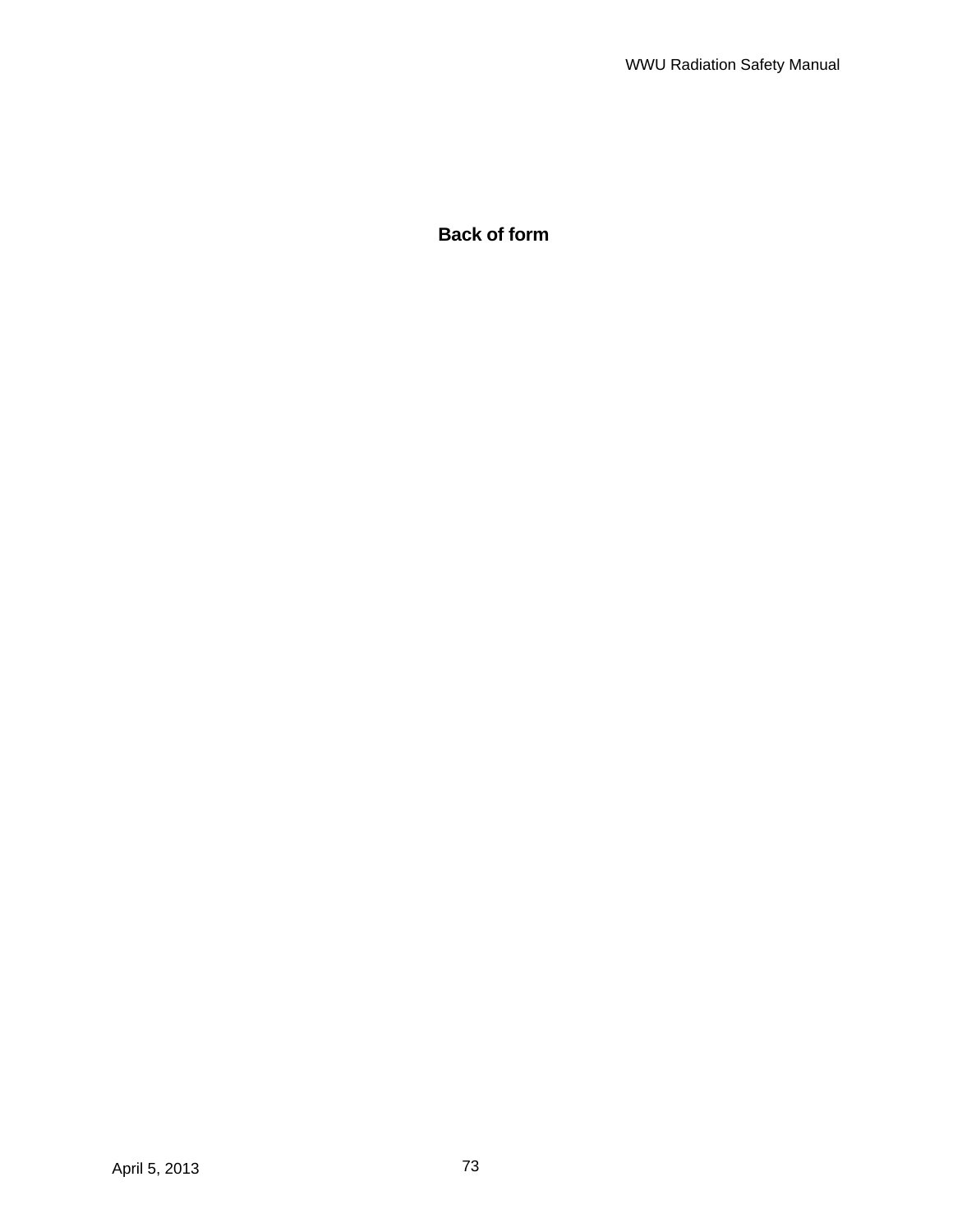**Back of form**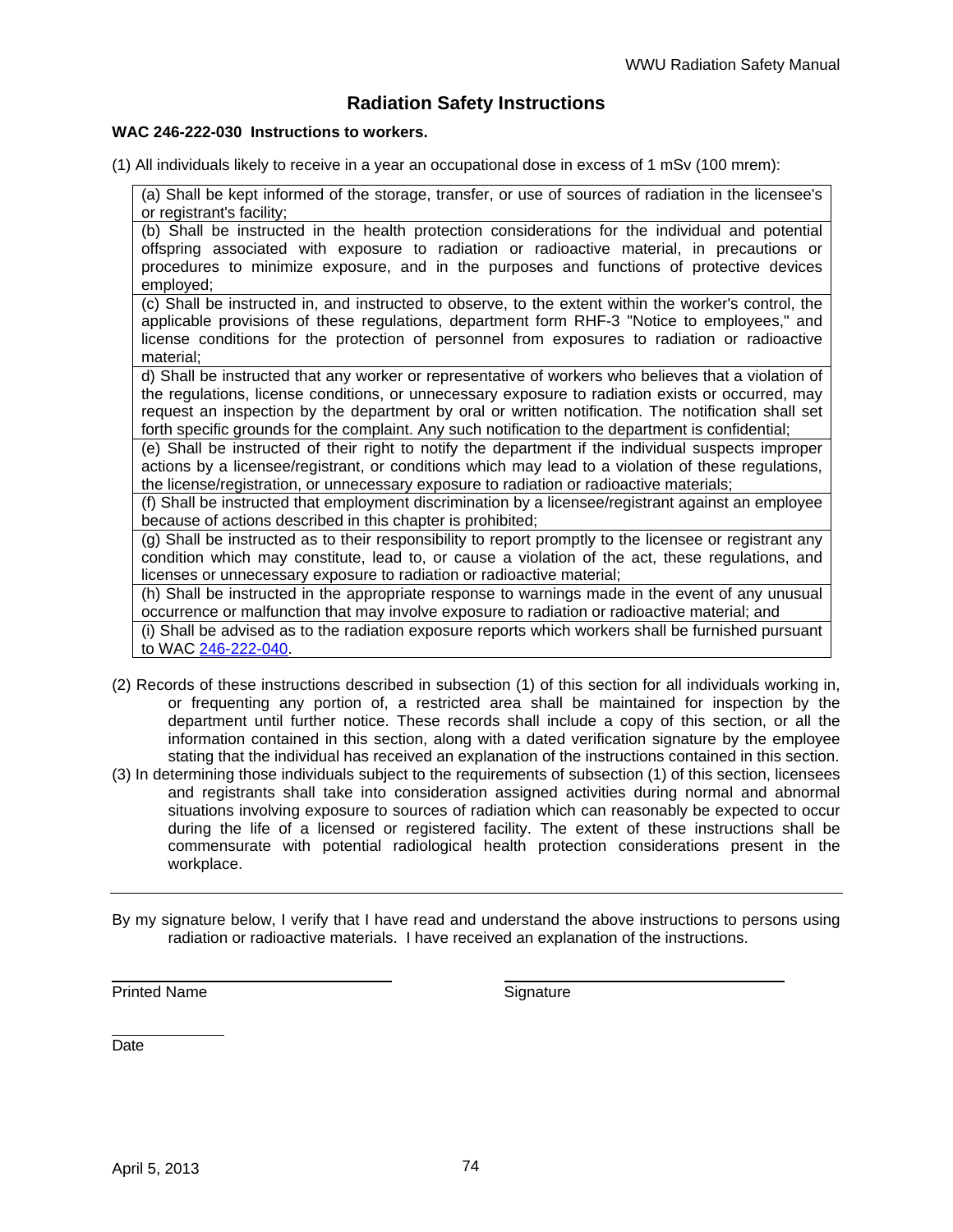# Radiation Safety Instructions

**WAC 246-222-030 Instructions to workers.**

(1) All individuals likely to receive in a year an occupational dose in excess of 1 mSv (100 mrem):

| |
|---|
| (a) Shall be kept informed of the storage, transfer, or use of sources of radiation in the licensee's or registrant's facility; |
| (b) Shall be instructed in the health protection considerations for the individual and potential offspring associated with exposure to radiation or radioactive material, in precautions or procedures to minimize exposure, and in the purposes and functions of protective devices employed; |
| (c) Shall be instructed in, and instructed to observe, to the extent within the worker's control, the applicable provisions of these regulations, department form RHF-3 "Notice to employees," and license conditions for the protection of personnel from exposures to radiation or radioactive material; |
| d) Shall be instructed that any worker or representative of workers who believes that a violation of the regulations, license conditions, or unnecessary exposure to radiation exists or occurred, may request an inspection by the department by oral or written notification. The notification shall set forth specific grounds for the complaint. Any such notification to the department is confidential; |
| (e) Shall be instructed of their right to notify the department if the individual suspects improper actions by a licensee/registrant, or conditions which may lead to a violation of these regulations, the license/registration, or unnecessary exposure to radiation or radioactive materials; |
| (f) Shall be instructed that employment discrimination by a licensee/registrant against an employee because of actions described in this chapter is prohibited; |
| (g) Shall be instructed as to their responsibility to report promptly to the licensee or registrant any condition which may constitute, lead to, or cause a violation of the act, these regulations, and licenses or unnecessary exposure to radiation or radioactive material; |
| (h) Shall be instructed in the appropriate response to warnings made in the event of any unusual occurrence or malfunction that may involve exposure to radiation or radioactive material; and |
| (i) Shall be advised as to the radiation exposure reports which workers shall be furnished pursuant to WAC 246-222-040. |

(2) Records of these instructions described in subsection (1) of this section for all individuals working in, or frequenting any portion of, a restricted area shall be maintained for inspection by the department until further notice. These records shall include a copy of this section, or all the information contained in this section, along with a dated verification signature by the employee stating that the individual has received an explanation of the instructions contained in this section.

(3) In determining those individuals subject to the requirements of subsection (1) of this section, licensees and registrants shall take into consideration assigned activities during normal and abnormal situations involving exposure to sources of radiation which can reasonably be expected to occur during the life of a licensed or registered facility. The extent of these instructions shall be commensurate with potential radiological health protection considerations present in the workplace.

---

By my signature below, I verify that I have read and understand the above instructions to persons using radiation or radioactive materials. I have received an explanation of the instructions.

\_\_\_\_\_\_\_\_\_\_\_\_\_\_\_\_\_\_\_\_\_\_\_\_\_\_\_\_\_\_ &nbsp;&nbsp;&nbsp;&nbsp; \_\_\_\_\_\_\_\_\_\_\_\_\_\_\_\_\_\_\_\_\_\_\_\_\_\_\_\_\_\_
Printed Name &nbsp;&nbsp;&nbsp;&nbsp; Signature

\_\_\_\_\_\_\_\_\_\_\_\_
Date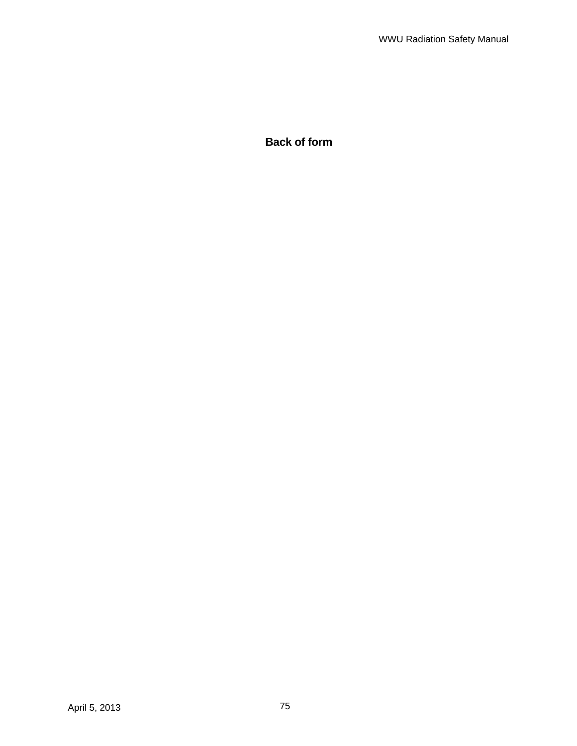**Back of form**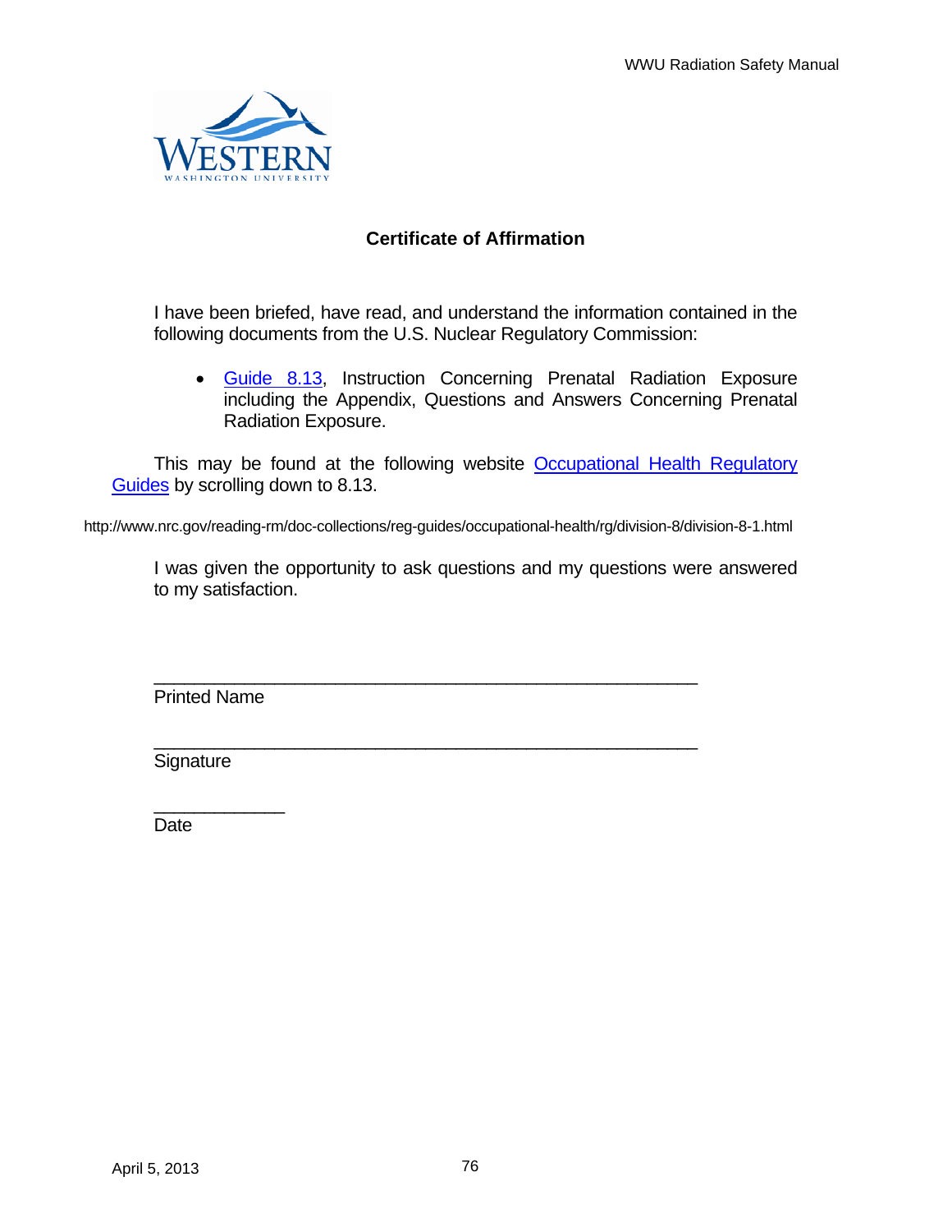# Certificate of Affirmation

I have been briefed, have read, and understand the information contained in the following documents from the U.S. Nuclear Regulatory Commission:

- Guide 8.13, Instruction Concerning Prenatal Radiation Exposure including the Appendix, Questions and Answers Concerning Prenatal Radiation Exposure.

This may be found at the following website Occupational Health Regulatory Guides by scrolling down to 8.13.

http://www.nrc.gov/reading-rm/doc-collections/reg-guides/occupational-health/rg/division-8/division-8-1.html

I was given the opportunity to ask questions and my questions were answered to my satisfaction.

_______________________________________________________

Printed Name

_______________________________________________________

Signature

_____________

Date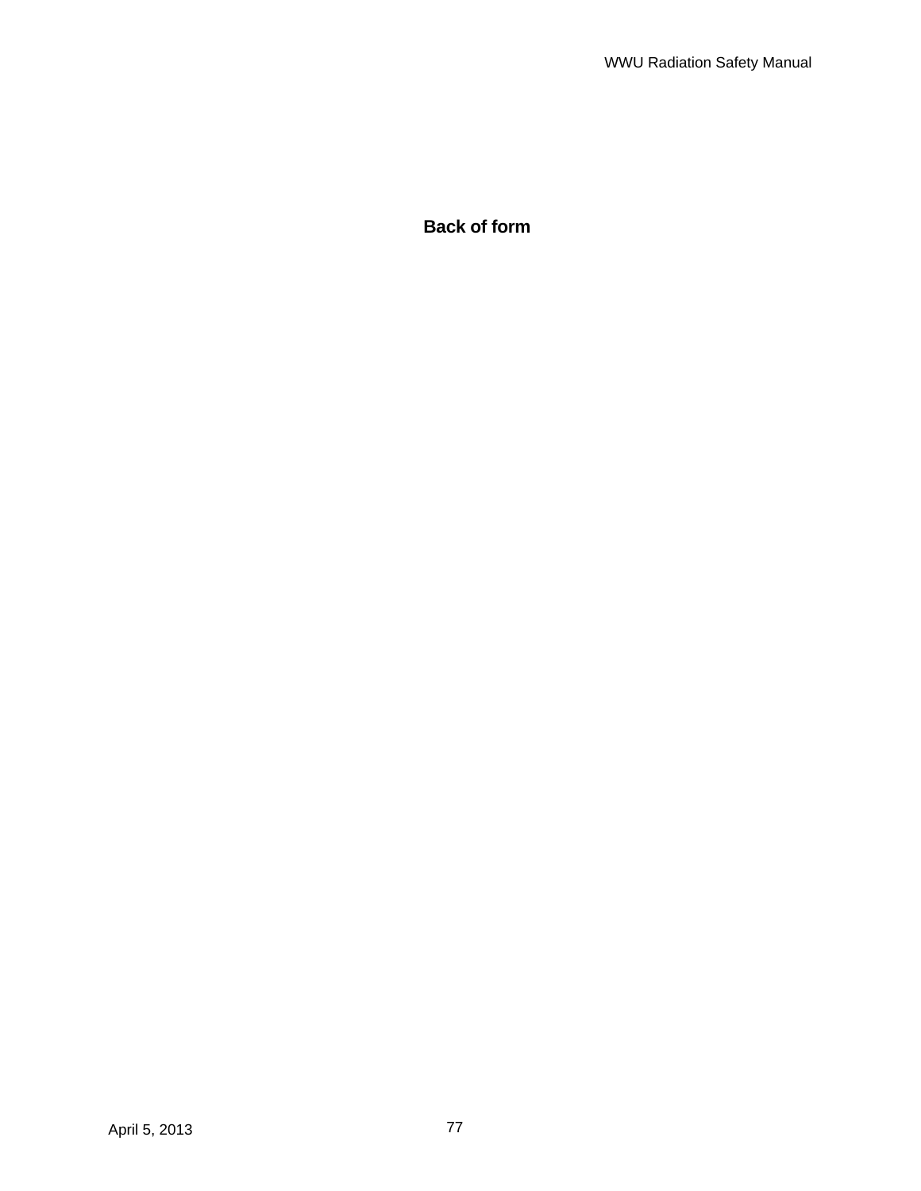**Back of form**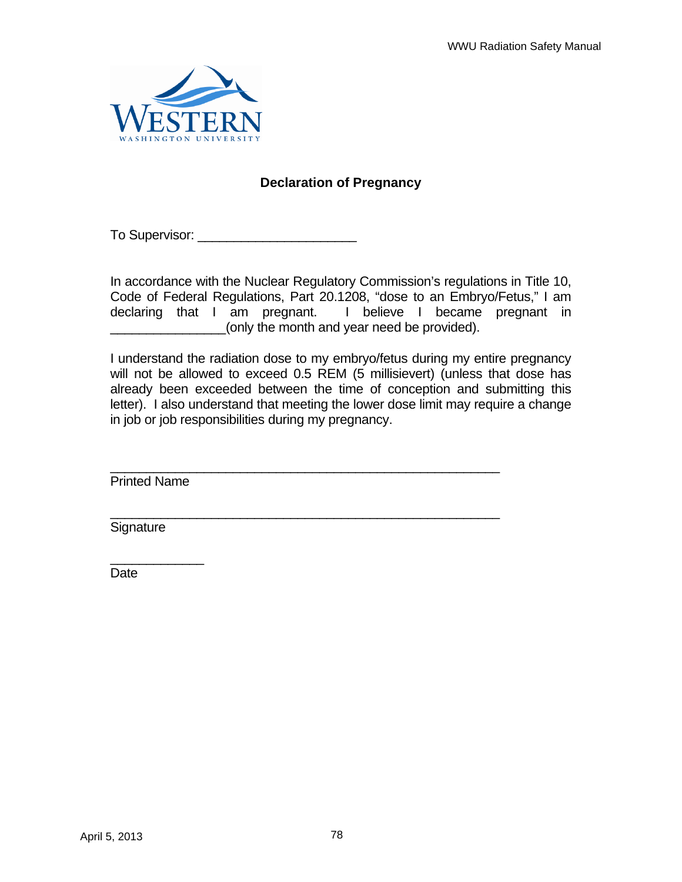## Declaration of Pregnancy

To Supervisor: ______________________

In accordance with the Nuclear Regulatory Commission's regulations in Title 10, Code of Federal Regulations, Part 20.1208, "dose to an Embryo/Fetus," I am declaring that I am pregnant. I believe I became pregnant in ________________(only the month and year need be provided).

I understand the radiation dose to my embryo/fetus during my entire pregnancy will not be allowed to exceed 0.5 REM (5 millisievert) (unless that dose has already been exceeded between the time of conception and submitting this letter). I also understand that meeting the lower dose limit may require a change in job or job responsibilities during my pregnancy.

______________________________________________________
Printed Name

______________________________________________________
Signature

_____________
Date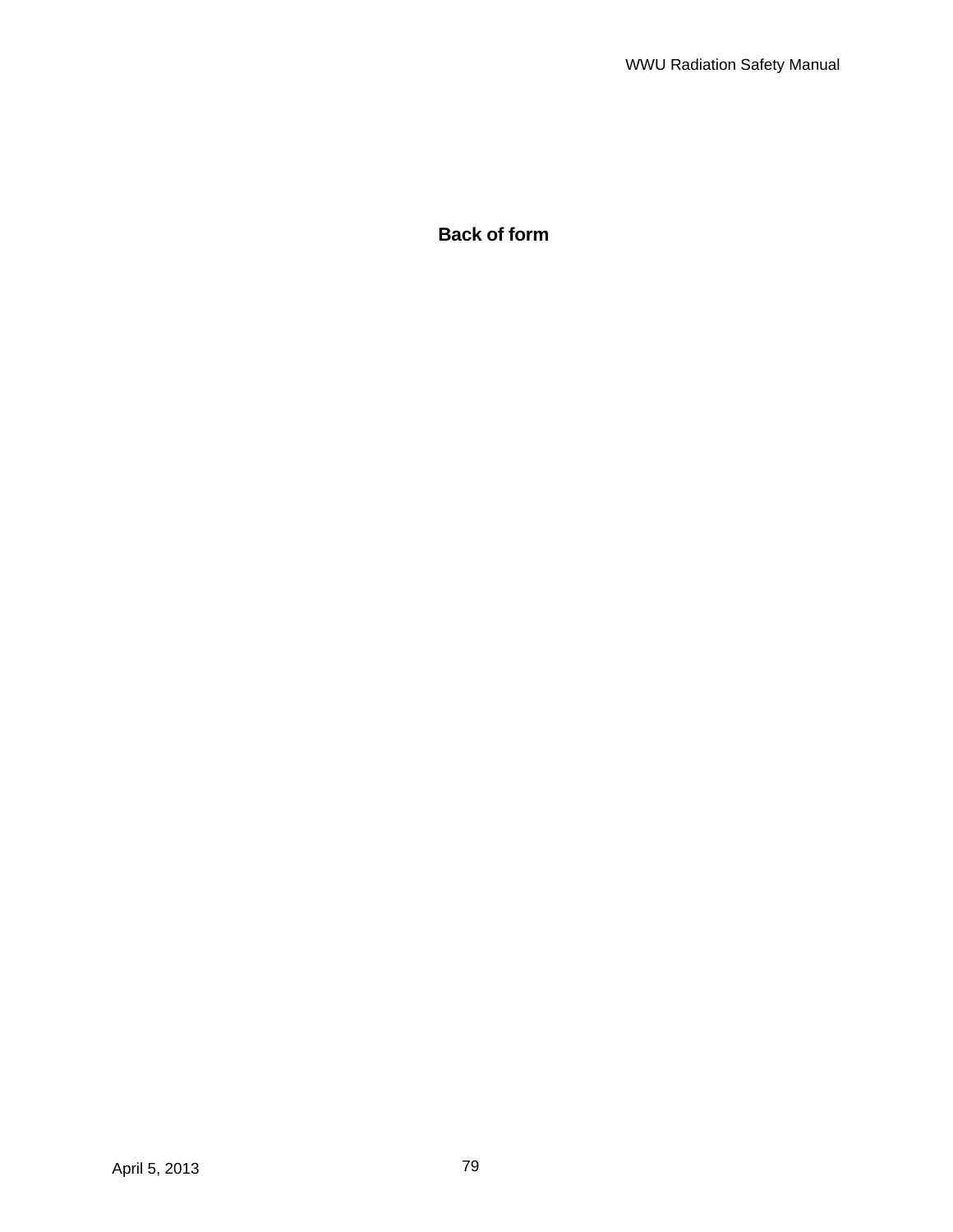**Back of form**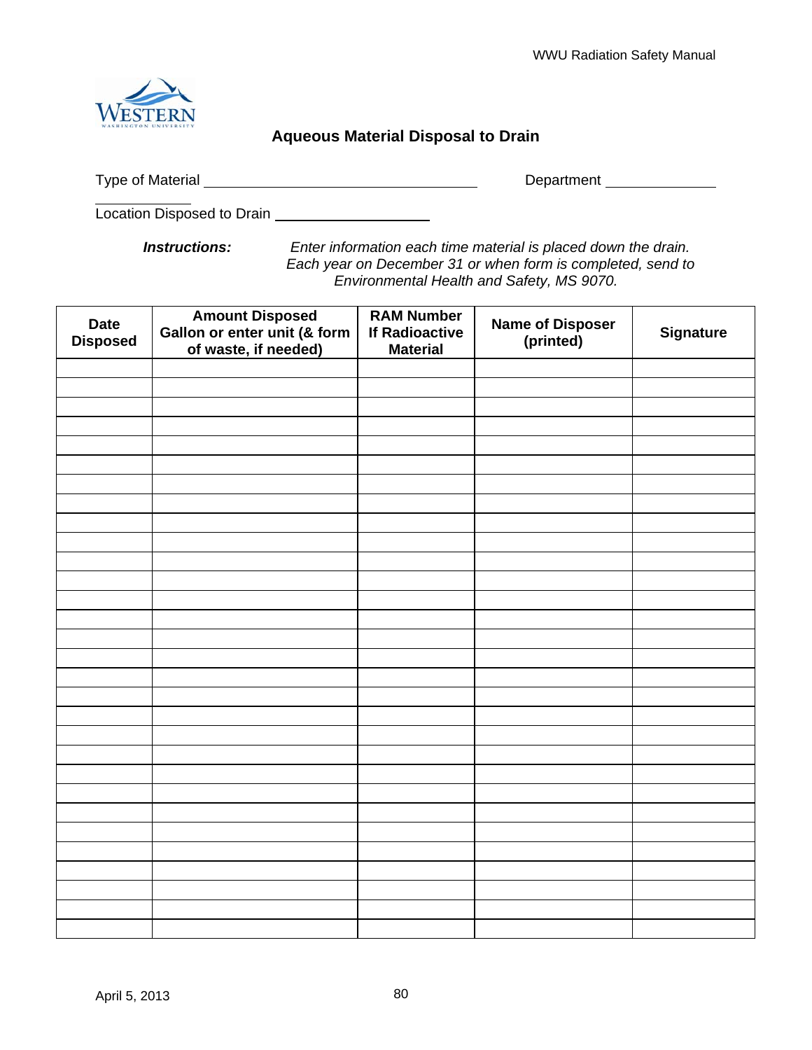## Aqueous Material Disposal to Drain

Type of Material ________________________________ Department ______________

Location Disposed to Drain __________________

***Instructions:*** *Enter information each time material is placed down the drain. Each year on December 31 or when form is completed, send to Environmental Health and Safety, MS 9070.*

| Date Disposed | Amount Disposed Gallon or enter unit (& form of waste, if needed) | RAM Number If Radioactive Material | Name of Disposer (printed) | Signature |
|---|---|---|---|---|
| | | | | |
| | | | | |
| | | | | |
| | | | | |
| | | | | |
| | | | | |
| | | | | |
| | | | | |
| | | | | |
| | | | | |
| | | | | |
| | | | | |
| | | | | |
| | | | | |
| | | | | |
| | | | | |
| | | | | |
| | | | | |
| | | | | |
| | | | | |
| | | | | |
| | | | | |
| | | | | |
| | | | | |
| | | | | |
| | | | | |
| | | | | |
| | | | | |
| | | | | |
| | | | | |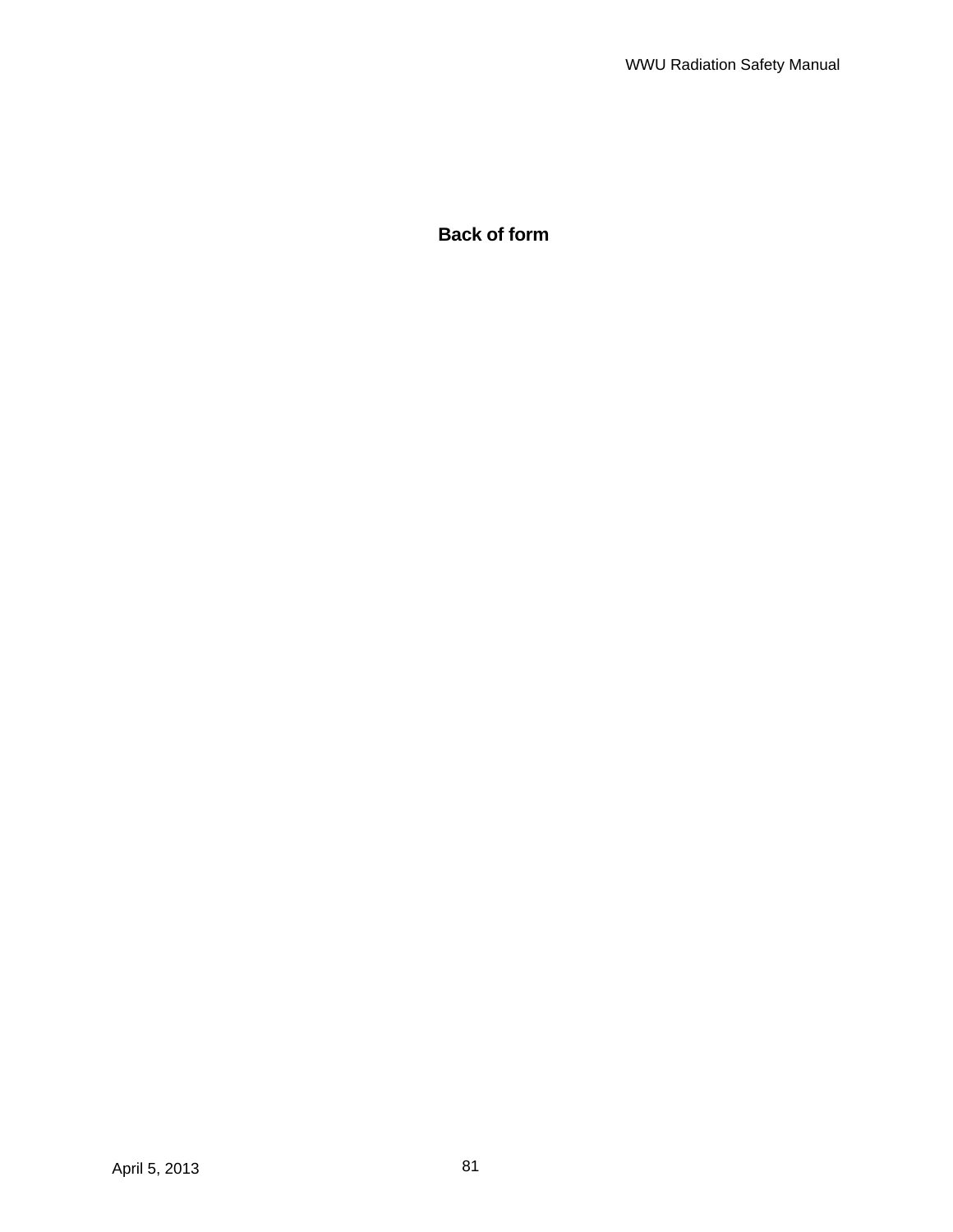**Back of form**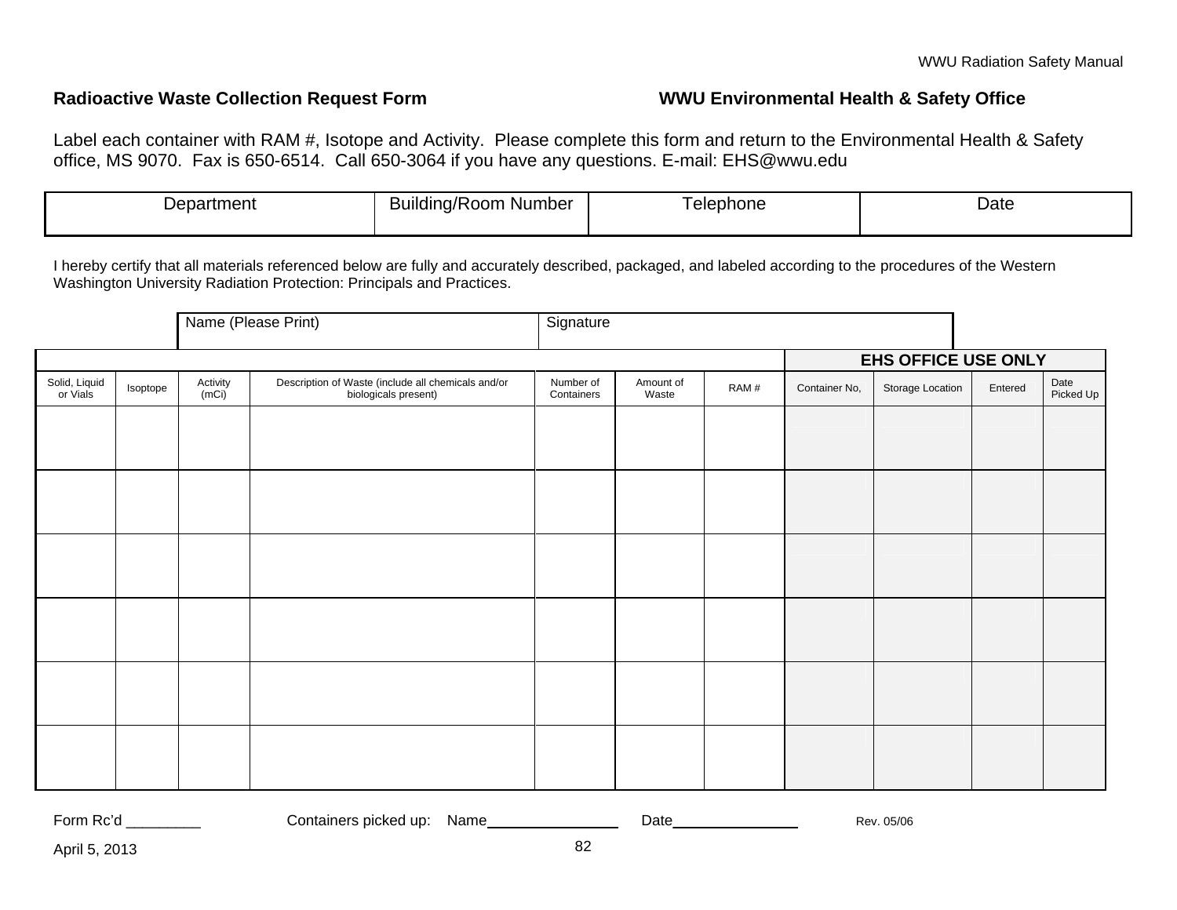**Radioactive Waste Collection Request Form** **WWU Environmental Health & Safety Office**

Label each container with RAM #, Isotope and Activity. Please complete this form and return to the Environmental Health & Safety office, MS 9070. Fax is 650-6514. Call 650-3064 if you have any questions. E-mail: EHS@wwu.edu

| Department | Building/Room Number | Telephone | Date |
|---|---|---|---|
| | | | |

I hereby certify that all materials referenced below are fully and accurately described, packaged, and labeled according to the procedures of the Western Washington University Radiation Protection: Principals and Practices.

| Name (Please Print) | Signature |
|---|---|
| | |

| | | | | | | | EHS OFFICE USE ONLY | | | |
|---|---|---|---|---|---|---|---|---|---|---|
| Solid, Liquid or Vials | Isoptope | Activity (mCi) | Description of Waste (include all chemicals and/or biologicals present) | Number of Containers | Amount of Waste | RAM # | Container No, | Storage Location | Entered | Date Picked Up |
| | | | | | | | | | | |
| | | | | | | | | | | |
| | | | | | | | | | | |
| | | | | | | | | | | |
| | | | | | | | | | | |
| | | | | | | | | | | |

Form Rc'd _________ Containers picked up: Name________________ Date_______________ Rev. 05/06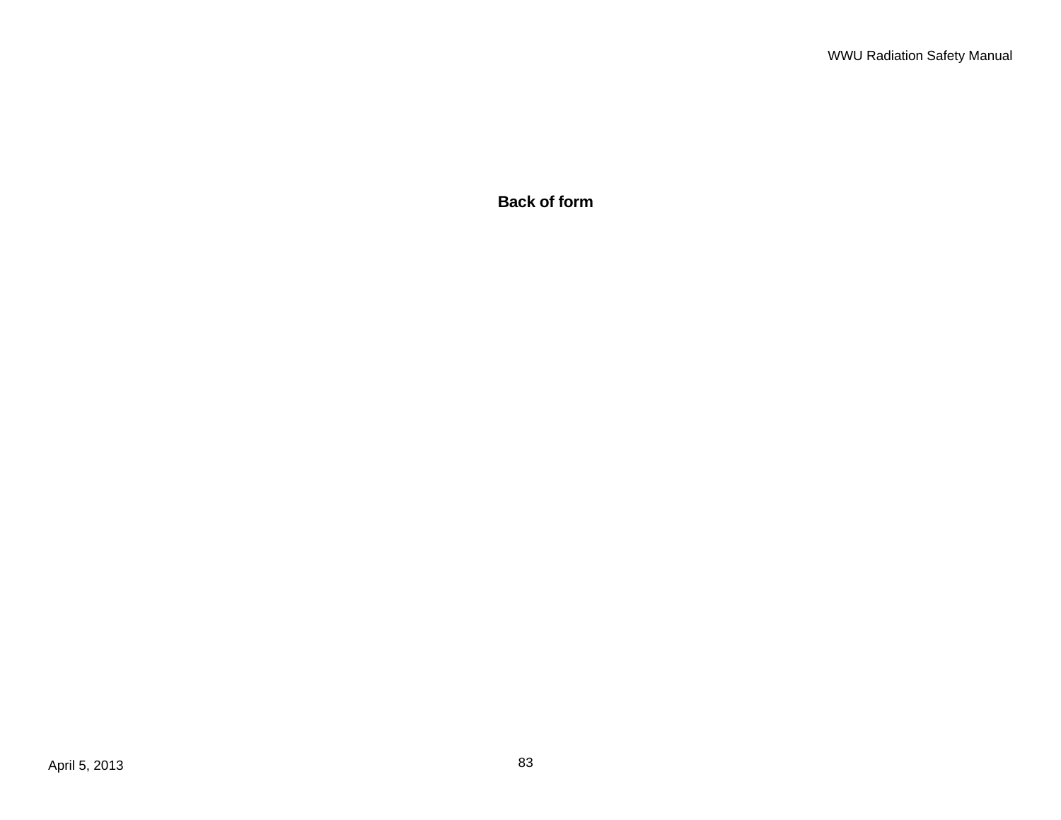**Back of form**